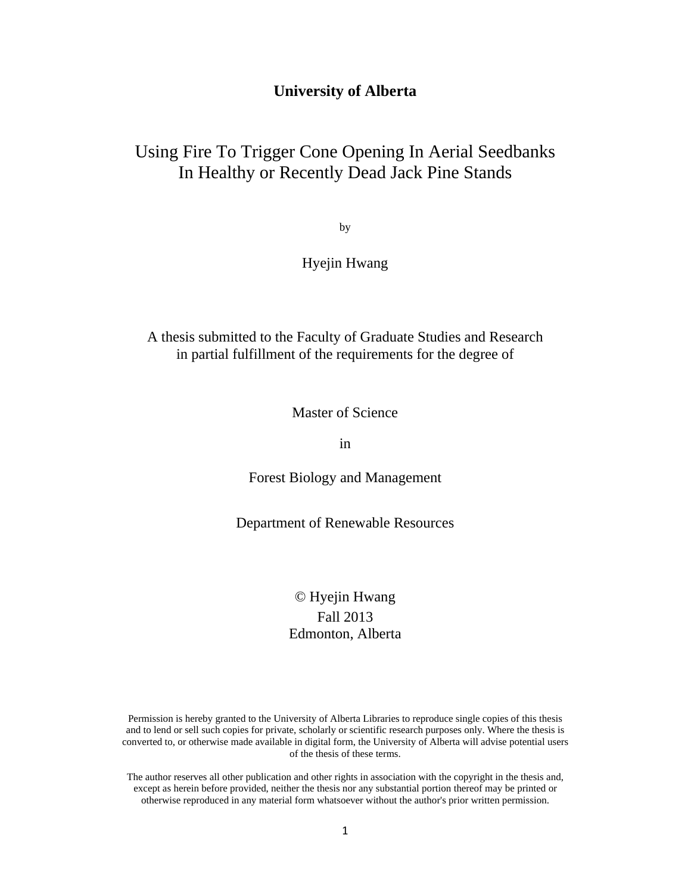**University of Alberta**

# Using Fire To Trigger Cone Opening In Aerial Seedbanks In Healthy or Recently Dead Jack Pine Stands

by

Hyejin Hwang

A thesis submitted to the Faculty of Graduate Studies and Research in partial fulfillment of the requirements for the degree of

Master of Science

in

Forest Biology and Management

Department of Renewable Resources

© Hyejin Hwang
Fall 2013
Edmonton, Alberta

Permission is hereby granted to the University of Alberta Libraries to reproduce single copies of this thesis and to lend or sell such copies for private, scholarly or scientific research purposes only. Where the thesis is converted to, or otherwise made available in digital form, the University of Alberta will advise potential users of the thesis of these terms.

The author reserves all other publication and other rights in association with the copyright in the thesis and, except as herein before provided, neither the thesis nor any substantial portion thereof may be printed or otherwise reproduced in any material form whatsoever without the author's prior written permission.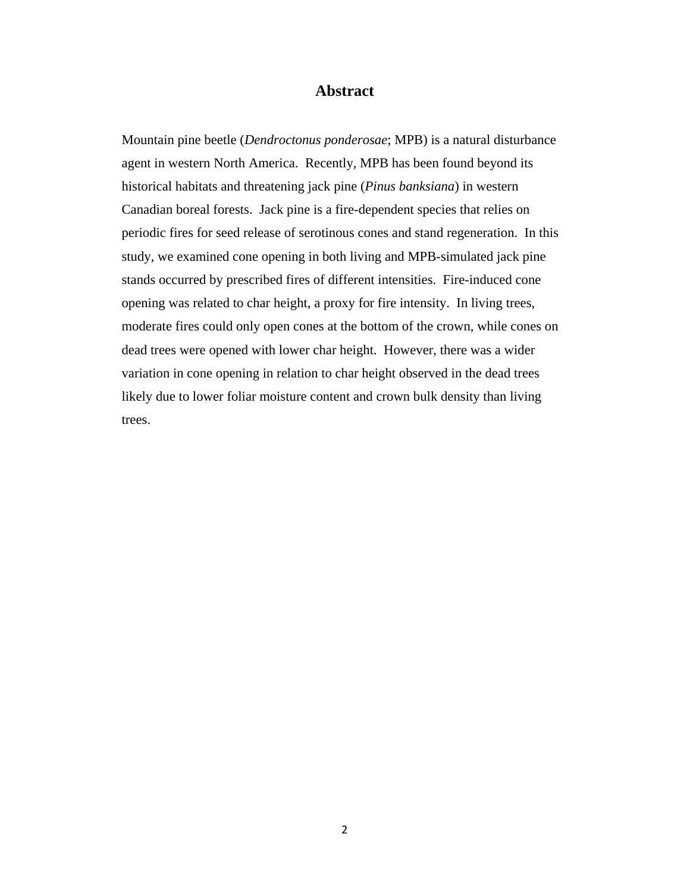# Abstract

Mountain pine beetle (*Dendroctonus ponderosae*; MPB) is a natural disturbance agent in western North America. Recently, MPB has been found beyond its historical habitats and threatening jack pine (*Pinus banksiana*) in western Canadian boreal forests. Jack pine is a fire-dependent species that relies on periodic fires for seed release of serotinous cones and stand regeneration. In this study, we examined cone opening in both living and MPB-simulated jack pine stands occurred by prescribed fires of different intensities. Fire-induced cone opening was related to char height, a proxy for fire intensity. In living trees, moderate fires could only open cones at the bottom of the crown, while cones on dead trees were opened with lower char height. However, there was a wider variation in cone opening in relation to char height observed in the dead trees likely due to lower foliar moisture content and crown bulk density than living trees.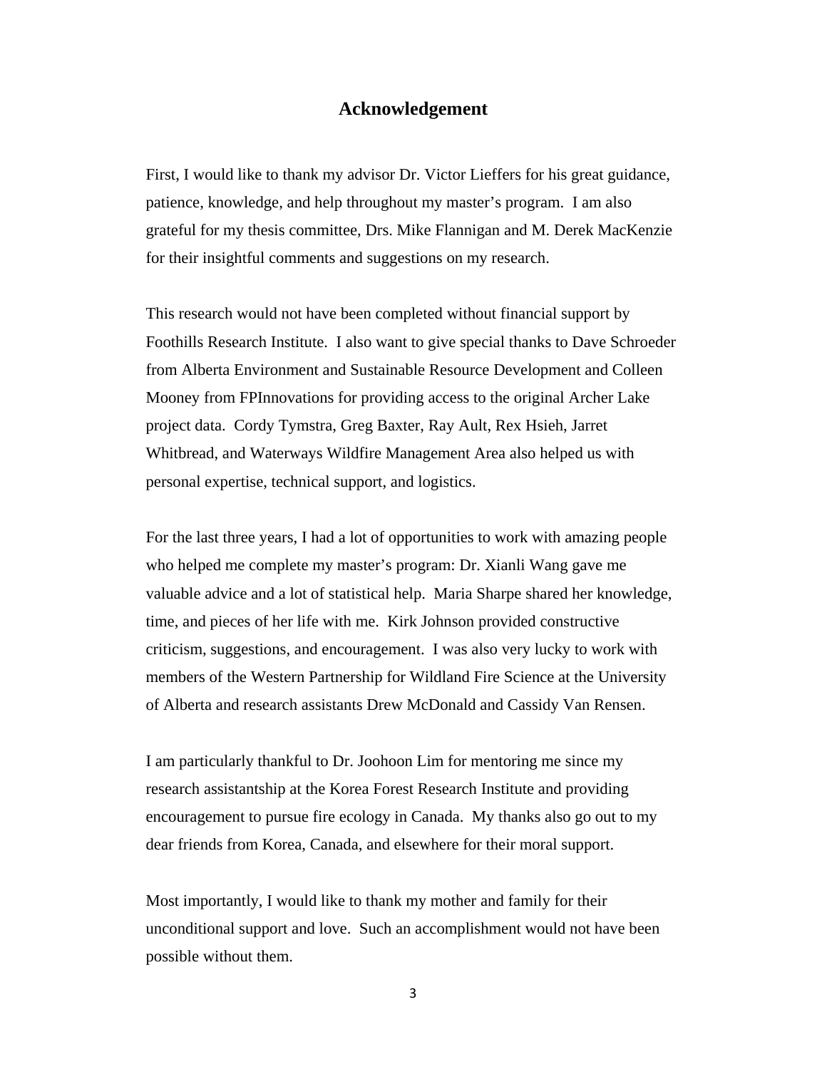## Acknowledgement

First, I would like to thank my advisor Dr. Victor Lieffers for his great guidance, patience, knowledge, and help throughout my master's program. I am also grateful for my thesis committee, Drs. Mike Flannigan and M. Derek MacKenzie for their insightful comments and suggestions on my research.

This research would not have been completed without financial support by Foothills Research Institute. I also want to give special thanks to Dave Schroeder from Alberta Environment and Sustainable Resource Development and Colleen Mooney from FPInnovations for providing access to the original Archer Lake project data. Cordy Tymstra, Greg Baxter, Ray Ault, Rex Hsieh, Jarret Whitbread, and Waterways Wildfire Management Area also helped us with personal expertise, technical support, and logistics.

For the last three years, I had a lot of opportunities to work with amazing people who helped me complete my master's program: Dr. Xianli Wang gave me valuable advice and a lot of statistical help. Maria Sharpe shared her knowledge, time, and pieces of her life with me. Kirk Johnson provided constructive criticism, suggestions, and encouragement. I was also very lucky to work with members of the Western Partnership for Wildland Fire Science at the University of Alberta and research assistants Drew McDonald and Cassidy Van Rensen.

I am particularly thankful to Dr. Joohoon Lim for mentoring me since my research assistantship at the Korea Forest Research Institute and providing encouragement to pursue fire ecology in Canada. My thanks also go out to my dear friends from Korea, Canada, and elsewhere for their moral support.

Most importantly, I would like to thank my mother and family for their unconditional support and love. Such an accomplishment would not have been possible without them.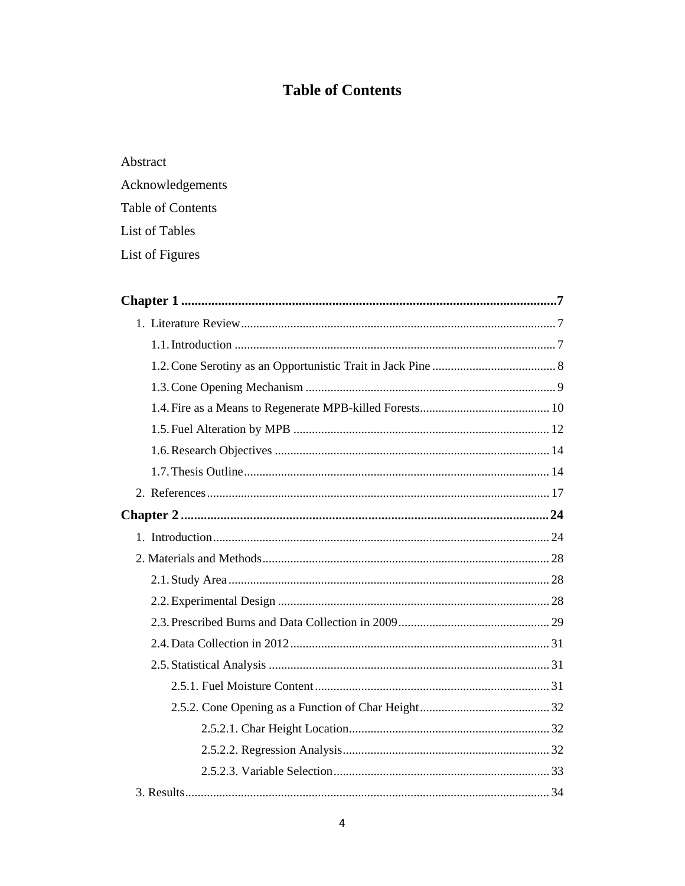# Table of Contents

Abstract

Acknowledgements

Table of Contents

List of Tables

List of Figures

**Chapter 1 .................................................................................................................7**

1. Literature Review ..................................................................................................... 7
   - 1.1. Introduction ....................................................................................................... 7
   - 1.2. Cone Serotiny as an Opportunistic Trait in Jack Pine ........................................ 8
   - 1.3. Cone Opening Mechanism ................................................................................ 9
   - 1.4. Fire as a Means to Regenerate MPB-killed Forests.......................................... 10
   - 1.5. Fuel Alteration by MPB .................................................................................. 12
   - 1.6. Research Objectives ........................................................................................ 14
   - 1.7. Thesis Outline.................................................................................................. 14
2. References ............................................................................................................... 17

**Chapter 2 ...............................................................................................................24**

1. Introduction ............................................................................................................ 24
2. Materials and Methods ............................................................................................. 28
   - 2.1. Study Area ....................................................................................................... 28
   - 2.2. Experimental Design ........................................................................................ 28
   - 2.3. Prescribed Burns and Data Collection in 2009 ................................................. 29
   - 2.4. Data Collection in 2012 ................................................................................... 31
   - 2.5. Statistical Analysis ........................................................................................... 31
     - 2.5.1. Fuel Moisture Content ............................................................................ 31
     - 2.5.2. Cone Opening as a Function of Char Height .......................................... 32
       - 2.5.2.1. Char Height Location ................................................................. 32
       - 2.5.2.2. Regression Analysis ................................................................... 32
       - 2.5.2.3. Variable Selection ...................................................................... 33
3. Results ...................................................................................................................... 34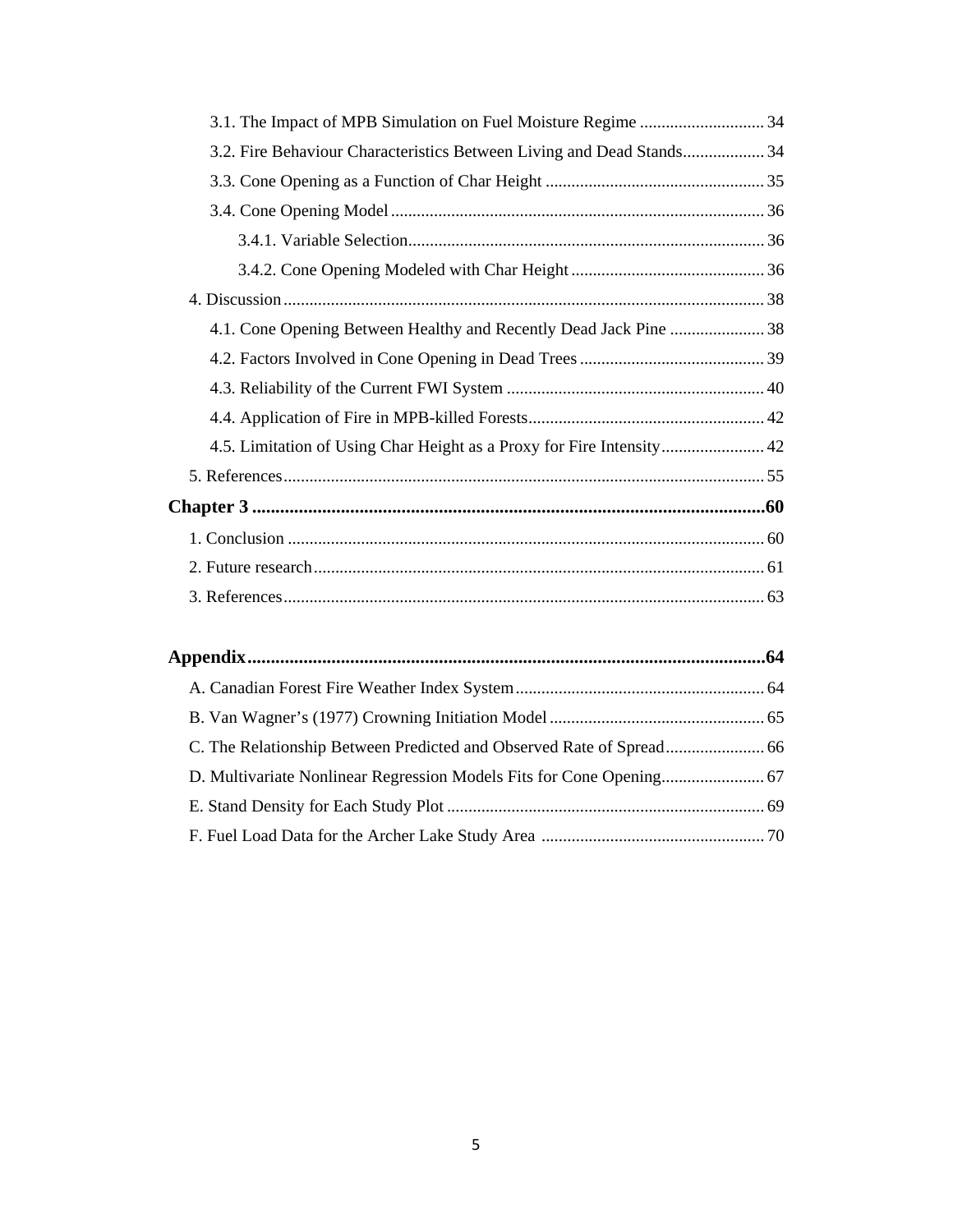3.1. The Impact of MPB Simulation on Fuel Moisture Regime ............................. 34

3.2. Fire Behaviour Characteristics Between Living and Dead Stands................... 34

3.3. Cone Opening as a Function of Char Height ................................................... 35

3.4. Cone Opening Model ....................................................................................... 36

3.4.1. Variable Selection.................................................................................. 36

3.4.2. Cone Opening Modeled with Char Height ............................................. 36

4. Discussion ............................................................................................................... 38

4.1. Cone Opening Between Healthy and Recently Dead Jack Pine ...................... 38

4.2. Factors Involved in Cone Opening in Dead Trees ........................................... 39

4.3. Reliability of the Current FWI System ............................................................ 40

4.4. Application of Fire in MPB-killed Forests....................................................... 42

4.5. Limitation of Using Char Height as a Proxy for Fire Intensity........................ 42

5. References............................................................................................................... 55

**Chapter 3 .............................................................................................................60**

1. Conclusion .............................................................................................................. 60

2. Future research........................................................................................................ 61

3. References............................................................................................................... 63

**Appendix..............................................................................................................64**

A. Canadian Forest Fire Weather Index System......................................................... 64

B. Van Wagner's (1977) Crowning Initiation Model .................................................. 65

C. The Relationship Between Predicted and Observed Rate of Spread....................... 66

D. Multivariate Nonlinear Regression Models Fits for Cone Opening........................ 67

E. Stand Density for Each Study Plot ......................................................................... 69

F. Fuel Load Data for the Archer Lake Study Area .................................................... 70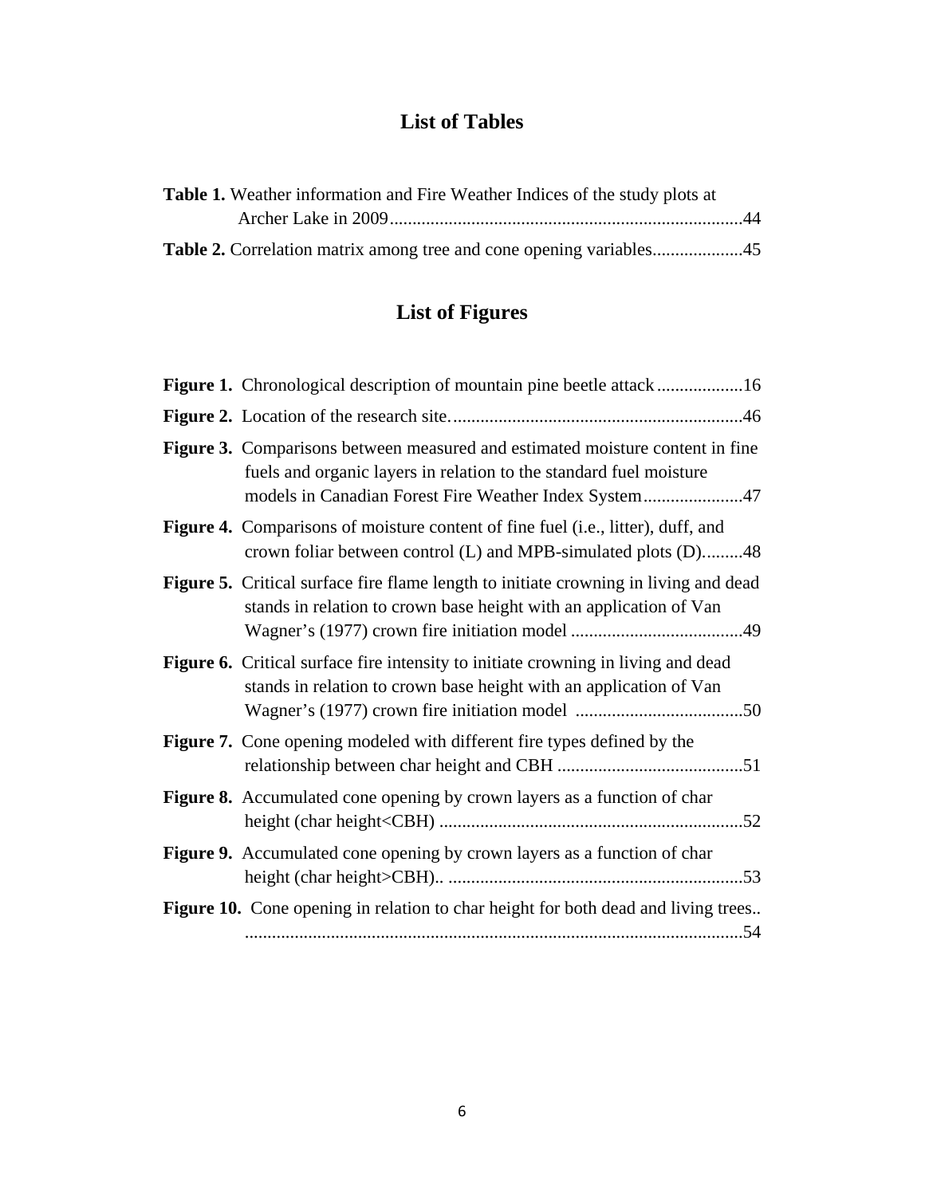## List of Tables

**Table 1.** Weather information and Fire Weather Indices of the study plots at Archer Lake in 2009..............................................................................44

**Table 2.** Correlation matrix among tree and cone opening variables....................45

## List of Figures

**Figure 1.** Chronological description of mountain pine beetle attack...................16

**Figure 2.** Location of the research site.................................................................46

**Figure 3.** Comparisons between measured and estimated moisture content in fine fuels and organic layers in relation to the standard fuel moisture models in Canadian Forest Fire Weather Index System......................47

**Figure 4.** Comparisons of moisture content of fine fuel (i.e., litter), duff, and crown foliar between control (L) and MPB-simulated plots (D).........48

**Figure 5.** Critical surface fire flame length to initiate crowning in living and dead stands in relation to crown base height with an application of Van Wagner's (1977) crown fire initiation model ......................................49

**Figure 6.** Critical surface fire intensity to initiate crowning in living and dead stands in relation to crown base height with an application of Van Wagner's (1977) crown fire initiation model .....................................50

**Figure 7.** Cone opening modeled with different fire types defined by the relationship between char height and CBH ..........................................51

**Figure 8.** Accumulated cone opening by crown layers as a function of char height (char height<CBH) ....................................................................52

**Figure 9.** Accumulated cone opening by crown layers as a function of char height (char height>CBH).. ..................................................................53

**Figure 10.** Cone opening in relation to char height for both dead and living trees.. ...............................................................................................................54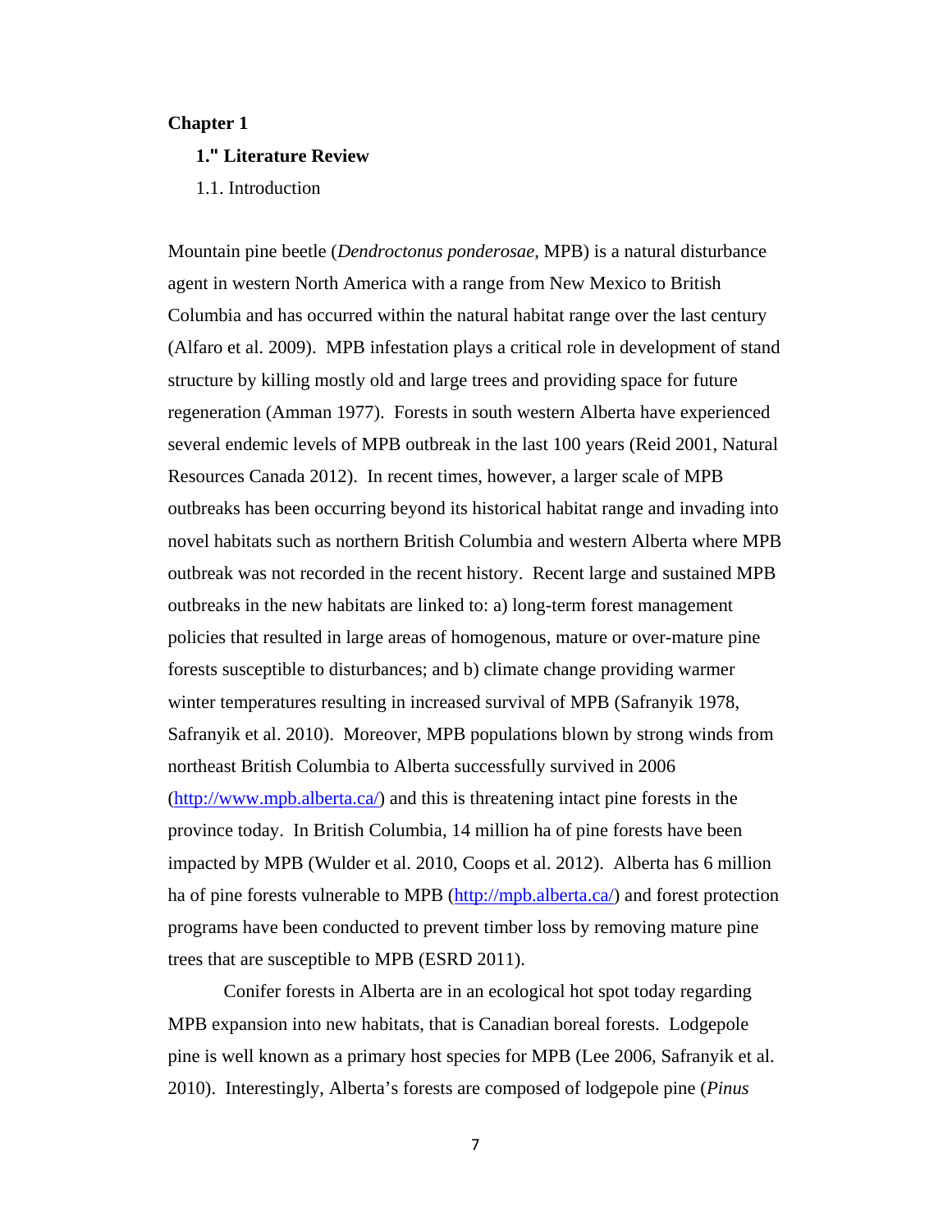# Chapter 1

## 1." Literature Review

### 1.1. Introduction

Mountain pine beetle (*Dendroctonus ponderosae*, MPB) is a natural disturbance agent in western North America with a range from New Mexico to British Columbia and has occurred within the natural habitat range over the last century (Alfaro et al. 2009). MPB infestation plays a critical role in development of stand structure by killing mostly old and large trees and providing space for future regeneration (Amman 1977). Forests in south western Alberta have experienced several endemic levels of MPB outbreak in the last 100 years (Reid 2001, Natural Resources Canada 2012). In recent times, however, a larger scale of MPB outbreaks has been occurring beyond its historical habitat range and invading into novel habitats such as northern British Columbia and western Alberta where MPB outbreak was not recorded in the recent history. Recent large and sustained MPB outbreaks in the new habitats are linked to: a) long-term forest management policies that resulted in large areas of homogenous, mature or over-mature pine forests susceptible to disturbances; and b) climate change providing warmer winter temperatures resulting in increased survival of MPB (Safranyik 1978, Safranyik et al. 2010). Moreover, MPB populations blown by strong winds from northeast British Columbia to Alberta successfully survived in 2006 (http://www.mpb.alberta.ca/) and this is threatening intact pine forests in the province today. In British Columbia, 14 million ha of pine forests have been impacted by MPB (Wulder et al. 2010, Coops et al. 2012). Alberta has 6 million ha of pine forests vulnerable to MPB (http://mpb.alberta.ca/) and forest protection programs have been conducted to prevent timber loss by removing mature pine trees that are susceptible to MPB (ESRD 2011).

Conifer forests in Alberta are in an ecological hot spot today regarding MPB expansion into new habitats, that is Canadian boreal forests. Lodgepole pine is well known as a primary host species for MPB (Lee 2006, Safranyik et al. 2010). Interestingly, Alberta's forests are composed of lodgepole pine (*Pinus*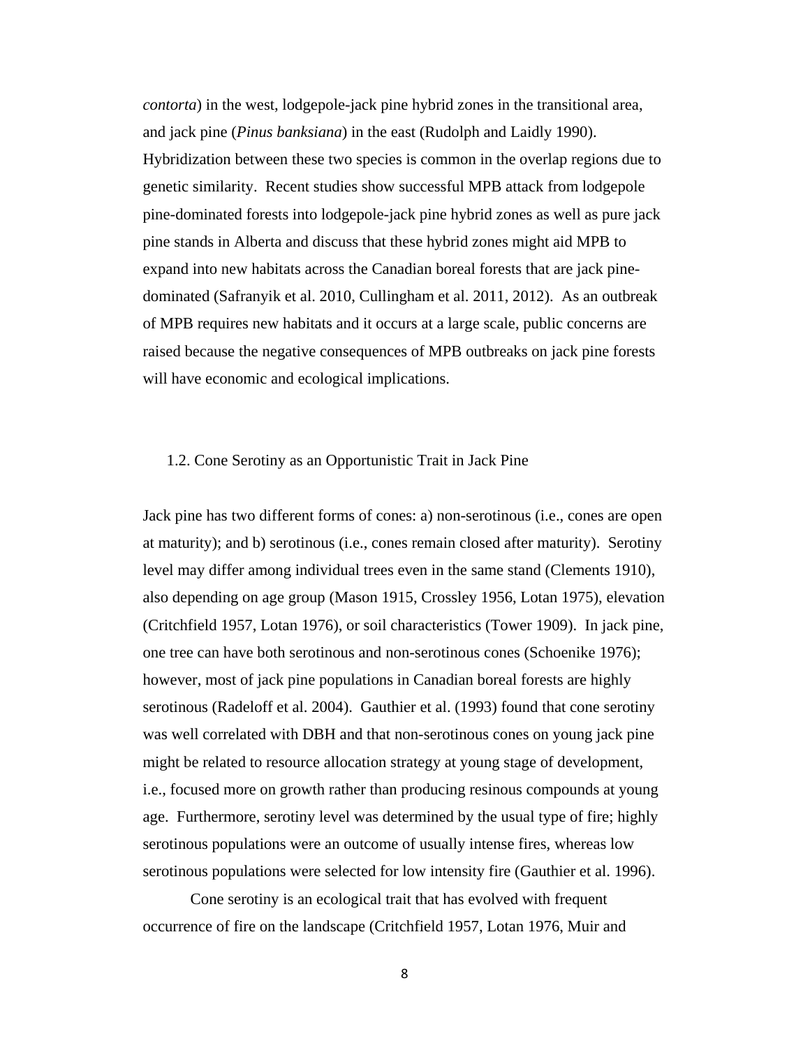*contorta*) in the west, lodgepole-jack pine hybrid zones in the transitional area, and jack pine (*Pinus banksiana*) in the east (Rudolph and Laidly 1990). Hybridization between these two species is common in the overlap regions due to genetic similarity. Recent studies show successful MPB attack from lodgepole pine-dominated forests into lodgepole-jack pine hybrid zones as well as pure jack pine stands in Alberta and discuss that these hybrid zones might aid MPB to expand into new habitats across the Canadian boreal forests that are jack pine-dominated (Safranyik et al. 2010, Cullingham et al. 2011, 2012). As an outbreak of MPB requires new habitats and it occurs at a large scale, public concerns are raised because the negative consequences of MPB outbreaks on jack pine forests will have economic and ecological implications.

### 1.2. Cone Serotiny as an Opportunistic Trait in Jack Pine

Jack pine has two different forms of cones: a) non-serotinous (i.e., cones are open at maturity); and b) serotinous (i.e., cones remain closed after maturity). Serotiny level may differ among individual trees even in the same stand (Clements 1910), also depending on age group (Mason 1915, Crossley 1956, Lotan 1975), elevation (Critchfield 1957, Lotan 1976), or soil characteristics (Tower 1909). In jack pine, one tree can have both serotinous and non-serotinous cones (Schoenike 1976); however, most of jack pine populations in Canadian boreal forests are highly serotinous (Radeloff et al. 2004). Gauthier et al. (1993) found that cone serotiny was well correlated with DBH and that non-serotinous cones on young jack pine might be related to resource allocation strategy at young stage of development, i.e., focused more on growth rather than producing resinous compounds at young age. Furthermore, serotiny level was determined by the usual type of fire; highly serotinous populations were an outcome of usually intense fires, whereas low serotinous populations were selected for low intensity fire (Gauthier et al. 1996).

Cone serotiny is an ecological trait that has evolved with frequent occurrence of fire on the landscape (Critchfield 1957, Lotan 1976, Muir and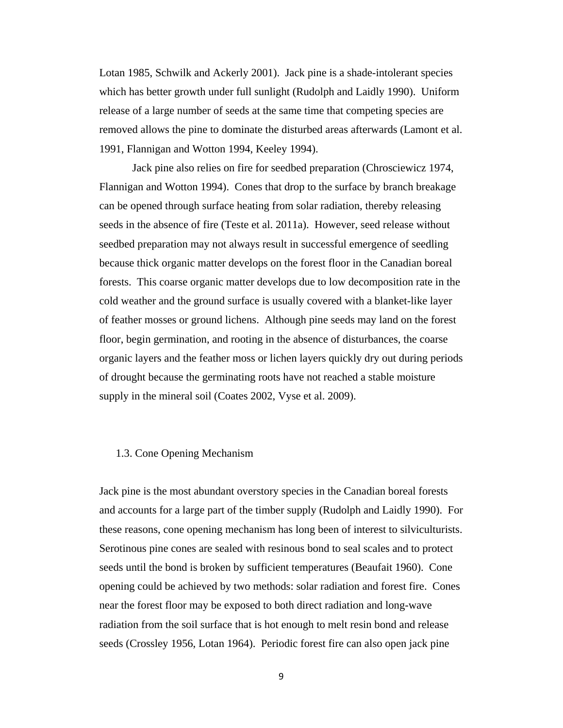Lotan 1985, Schwilk and Ackerly 2001). Jack pine is a shade-intolerant species which has better growth under full sunlight (Rudolph and Laidly 1990). Uniform release of a large number of seeds at the same time that competing species are removed allows the pine to dominate the disturbed areas afterwards (Lamont et al. 1991, Flannigan and Wotton 1994, Keeley 1994).

Jack pine also relies on fire for seedbed preparation (Chrosciewicz 1974, Flannigan and Wotton 1994). Cones that drop to the surface by branch breakage can be opened through surface heating from solar radiation, thereby releasing seeds in the absence of fire (Teste et al. 2011a). However, seed release without seedbed preparation may not always result in successful emergence of seedling because thick organic matter develops on the forest floor in the Canadian boreal forests. This coarse organic matter develops due to low decomposition rate in the cold weather and the ground surface is usually covered with a blanket-like layer of feather mosses or ground lichens. Although pine seeds may land on the forest floor, begin germination, and rooting in the absence of disturbances, the coarse organic layers and the feather moss or lichen layers quickly dry out during periods of drought because the germinating roots have not reached a stable moisture supply in the mineral soil (Coates 2002, Vyse et al. 2009).

## 1.3. Cone Opening Mechanism

Jack pine is the most abundant overstory species in the Canadian boreal forests and accounts for a large part of the timber supply (Rudolph and Laidly 1990). For these reasons, cone opening mechanism has long been of interest to silviculturists. Serotinous pine cones are sealed with resinous bond to seal scales and to protect seeds until the bond is broken by sufficient temperatures (Beaufait 1960). Cone opening could be achieved by two methods: solar radiation and forest fire. Cones near the forest floor may be exposed to both direct radiation and long-wave radiation from the soil surface that is hot enough to melt resin bond and release seeds (Crossley 1956, Lotan 1964). Periodic forest fire can also open jack pine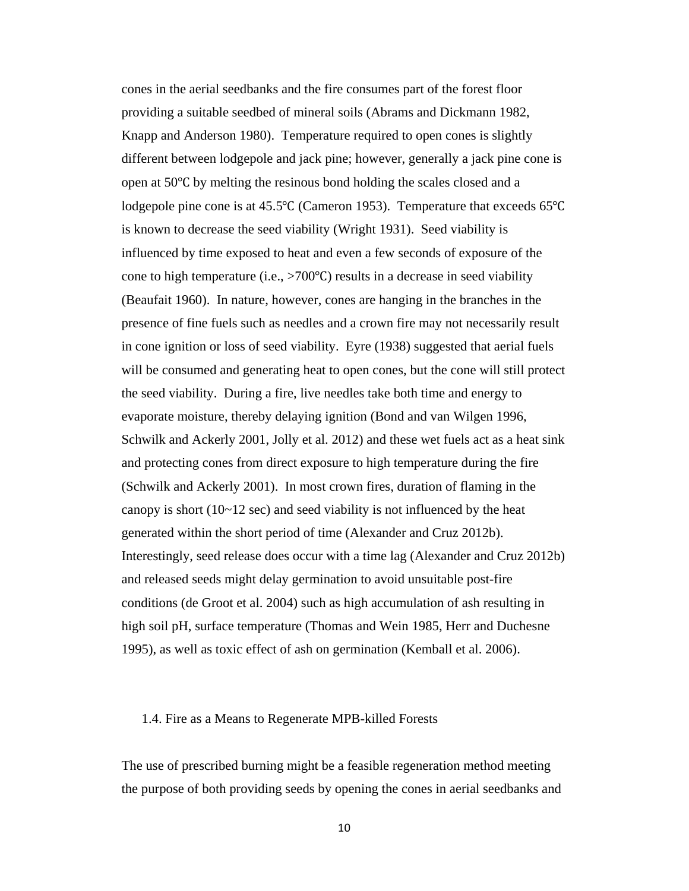cones in the aerial seedbanks and the fire consumes part of the forest floor providing a suitable seedbed of mineral soils (Abrams and Dickmann 1982, Knapp and Anderson 1980). Temperature required to open cones is slightly different between lodgepole and jack pine; however, generally a jack pine cone is open at 50℃ by melting the resinous bond holding the scales closed and a lodgepole pine cone is at 45.5℃ (Cameron 1953). Temperature that exceeds 65℃ is known to decrease the seed viability (Wright 1931). Seed viability is influenced by time exposed to heat and even a few seconds of exposure of the cone to high temperature (i.e., >700℃) results in a decrease in seed viability (Beaufait 1960). In nature, however, cones are hanging in the branches in the presence of fine fuels such as needles and a crown fire may not necessarily result in cone ignition or loss of seed viability. Eyre (1938) suggested that aerial fuels will be consumed and generating heat to open cones, but the cone will still protect the seed viability. During a fire, live needles take both time and energy to evaporate moisture, thereby delaying ignition (Bond and van Wilgen 1996, Schwilk and Ackerly 2001, Jolly et al. 2012) and these wet fuels act as a heat sink and protecting cones from direct exposure to high temperature during the fire (Schwilk and Ackerly 2001). In most crown fires, duration of flaming in the canopy is short (10~12 sec) and seed viability is not influenced by the heat generated within the short period of time (Alexander and Cruz 2012b). Interestingly, seed release does occur with a time lag (Alexander and Cruz 2012b) and released seeds might delay germination to avoid unsuitable post-fire conditions (de Groot et al. 2004) such as high accumulation of ash resulting in high soil pH, surface temperature (Thomas and Wein 1985, Herr and Duchesne 1995), as well as toxic effect of ash on germination (Kemball et al. 2006).

### 1.4. Fire as a Means to Regenerate MPB-killed Forests

The use of prescribed burning might be a feasible regeneration method meeting the purpose of both providing seeds by opening the cones in aerial seedbanks and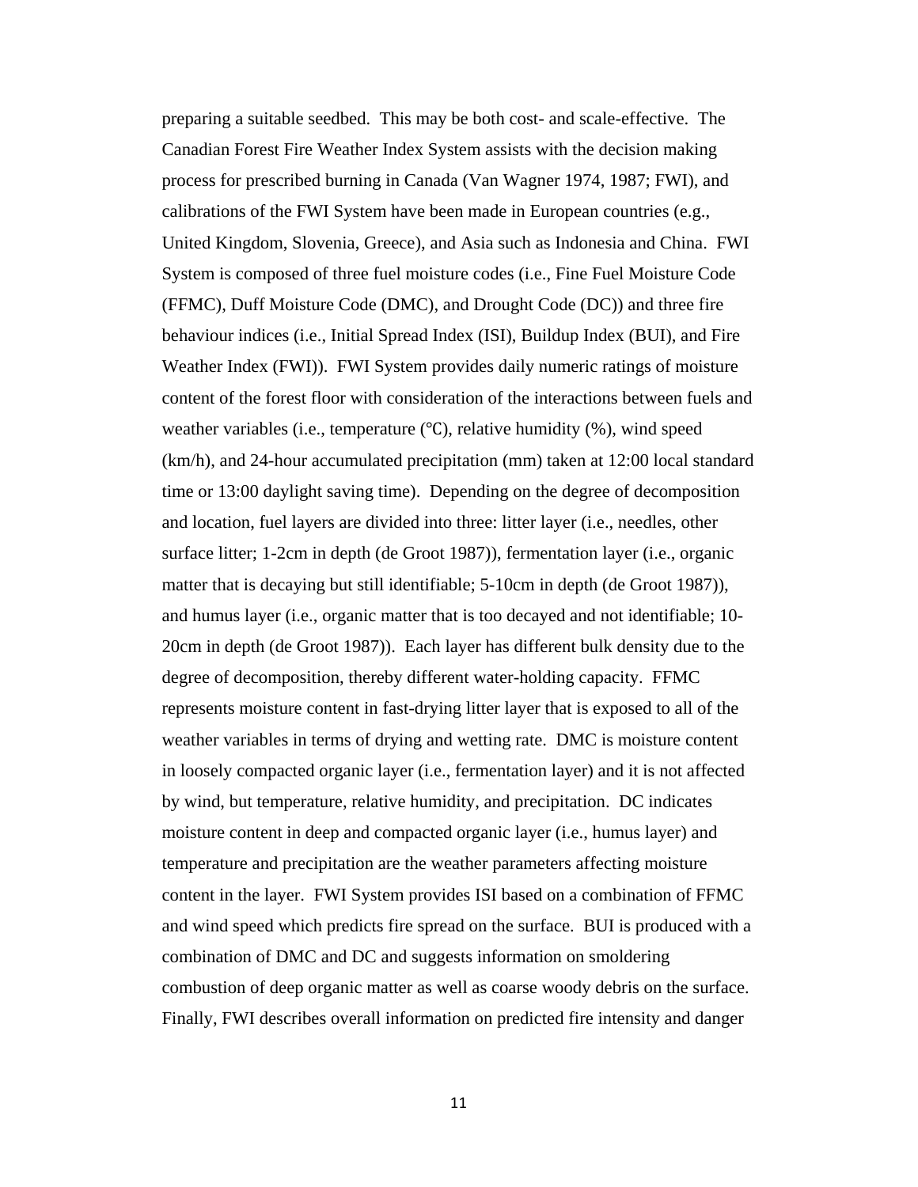preparing a suitable seedbed. This may be both cost- and scale-effective. The Canadian Forest Fire Weather Index System assists with the decision making process for prescribed burning in Canada (Van Wagner 1974, 1987; FWI), and calibrations of the FWI System have been made in European countries (e.g., United Kingdom, Slovenia, Greece), and Asia such as Indonesia and China. FWI System is composed of three fuel moisture codes (i.e., Fine Fuel Moisture Code (FFMC), Duff Moisture Code (DMC), and Drought Code (DC)) and three fire behaviour indices (i.e., Initial Spread Index (ISI), Buildup Index (BUI), and Fire Weather Index (FWI)). FWI System provides daily numeric ratings of moisture content of the forest floor with consideration of the interactions between fuels and weather variables (i.e., temperature (℃), relative humidity (%), wind speed (km/h), and 24-hour accumulated precipitation (mm) taken at 12:00 local standard time or 13:00 daylight saving time). Depending on the degree of decomposition and location, fuel layers are divided into three: litter layer (i.e., needles, other surface litter; 1-2cm in depth (de Groot 1987)), fermentation layer (i.e., organic matter that is decaying but still identifiable; 5-10cm in depth (de Groot 1987)), and humus layer (i.e., organic matter that is too decayed and not identifiable; 10-20cm in depth (de Groot 1987)). Each layer has different bulk density due to the degree of decomposition, thereby different water-holding capacity. FFMC represents moisture content in fast-drying litter layer that is exposed to all of the weather variables in terms of drying and wetting rate. DMC is moisture content in loosely compacted organic layer (i.e., fermentation layer) and it is not affected by wind, but temperature, relative humidity, and precipitation. DC indicates moisture content in deep and compacted organic layer (i.e., humus layer) and temperature and precipitation are the weather parameters affecting moisture content in the layer. FWI System provides ISI based on a combination of FFMC and wind speed which predicts fire spread on the surface. BUI is produced with a combination of DMC and DC and suggests information on smoldering combustion of deep organic matter as well as coarse woody debris on the surface. Finally, FWI describes overall information on predicted fire intensity and danger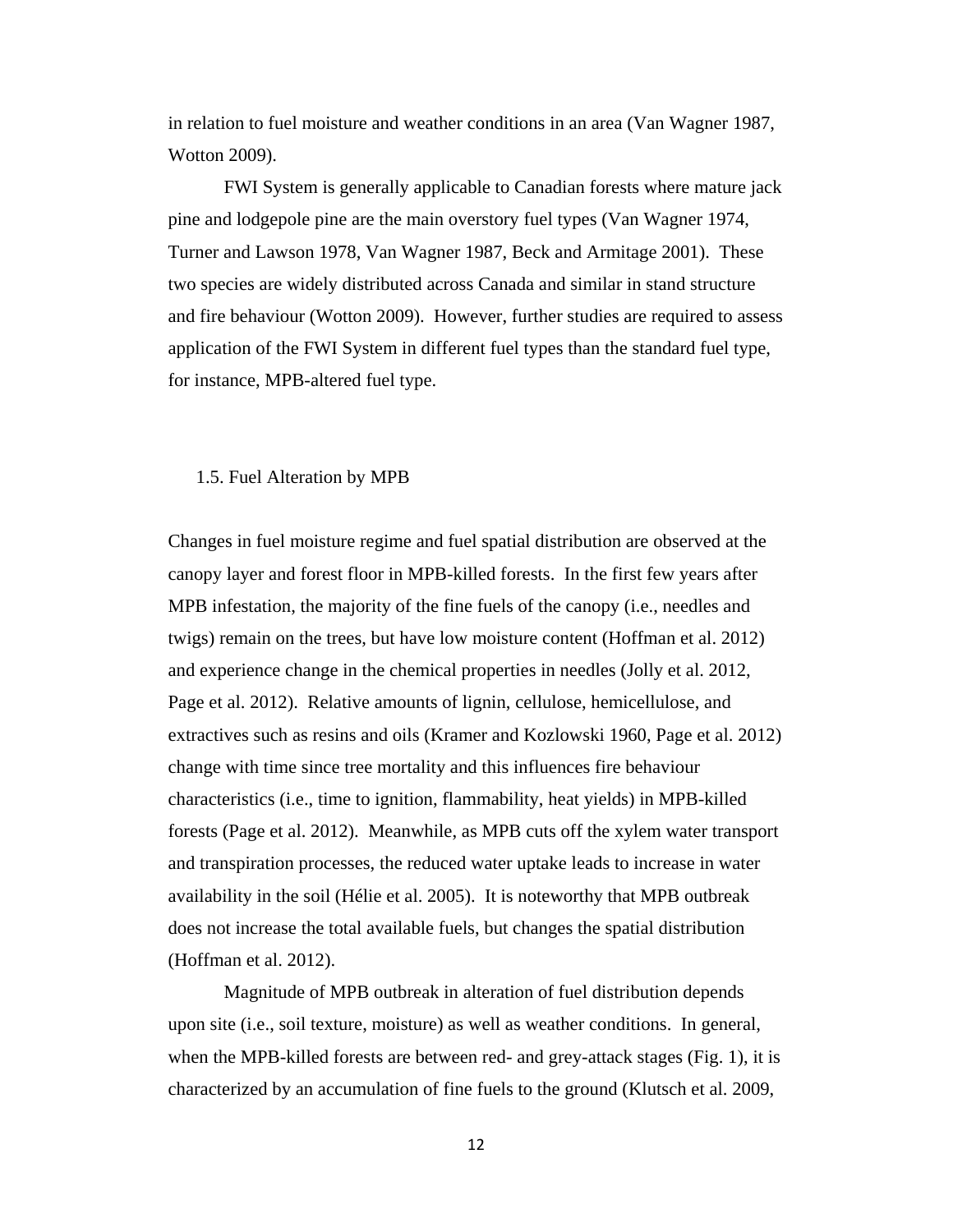in relation to fuel moisture and weather conditions in an area (Van Wagner 1987, Wotton 2009).

FWI System is generally applicable to Canadian forests where mature jack pine and lodgepole pine are the main overstory fuel types (Van Wagner 1974, Turner and Lawson 1978, Van Wagner 1987, Beck and Armitage 2001). These two species are widely distributed across Canada and similar in stand structure and fire behaviour (Wotton 2009). However, further studies are required to assess application of the FWI System in different fuel types than the standard fuel type, for instance, MPB-altered fuel type.

## 1.5. Fuel Alteration by MPB

Changes in fuel moisture regime and fuel spatial distribution are observed at the canopy layer and forest floor in MPB-killed forests. In the first few years after MPB infestation, the majority of the fine fuels of the canopy (i.e., needles and twigs) remain on the trees, but have low moisture content (Hoffman et al. 2012) and experience change in the chemical properties in needles (Jolly et al. 2012, Page et al. 2012). Relative amounts of lignin, cellulose, hemicellulose, and extractives such as resins and oils (Kramer and Kozlowski 1960, Page et al. 2012) change with time since tree mortality and this influences fire behaviour characteristics (i.e., time to ignition, flammability, heat yields) in MPB-killed forests (Page et al. 2012). Meanwhile, as MPB cuts off the xylem water transport and transpiration processes, the reduced water uptake leads to increase in water availability in the soil (Hélie et al. 2005). It is noteworthy that MPB outbreak does not increase the total available fuels, but changes the spatial distribution (Hoffman et al. 2012).

Magnitude of MPB outbreak in alteration of fuel distribution depends upon site (i.e., soil texture, moisture) as well as weather conditions. In general, when the MPB-killed forests are between red- and grey-attack stages (Fig. 1), it is characterized by an accumulation of fine fuels to the ground (Klutsch et al. 2009,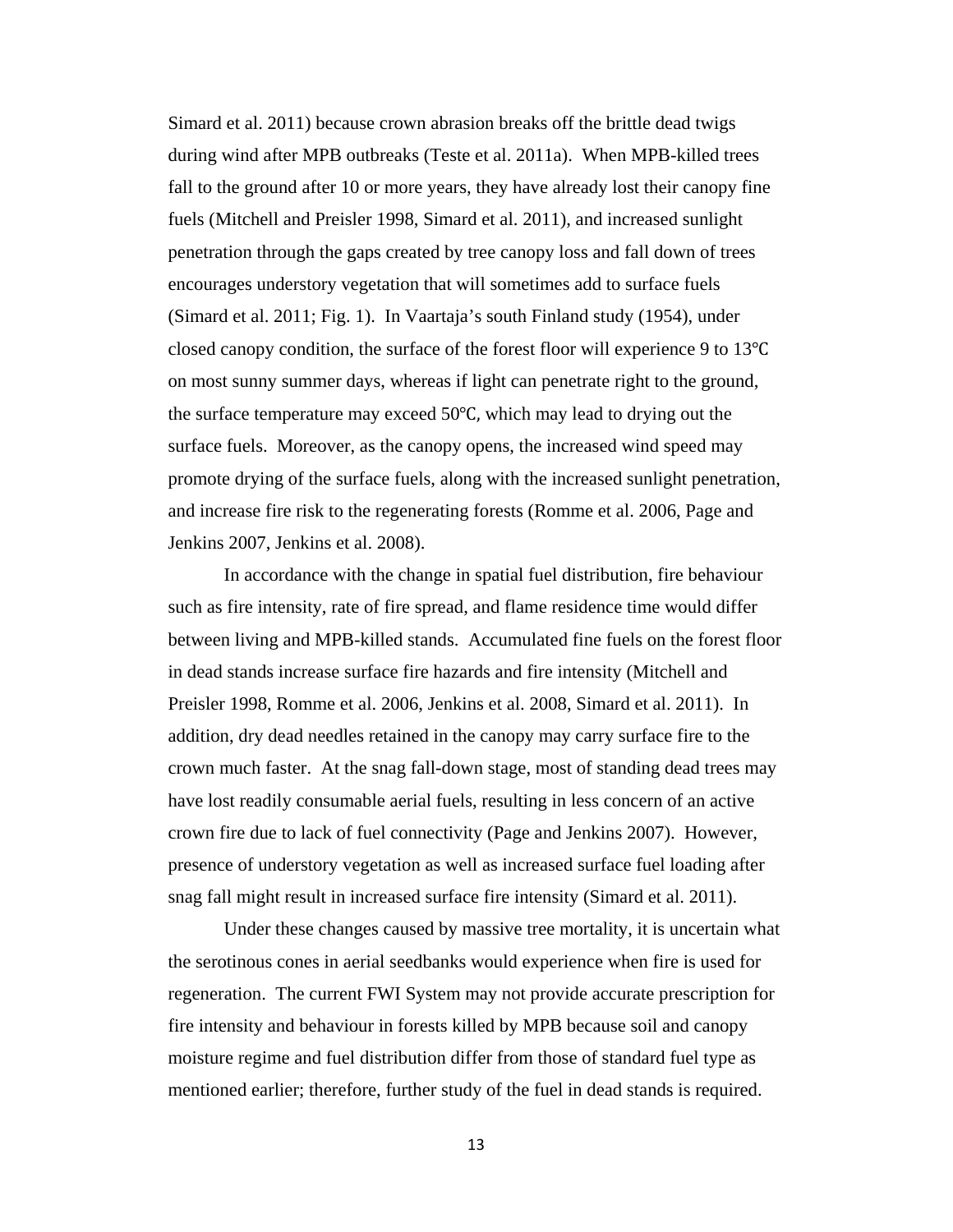Simard et al. 2011) because crown abrasion breaks off the brittle dead twigs during wind after MPB outbreaks (Teste et al. 2011a). When MPB-killed trees fall to the ground after 10 or more years, they have already lost their canopy fine fuels (Mitchell and Preisler 1998, Simard et al. 2011), and increased sunlight penetration through the gaps created by tree canopy loss and fall down of trees encourages understory vegetation that will sometimes add to surface fuels (Simard et al. 2011; Fig. 1). In Vaartaja's south Finland study (1954), under closed canopy condition, the surface of the forest floor will experience 9 to 13℃ on most sunny summer days, whereas if light can penetrate right to the ground, the surface temperature may exceed 50℃, which may lead to drying out the surface fuels. Moreover, as the canopy opens, the increased wind speed may promote drying of the surface fuels, along with the increased sunlight penetration, and increase fire risk to the regenerating forests (Romme et al. 2006, Page and Jenkins 2007, Jenkins et al. 2008).

In accordance with the change in spatial fuel distribution, fire behaviour such as fire intensity, rate of fire spread, and flame residence time would differ between living and MPB-killed stands. Accumulated fine fuels on the forest floor in dead stands increase surface fire hazards and fire intensity (Mitchell and Preisler 1998, Romme et al. 2006, Jenkins et al. 2008, Simard et al. 2011). In addition, dry dead needles retained in the canopy may carry surface fire to the crown much faster. At the snag fall-down stage, most of standing dead trees may have lost readily consumable aerial fuels, resulting in less concern of an active crown fire due to lack of fuel connectivity (Page and Jenkins 2007). However, presence of understory vegetation as well as increased surface fuel loading after snag fall might result in increased surface fire intensity (Simard et al. 2011).

Under these changes caused by massive tree mortality, it is uncertain what the serotinous cones in aerial seedbanks would experience when fire is used for regeneration. The current FWI System may not provide accurate prescription for fire intensity and behaviour in forests killed by MPB because soil and canopy moisture regime and fuel distribution differ from those of standard fuel type as mentioned earlier; therefore, further study of the fuel in dead stands is required.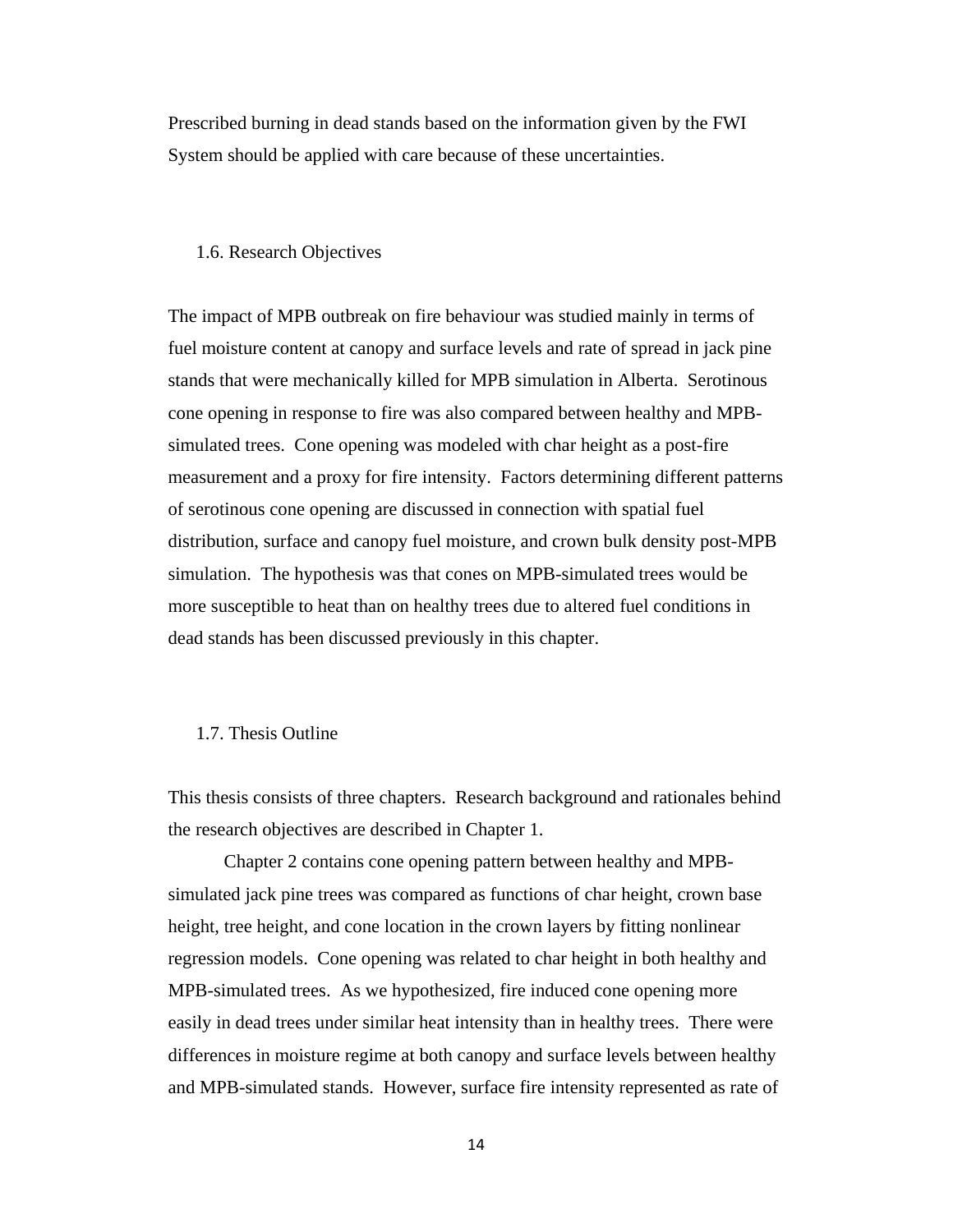Prescribed burning in dead stands based on the information given by the FWI System should be applied with care because of these uncertainties.

## 1.6. Research Objectives

The impact of MPB outbreak on fire behaviour was studied mainly in terms of fuel moisture content at canopy and surface levels and rate of spread in jack pine stands that were mechanically killed for MPB simulation in Alberta. Serotinous cone opening in response to fire was also compared between healthy and MPB-simulated trees. Cone opening was modeled with char height as a post-fire measurement and a proxy for fire intensity. Factors determining different patterns of serotinous cone opening are discussed in connection with spatial fuel distribution, surface and canopy fuel moisture, and crown bulk density post-MPB simulation. The hypothesis was that cones on MPB-simulated trees would be more susceptible to heat than on healthy trees due to altered fuel conditions in dead stands has been discussed previously in this chapter.

## 1.7. Thesis Outline

This thesis consists of three chapters. Research background and rationales behind the research objectives are described in Chapter 1.

Chapter 2 contains cone opening pattern between healthy and MPB-simulated jack pine trees was compared as functions of char height, crown base height, tree height, and cone location in the crown layers by fitting nonlinear regression models. Cone opening was related to char height in both healthy and MPB-simulated trees. As we hypothesized, fire induced cone opening more easily in dead trees under similar heat intensity than in healthy trees. There were differences in moisture regime at both canopy and surface levels between healthy and MPB-simulated stands. However, surface fire intensity represented as rate of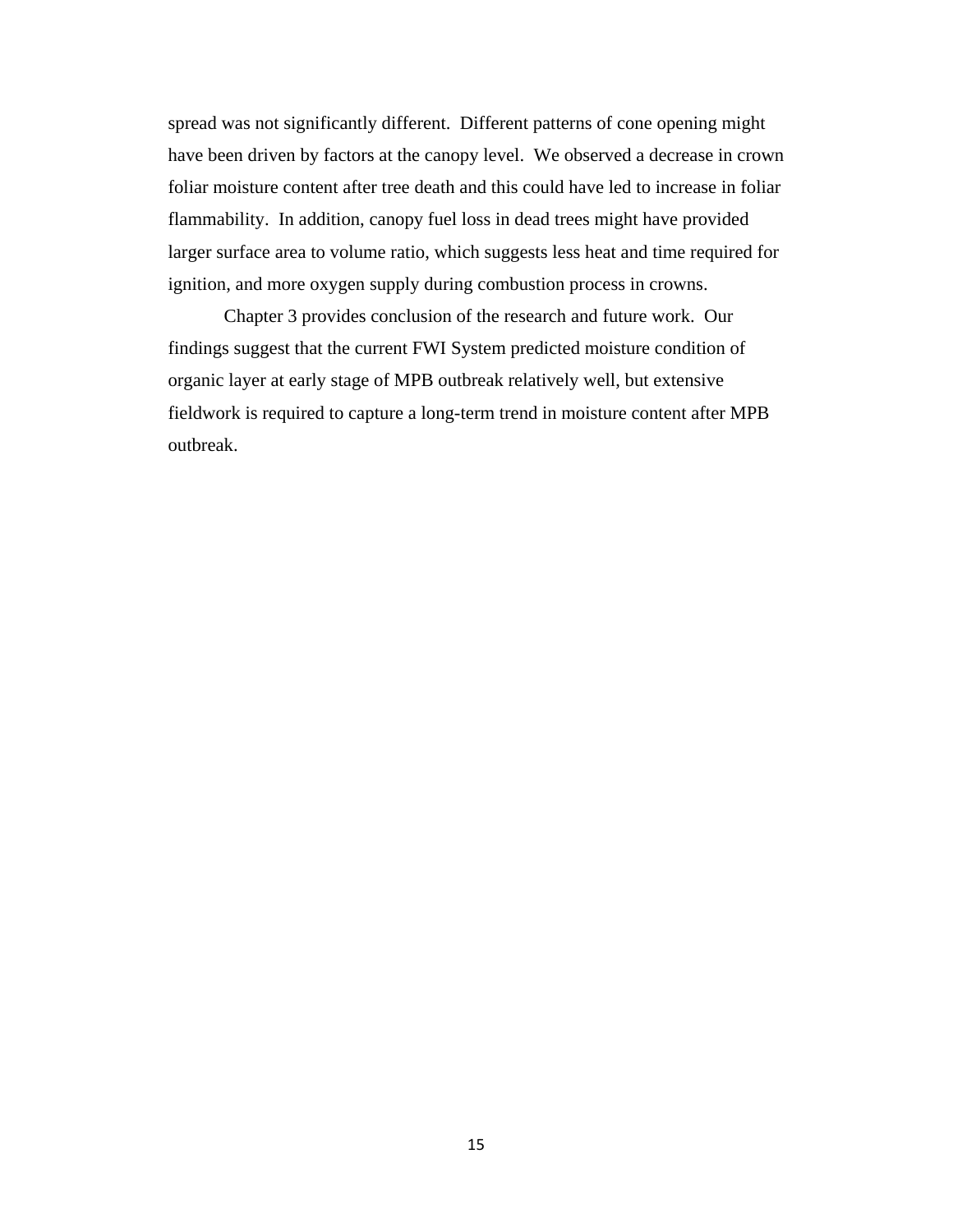spread was not significantly different. Different patterns of cone opening might have been driven by factors at the canopy level. We observed a decrease in crown foliar moisture content after tree death and this could have led to increase in foliar flammability. In addition, canopy fuel loss in dead trees might have provided larger surface area to volume ratio, which suggests less heat and time required for ignition, and more oxygen supply during combustion process in crowns.

Chapter 3 provides conclusion of the research and future work. Our findings suggest that the current FWI System predicted moisture condition of organic layer at early stage of MPB outbreak relatively well, but extensive fieldwork is required to capture a long-term trend in moisture content after MPB outbreak.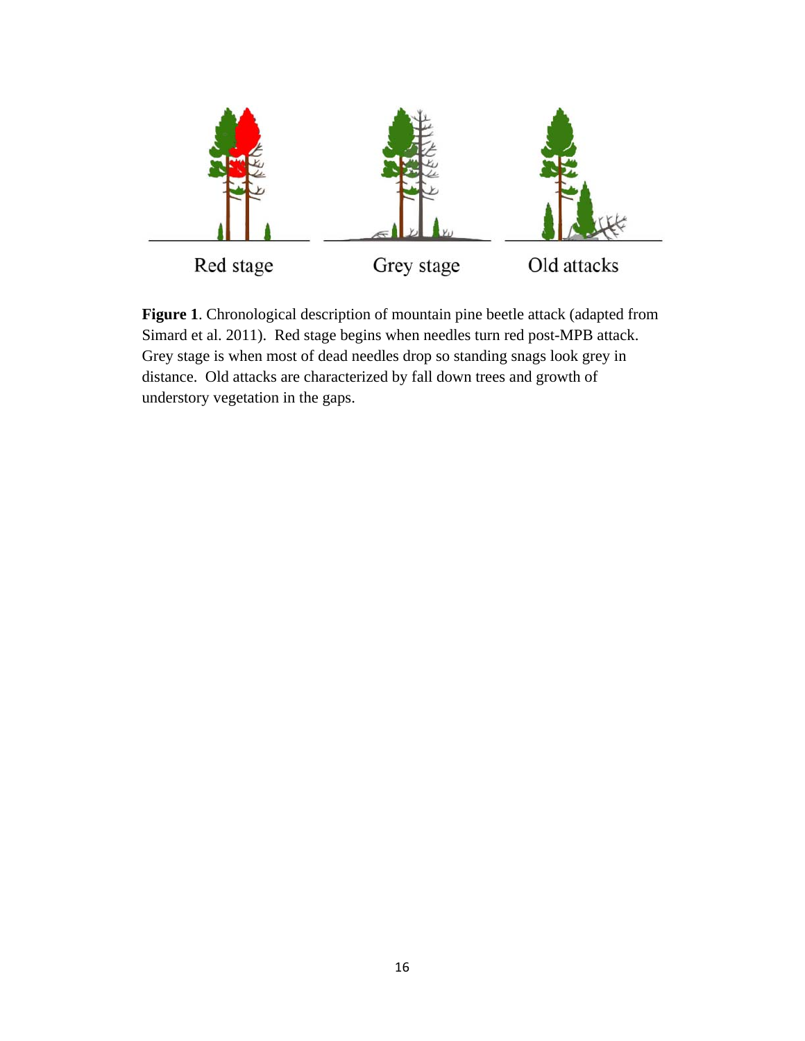Red stage Grey stage Old attacks

**Figure 1**. Chronological description of mountain pine beetle attack (adapted from Simard et al. 2011). Red stage begins when needles turn red post-MPB attack. Grey stage is when most of dead needles drop so standing snags look grey in distance. Old attacks are characterized by fall down trees and growth of understory vegetation in the gaps.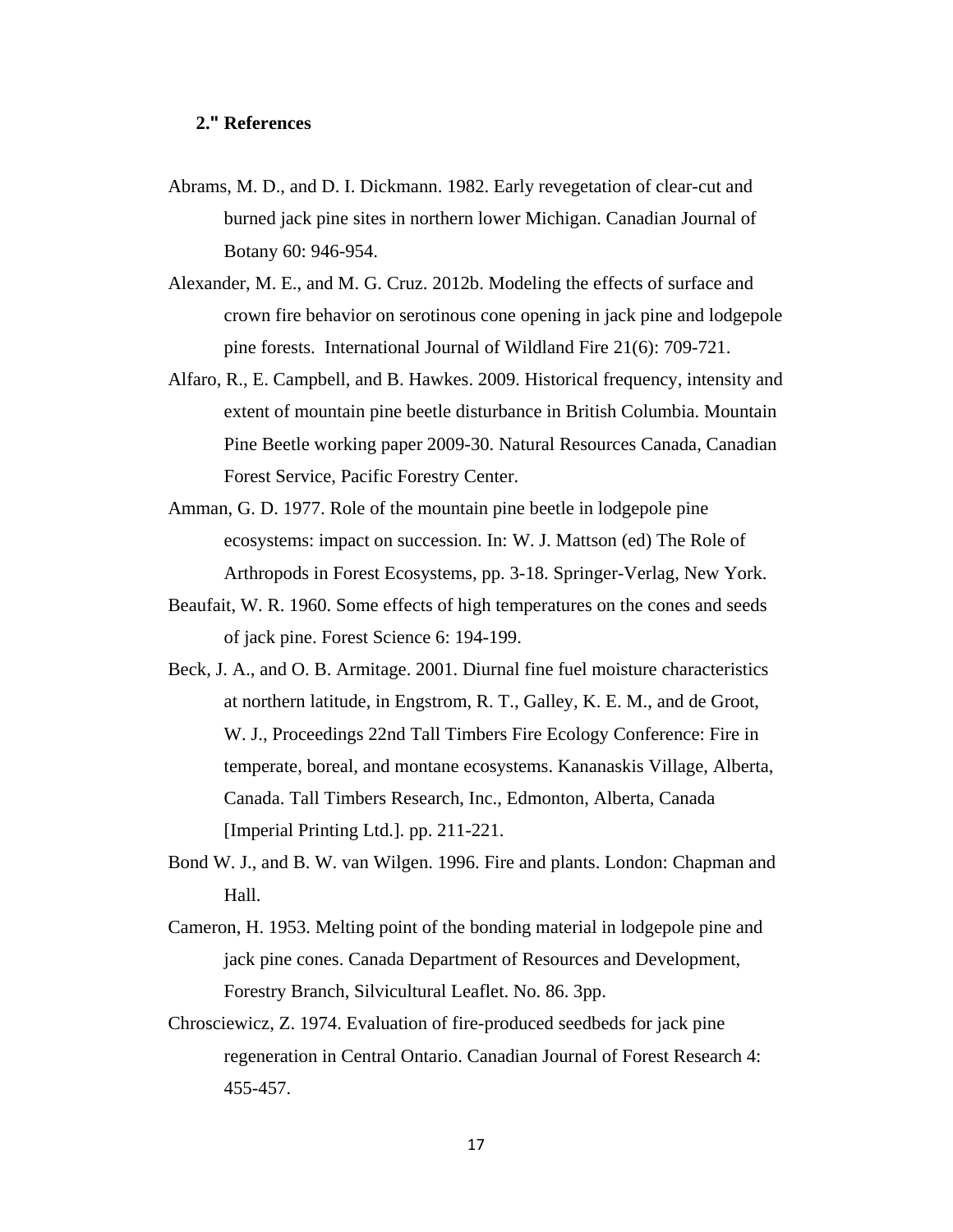## 2." References

Abrams, M. D., and D. I. Dickmann. 1982. Early revegetation of clear-cut and burned jack pine sites in northern lower Michigan. Canadian Journal of Botany 60: 946-954.

Alexander, M. E., and M. G. Cruz. 2012b. Modeling the effects of surface and crown fire behavior on serotinous cone opening in jack pine and lodgepole pine forests. International Journal of Wildland Fire 21(6): 709-721.

Alfaro, R., E. Campbell, and B. Hawkes. 2009. Historical frequency, intensity and extent of mountain pine beetle disturbance in British Columbia. Mountain Pine Beetle working paper 2009-30. Natural Resources Canada, Canadian Forest Service, Pacific Forestry Center.

Amman, G. D. 1977. Role of the mountain pine beetle in lodgepole pine ecosystems: impact on succession. In: W. J. Mattson (ed) The Role of Arthropods in Forest Ecosystems, pp. 3-18. Springer-Verlag, New York.

Beaufait, W. R. 1960. Some effects of high temperatures on the cones and seeds of jack pine. Forest Science 6: 194-199.

Beck, J. A., and O. B. Armitage. 2001. Diurnal fine fuel moisture characteristics at northern latitude, in Engstrom, R. T., Galley, K. E. M., and de Groot, W. J., Proceedings 22nd Tall Timbers Fire Ecology Conference: Fire in temperate, boreal, and montane ecosystems. Kananaskis Village, Alberta, Canada. Tall Timbers Research, Inc., Edmonton, Alberta, Canada [Imperial Printing Ltd.]. pp. 211-221.

Bond W. J., and B. W. van Wilgen. 1996. Fire and plants. London: Chapman and Hall.

Cameron, H. 1953. Melting point of the bonding material in lodgepole pine and jack pine cones. Canada Department of Resources and Development, Forestry Branch, Silvicultural Leaflet. No. 86. 3pp.

Chrosciewicz, Z. 1974. Evaluation of fire-produced seedbeds for jack pine regeneration in Central Ontario. Canadian Journal of Forest Research 4: 455-457.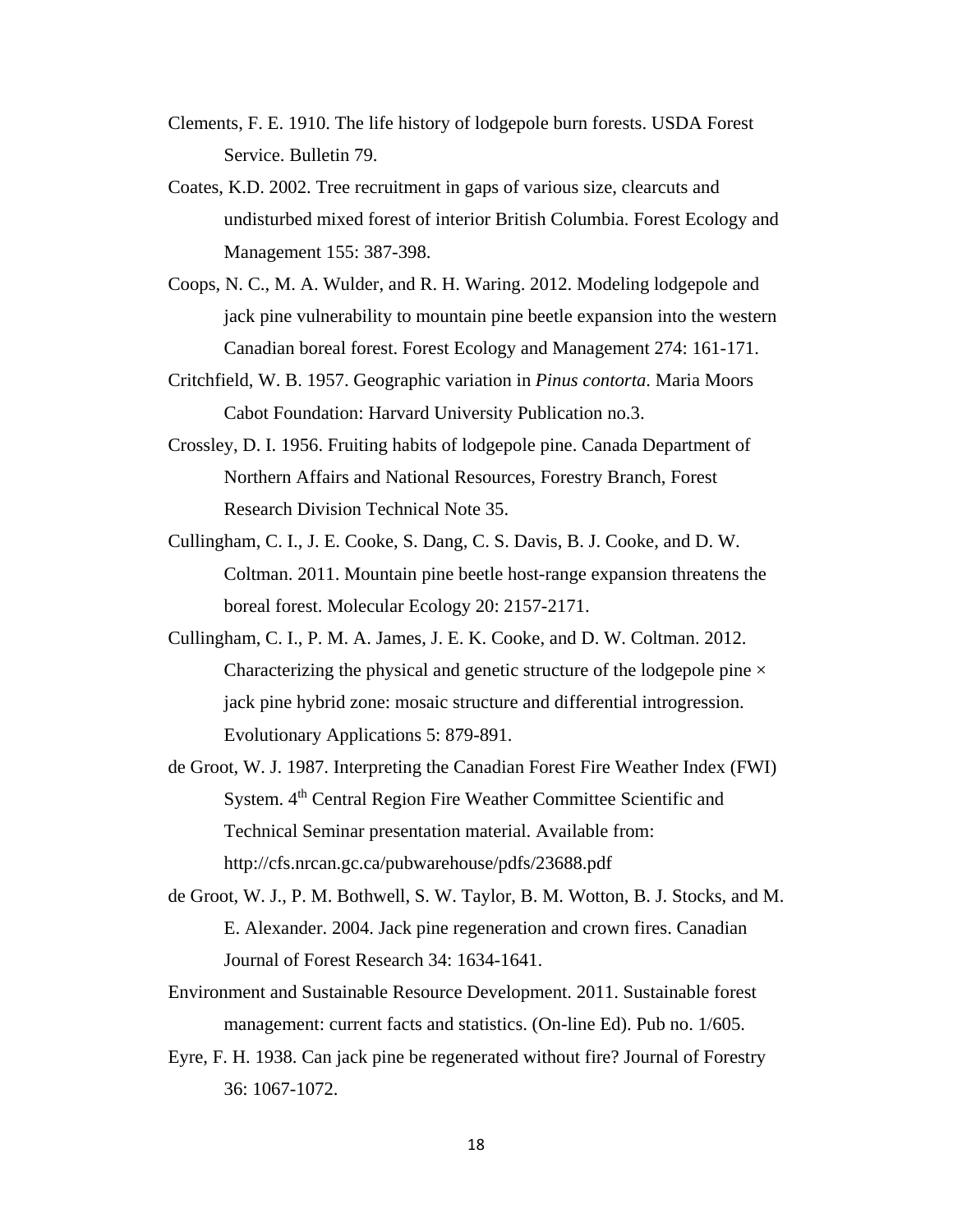Clements, F. E. 1910. The life history of lodgepole burn forests. USDA Forest Service. Bulletin 79.

Coates, K.D. 2002. Tree recruitment in gaps of various size, clearcuts and undisturbed mixed forest of interior British Columbia. Forest Ecology and Management 155: 387-398.

Coops, N. C., M. A. Wulder, and R. H. Waring. 2012. Modeling lodgepole and jack pine vulnerability to mountain pine beetle expansion into the western Canadian boreal forest. Forest Ecology and Management 274: 161-171.

Critchfield, W. B. 1957. Geographic variation in *Pinus contorta*. Maria Moors Cabot Foundation: Harvard University Publication no.3.

Crossley, D. I. 1956. Fruiting habits of lodgepole pine. Canada Department of Northern Affairs and National Resources, Forestry Branch, Forest Research Division Technical Note 35.

Cullingham, C. I., J. E. Cooke, S. Dang, C. S. Davis, B. J. Cooke, and D. W. Coltman. 2011. Mountain pine beetle host-range expansion threatens the boreal forest. Molecular Ecology 20: 2157-2171.

Cullingham, C. I., P. M. A. James, J. E. K. Cooke, and D. W. Coltman. 2012. Characterizing the physical and genetic structure of the lodgepole pine × jack pine hybrid zone: mosaic structure and differential introgression. Evolutionary Applications 5: 879-891.

de Groot, W. J. 1987. Interpreting the Canadian Forest Fire Weather Index (FWI) System. 4th Central Region Fire Weather Committee Scientific and Technical Seminar presentation material. Available from: http://cfs.nrcan.gc.ca/pubwarehouse/pdfs/23688.pdf

de Groot, W. J., P. M. Bothwell, S. W. Taylor, B. M. Wotton, B. J. Stocks, and M. E. Alexander. 2004. Jack pine regeneration and crown fires. Canadian Journal of Forest Research 34: 1634-1641.

Environment and Sustainable Resource Development. 2011. Sustainable forest management: current facts and statistics. (On-line Ed). Pub no. 1/605.

Eyre, F. H. 1938. Can jack pine be regenerated without fire? Journal of Forestry 36: 1067-1072.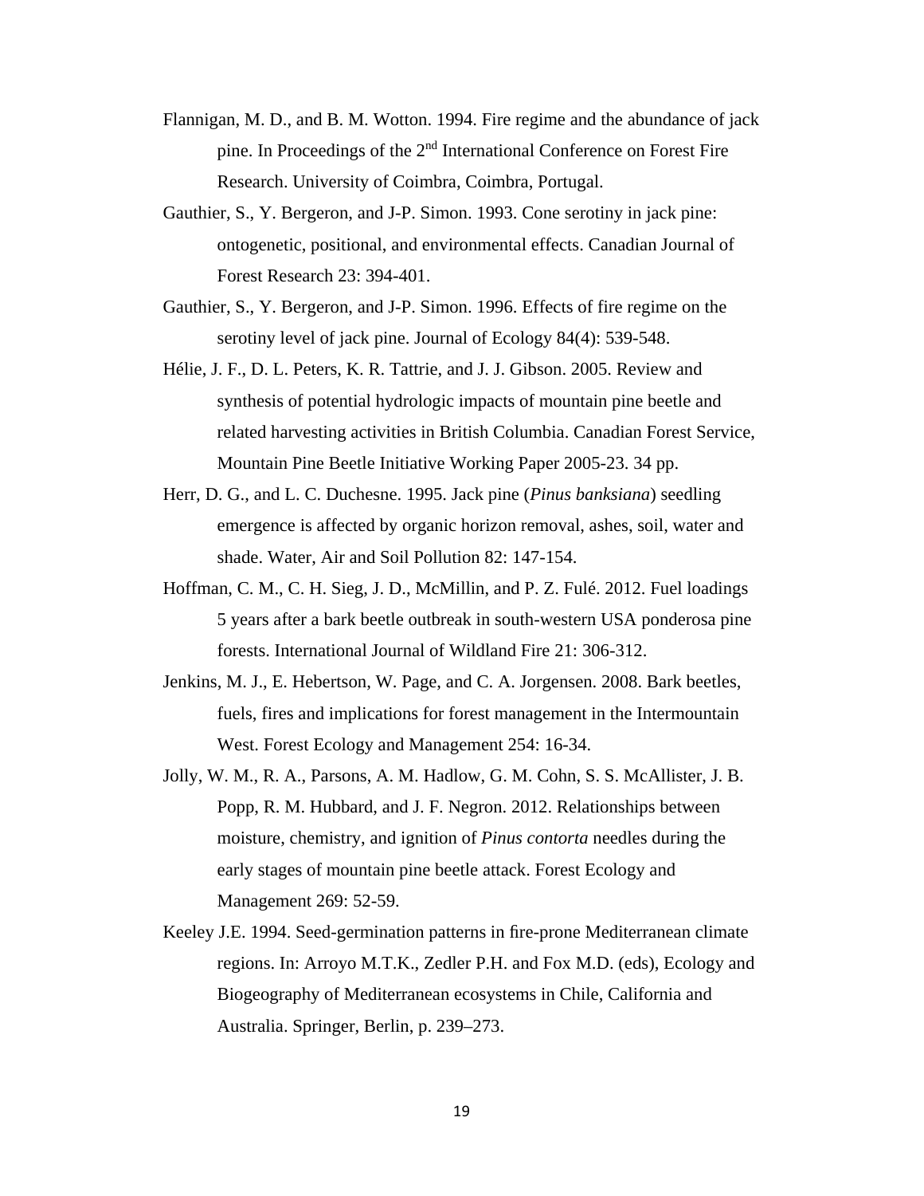Flannigan, M. D., and B. M. Wotton. 1994. Fire regime and the abundance of jack pine. In Proceedings of the 2nd International Conference on Forest Fire Research. University of Coimbra, Coimbra, Portugal.

Gauthier, S., Y. Bergeron, and J-P. Simon. 1993. Cone serotiny in jack pine: ontogenetic, positional, and environmental effects. Canadian Journal of Forest Research 23: 394-401.

Gauthier, S., Y. Bergeron, and J-P. Simon. 1996. Effects of fire regime on the serotiny level of jack pine. Journal of Ecology 84(4): 539-548.

Hélie, J. F., D. L. Peters, K. R. Tattrie, and J. J. Gibson. 2005. Review and synthesis of potential hydrologic impacts of mountain pine beetle and related harvesting activities in British Columbia. Canadian Forest Service, Mountain Pine Beetle Initiative Working Paper 2005-23. 34 pp.

Herr, D. G., and L. C. Duchesne. 1995. Jack pine (*Pinus banksiana*) seedling emergence is affected by organic horizon removal, ashes, soil, water and shade. Water, Air and Soil Pollution 82: 147-154.

Hoffman, C. M., C. H. Sieg, J. D., McMillin, and P. Z. Fulé. 2012. Fuel loadings 5 years after a bark beetle outbreak in south-western USA ponderosa pine forests. International Journal of Wildland Fire 21: 306-312.

Jenkins, M. J., E. Hebertson, W. Page, and C. A. Jorgensen. 2008. Bark beetles, fuels, fires and implications for forest management in the Intermountain West. Forest Ecology and Management 254: 16-34.

Jolly, W. M., R. A., Parsons, A. M. Hadlow, G. M. Cohn, S. S. McAllister, J. B. Popp, R. M. Hubbard, and J. F. Negron. 2012. Relationships between moisture, chemistry, and ignition of *Pinus contorta* needles during the early stages of mountain pine beetle attack. Forest Ecology and Management 269: 52-59.

Keeley J.E. 1994. Seed-germination patterns in fire-prone Mediterranean climate regions. In: Arroyo M.T.K., Zedler P.H. and Fox M.D. (eds), Ecology and Biogeography of Mediterranean ecosystems in Chile, California and Australia. Springer, Berlin, p. 239–273.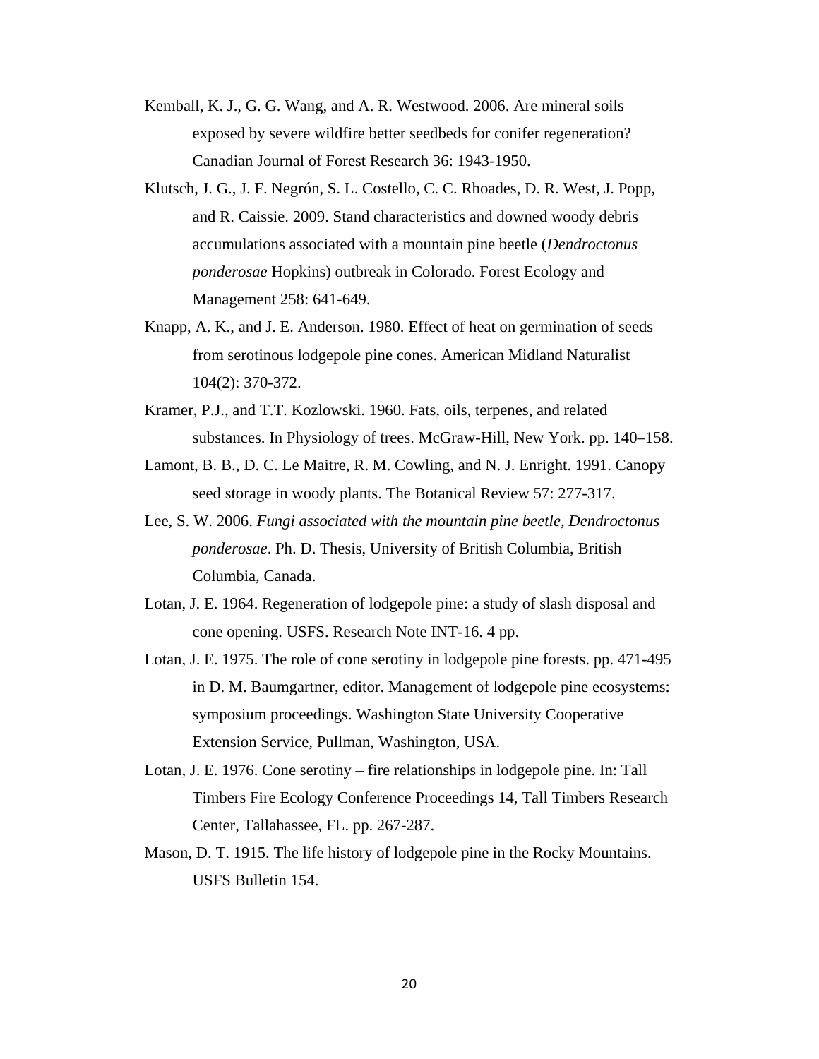Kemball, K. J., G. G. Wang, and A. R. Westwood. 2006. Are mineral soils exposed by severe wildfire better seedbeds for conifer regeneration? Canadian Journal of Forest Research 36: 1943-1950.

Klutsch, J. G., J. F. Negrón, S. L. Costello, C. C. Rhoades, D. R. West, J. Popp, and R. Caissie. 2009. Stand characteristics and downed woody debris accumulations associated with a mountain pine beetle (*Dendroctonus ponderosae* Hopkins) outbreak in Colorado. Forest Ecology and Management 258: 641-649.

Knapp, A. K., and J. E. Anderson. 1980. Effect of heat on germination of seeds from serotinous lodgepole pine cones. American Midland Naturalist 104(2): 370-372.

Kramer, P.J., and T.T. Kozlowski. 1960. Fats, oils, terpenes, and related substances. In Physiology of trees. McGraw-Hill, New York. pp. 140–158.

Lamont, B. B., D. C. Le Maitre, R. M. Cowling, and N. J. Enright. 1991. Canopy seed storage in woody plants. The Botanical Review 57: 277-317.

Lee, S. W. 2006. *Fungi associated with the mountain pine beetle, Dendroctonus ponderosae*. Ph. D. Thesis, University of British Columbia, British Columbia, Canada.

Lotan, J. E. 1964. Regeneration of lodgepole pine: a study of slash disposal and cone opening. USFS. Research Note INT-16. 4 pp.

Lotan, J. E. 1975. The role of cone serotiny in lodgepole pine forests. pp. 471-495 in D. M. Baumgartner, editor. Management of lodgepole pine ecosystems: symposium proceedings. Washington State University Cooperative Extension Service, Pullman, Washington, USA.

Lotan, J. E. 1976. Cone serotiny – fire relationships in lodgepole pine. In: Tall Timbers Fire Ecology Conference Proceedings 14, Tall Timbers Research Center, Tallahassee, FL. pp. 267-287.

Mason, D. T. 1915. The life history of lodgepole pine in the Rocky Mountains. USFS Bulletin 154.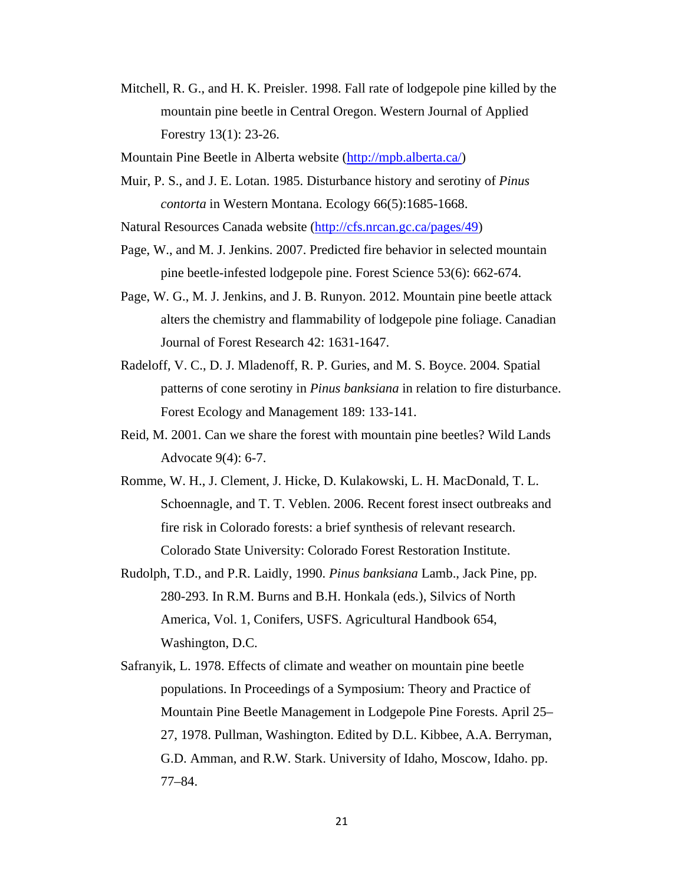Mitchell, R. G., and H. K. Preisler. 1998. Fall rate of lodgepole pine killed by the mountain pine beetle in Central Oregon. Western Journal of Applied Forestry 13(1): 23-26.

Mountain Pine Beetle in Alberta website (http://mpb.alberta.ca/)

Muir, P. S., and J. E. Lotan. 1985. Disturbance history and serotiny of *Pinus contorta* in Western Montana. Ecology 66(5):1685-1668.

Natural Resources Canada website (http://cfs.nrcan.gc.ca/pages/49)

Page, W., and M. J. Jenkins. 2007. Predicted fire behavior in selected mountain pine beetle-infested lodgepole pine. Forest Science 53(6): 662-674.

Page, W. G., M. J. Jenkins, and J. B. Runyon. 2012. Mountain pine beetle attack alters the chemistry and flammability of lodgepole pine foliage. Canadian Journal of Forest Research 42: 1631-1647.

Radeloff, V. C., D. J. Mladenoff, R. P. Guries, and M. S. Boyce. 2004. Spatial patterns of cone serotiny in *Pinus banksiana* in relation to fire disturbance. Forest Ecology and Management 189: 133-141.

Reid, M. 2001. Can we share the forest with mountain pine beetles? Wild Lands Advocate 9(4): 6-7.

Romme, W. H., J. Clement, J. Hicke, D. Kulakowski, L. H. MacDonald, T. L. Schoennagle, and T. T. Veblen. 2006. Recent forest insect outbreaks and fire risk in Colorado forests: a brief synthesis of relevant research. Colorado State University: Colorado Forest Restoration Institute.

Rudolph, T.D., and P.R. Laidly, 1990. *Pinus banksiana* Lamb., Jack Pine, pp. 280-293. In R.M. Burns and B.H. Honkala (eds.), Silvics of North America, Vol. 1, Conifers, USFS. Agricultural Handbook 654, Washington, D.C.

Safranyik, L. 1978. Effects of climate and weather on mountain pine beetle populations. In Proceedings of a Symposium: Theory and Practice of Mountain Pine Beetle Management in Lodgepole Pine Forests. April 25–27, 1978. Pullman, Washington. Edited by D.L. Kibbee, A.A. Berryman, G.D. Amman, and R.W. Stark. University of Idaho, Moscow, Idaho. pp. 77–84.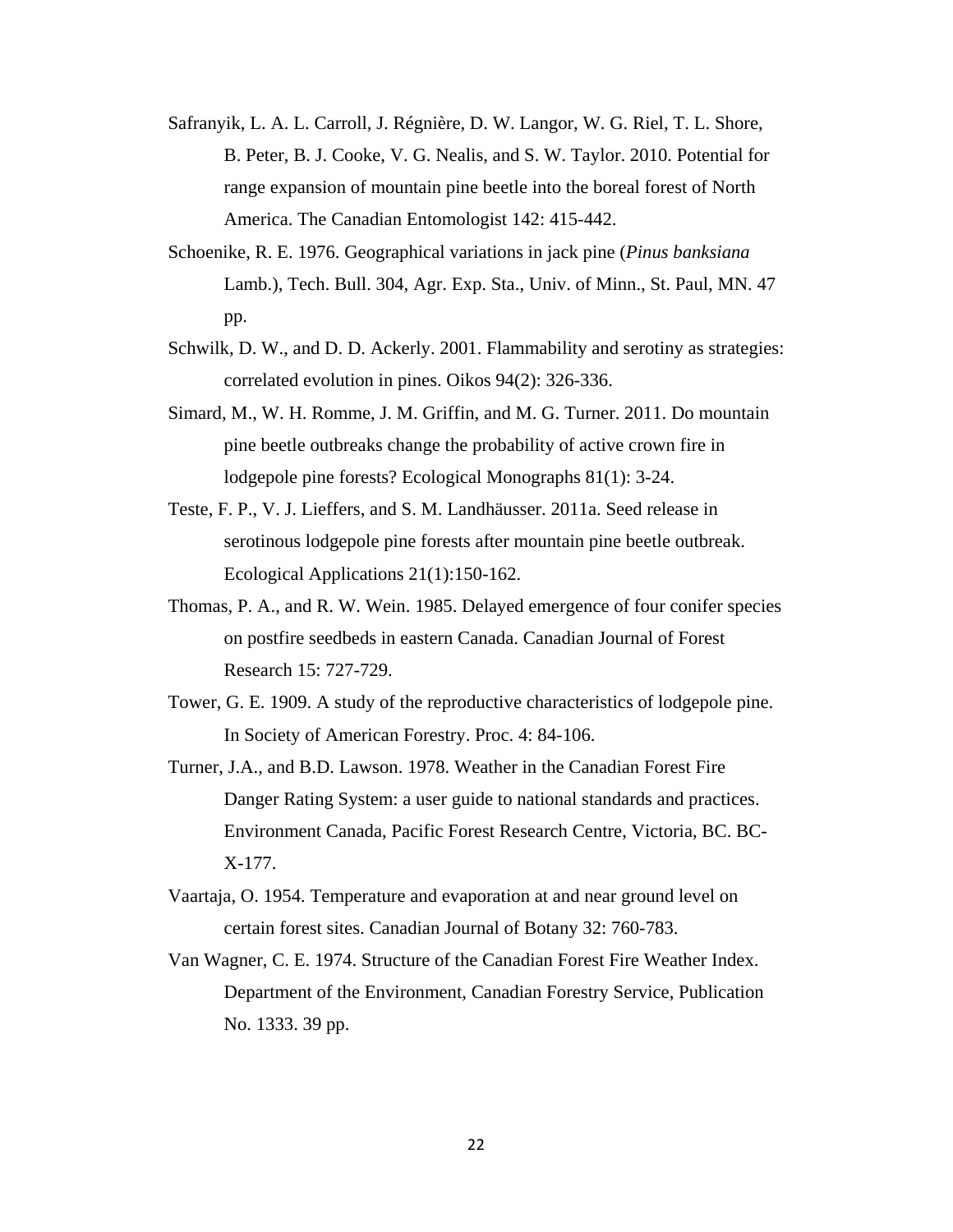Safranyik, L. A. L. Carroll, J. Régnière, D. W. Langor, W. G. Riel, T. L. Shore, B. Peter, B. J. Cooke, V. G. Nealis, and S. W. Taylor. 2010. Potential for range expansion of mountain pine beetle into the boreal forest of North America. The Canadian Entomologist 142: 415-442.

Schoenike, R. E. 1976. Geographical variations in jack pine (*Pinus banksiana* Lamb.), Tech. Bull. 304, Agr. Exp. Sta., Univ. of Minn., St. Paul, MN. 47 pp.

Schwilk, D. W., and D. D. Ackerly. 2001. Flammability and serotiny as strategies: correlated evolution in pines. Oikos 94(2): 326-336.

Simard, M., W. H. Romme, J. M. Griffin, and M. G. Turner. 2011. Do mountain pine beetle outbreaks change the probability of active crown fire in lodgepole pine forests? Ecological Monographs 81(1): 3-24.

Teste, F. P., V. J. Lieffers, and S. M. Landhäusser. 2011a. Seed release in serotinous lodgepole pine forests after mountain pine beetle outbreak. Ecological Applications 21(1):150-162.

Thomas, P. A., and R. W. Wein. 1985. Delayed emergence of four conifer species on postfire seedbeds in eastern Canada. Canadian Journal of Forest Research 15: 727-729.

Tower, G. E. 1909. A study of the reproductive characteristics of lodgepole pine. In Society of American Forestry. Proc. 4: 84-106.

Turner, J.A., and B.D. Lawson. 1978. Weather in the Canadian Forest Fire Danger Rating System: a user guide to national standards and practices. Environment Canada, Pacific Forest Research Centre, Victoria, BC. BC-X-177.

Vaartaja, O. 1954. Temperature and evaporation at and near ground level on certain forest sites. Canadian Journal of Botany 32: 760-783.

Van Wagner, C. E. 1974. Structure of the Canadian Forest Fire Weather Index. Department of the Environment, Canadian Forestry Service, Publication No. 1333. 39 pp.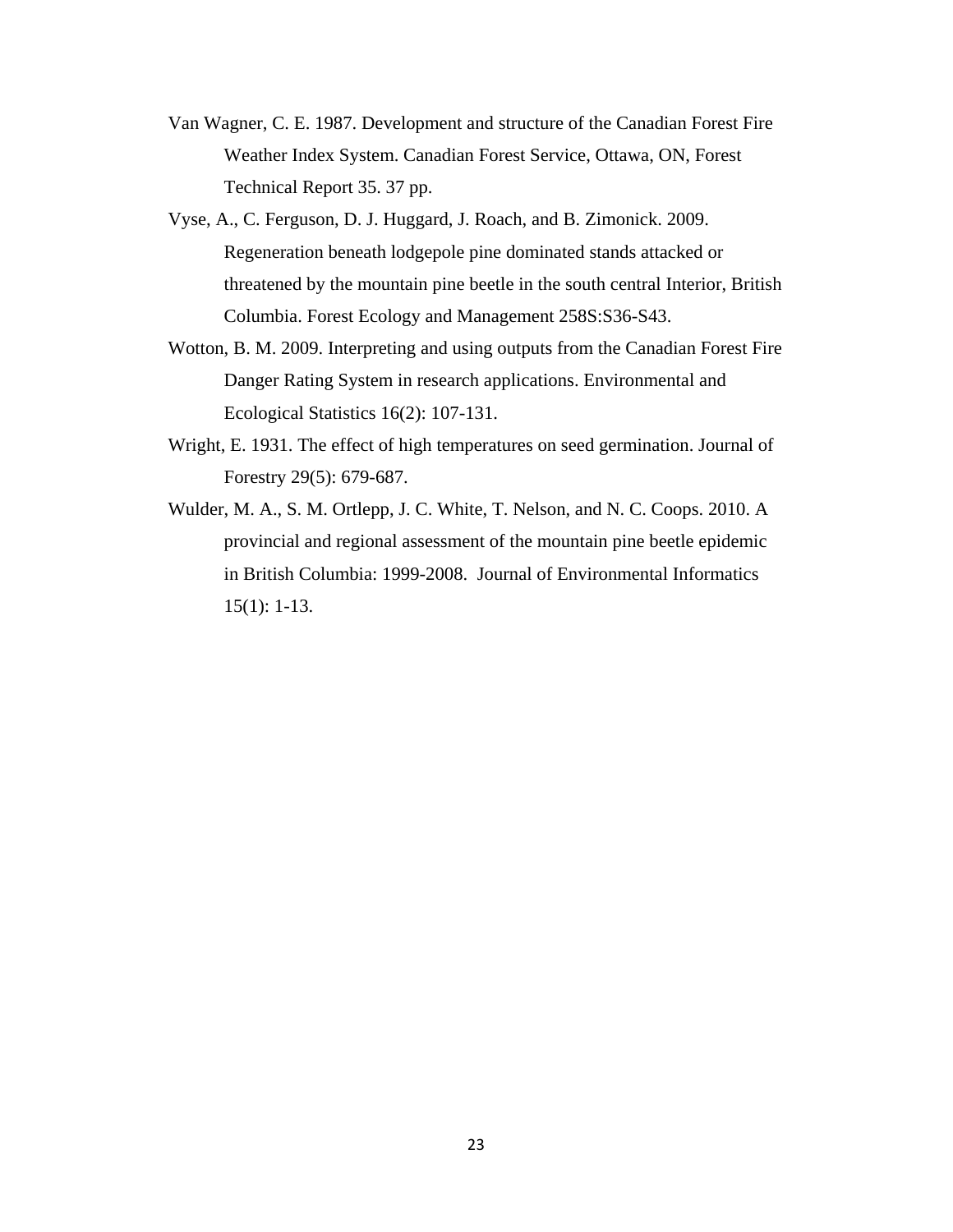Van Wagner, C. E. 1987. Development and structure of the Canadian Forest Fire Weather Index System. Canadian Forest Service, Ottawa, ON, Forest Technical Report 35. 37 pp.

Vyse, A., C. Ferguson, D. J. Huggard, J. Roach, and B. Zimonick. 2009. Regeneration beneath lodgepole pine dominated stands attacked or threatened by the mountain pine beetle in the south central Interior, British Columbia. Forest Ecology and Management 258S:S36-S43.

Wotton, B. M. 2009. Interpreting and using outputs from the Canadian Forest Fire Danger Rating System in research applications. Environmental and Ecological Statistics 16(2): 107-131.

Wright, E. 1931. The effect of high temperatures on seed germination. Journal of Forestry 29(5): 679-687.

Wulder, M. A., S. M. Ortlepp, J. C. White, T. Nelson, and N. C. Coops. 2010. A provincial and regional assessment of the mountain pine beetle epidemic in British Columbia: 1999-2008. Journal of Environmental Informatics 15(1): 1-13.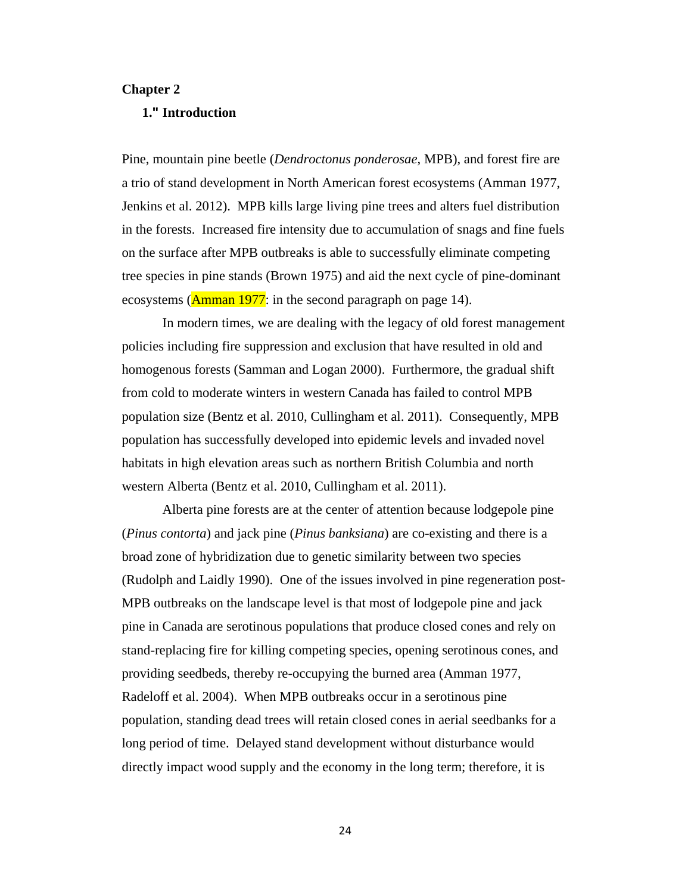**Chapter 2**

## 1." Introduction

Pine, mountain pine beetle (*Dendroctonus ponderosae*, MPB), and forest fire are a trio of stand development in North American forest ecosystems (Amman 1977, Jenkins et al. 2012). MPB kills large living pine trees and alters fuel distribution in the forests. Increased fire intensity due to accumulation of snags and fine fuels on the surface after MPB outbreaks is able to successfully eliminate competing tree species in pine stands (Brown 1975) and aid the next cycle of pine-dominant ecosystems (Amman 1977: in the second paragraph on page 14).

In modern times, we are dealing with the legacy of old forest management policies including fire suppression and exclusion that have resulted in old and homogenous forests (Samman and Logan 2000). Furthermore, the gradual shift from cold to moderate winters in western Canada has failed to control MPB population size (Bentz et al. 2010, Cullingham et al. 2011). Consequently, MPB population has successfully developed into epidemic levels and invaded novel habitats in high elevation areas such as northern British Columbia and north western Alberta (Bentz et al. 2010, Cullingham et al. 2011).

Alberta pine forests are at the center of attention because lodgepole pine (*Pinus contorta*) and jack pine (*Pinus banksiana*) are co-existing and there is a broad zone of hybridization due to genetic similarity between two species (Rudolph and Laidly 1990). One of the issues involved in pine regeneration post-MPB outbreaks on the landscape level is that most of lodgepole pine and jack pine in Canada are serotinous populations that produce closed cones and rely on stand-replacing fire for killing competing species, opening serotinous cones, and providing seedbeds, thereby re-occupying the burned area (Amman 1977, Radeloff et al. 2004). When MPB outbreaks occur in a serotinous pine population, standing dead trees will retain closed cones in aerial seedbanks for a long period of time. Delayed stand development without disturbance would directly impact wood supply and the economy in the long term; therefore, it is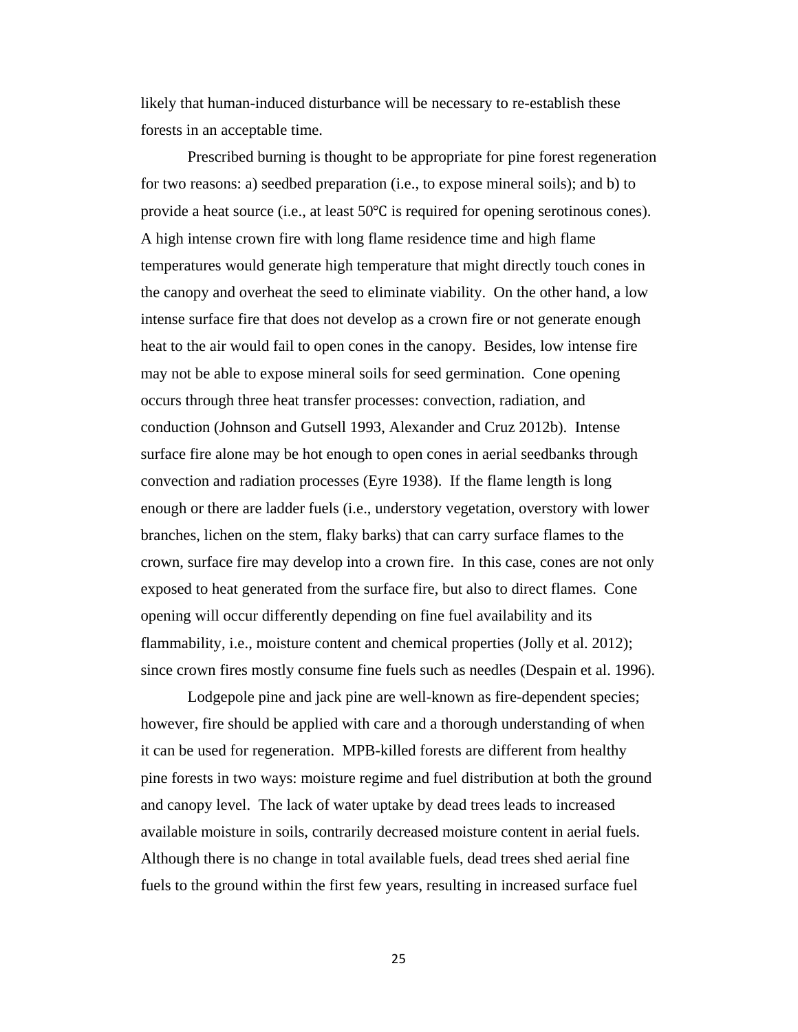likely that human-induced disturbance will be necessary to re-establish these forests in an acceptable time.

Prescribed burning is thought to be appropriate for pine forest regeneration for two reasons: a) seedbed preparation (i.e., to expose mineral soils); and b) to provide a heat source (i.e., at least 50℃ is required for opening serotinous cones). A high intense crown fire with long flame residence time and high flame temperatures would generate high temperature that might directly touch cones in the canopy and overheat the seed to eliminate viability. On the other hand, a low intense surface fire that does not develop as a crown fire or not generate enough heat to the air would fail to open cones in the canopy. Besides, low intense fire may not be able to expose mineral soils for seed germination. Cone opening occurs through three heat transfer processes: convection, radiation, and conduction (Johnson and Gutsell 1993, Alexander and Cruz 2012b). Intense surface fire alone may be hot enough to open cones in aerial seedbanks through convection and radiation processes (Eyre 1938). If the flame length is long enough or there are ladder fuels (i.e., understory vegetation, overstory with lower branches, lichen on the stem, flaky barks) that can carry surface flames to the crown, surface fire may develop into a crown fire. In this case, cones are not only exposed to heat generated from the surface fire, but also to direct flames. Cone opening will occur differently depending on fine fuel availability and its flammability, i.e., moisture content and chemical properties (Jolly et al. 2012); since crown fires mostly consume fine fuels such as needles (Despain et al. 1996).

Lodgepole pine and jack pine are well-known as fire-dependent species; however, fire should be applied with care and a thorough understanding of when it can be used for regeneration. MPB-killed forests are different from healthy pine forests in two ways: moisture regime and fuel distribution at both the ground and canopy level. The lack of water uptake by dead trees leads to increased available moisture in soils, contrarily decreased moisture content in aerial fuels. Although there is no change in total available fuels, dead trees shed aerial fine fuels to the ground within the first few years, resulting in increased surface fuel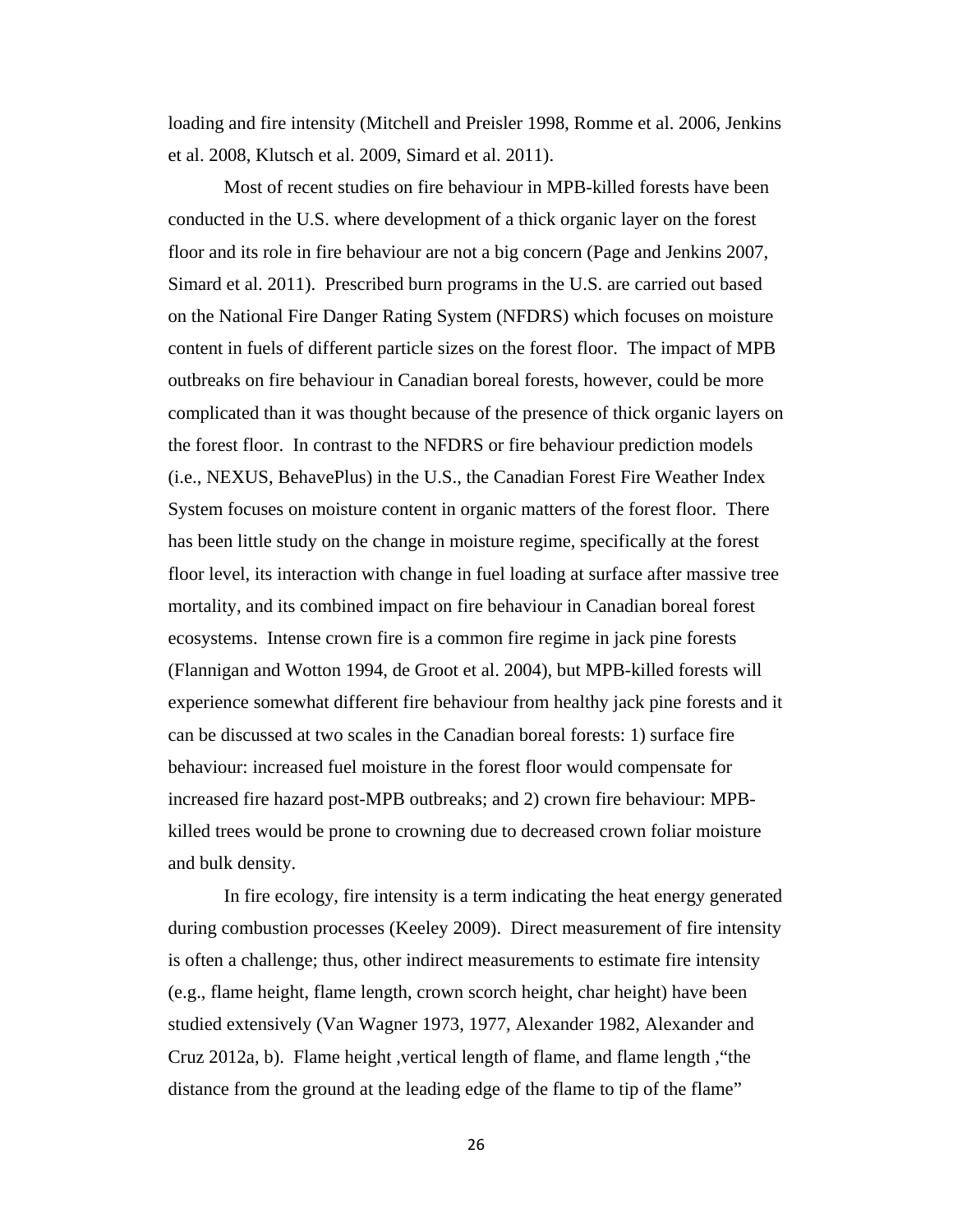loading and fire intensity (Mitchell and Preisler 1998, Romme et al. 2006, Jenkins et al. 2008, Klutsch et al. 2009, Simard et al. 2011).

Most of recent studies on fire behaviour in MPB-killed forests have been conducted in the U.S. where development of a thick organic layer on the forest floor and its role in fire behaviour are not a big concern (Page and Jenkins 2007, Simard et al. 2011). Prescribed burn programs in the U.S. are carried out based on the National Fire Danger Rating System (NFDRS) which focuses on moisture content in fuels of different particle sizes on the forest floor. The impact of MPB outbreaks on fire behaviour in Canadian boreal forests, however, could be more complicated than it was thought because of the presence of thick organic layers on the forest floor. In contrast to the NFDRS or fire behaviour prediction models (i.e., NEXUS, BehavePlus) in the U.S., the Canadian Forest Fire Weather Index System focuses on moisture content in organic matters of the forest floor. There has been little study on the change in moisture regime, specifically at the forest floor level, its interaction with change in fuel loading at surface after massive tree mortality, and its combined impact on fire behaviour in Canadian boreal forest ecosystems. Intense crown fire is a common fire regime in jack pine forests (Flannigan and Wotton 1994, de Groot et al. 2004), but MPB-killed forests will experience somewhat different fire behaviour from healthy jack pine forests and it can be discussed at two scales in the Canadian boreal forests: 1) surface fire behaviour: increased fuel moisture in the forest floor would compensate for increased fire hazard post-MPB outbreaks; and 2) crown fire behaviour: MPB-killed trees would be prone to crowning due to decreased crown foliar moisture and bulk density.

In fire ecology, fire intensity is a term indicating the heat energy generated during combustion processes (Keeley 2009). Direct measurement of fire intensity is often a challenge; thus, other indirect measurements to estimate fire intensity (e.g., flame height, flame length, crown scorch height, char height) have been studied extensively (Van Wagner 1973, 1977, Alexander 1982, Alexander and Cruz 2012a, b). Flame height ,vertical length of flame, and flame length ,"the distance from the ground at the leading edge of the flame to tip of the flame"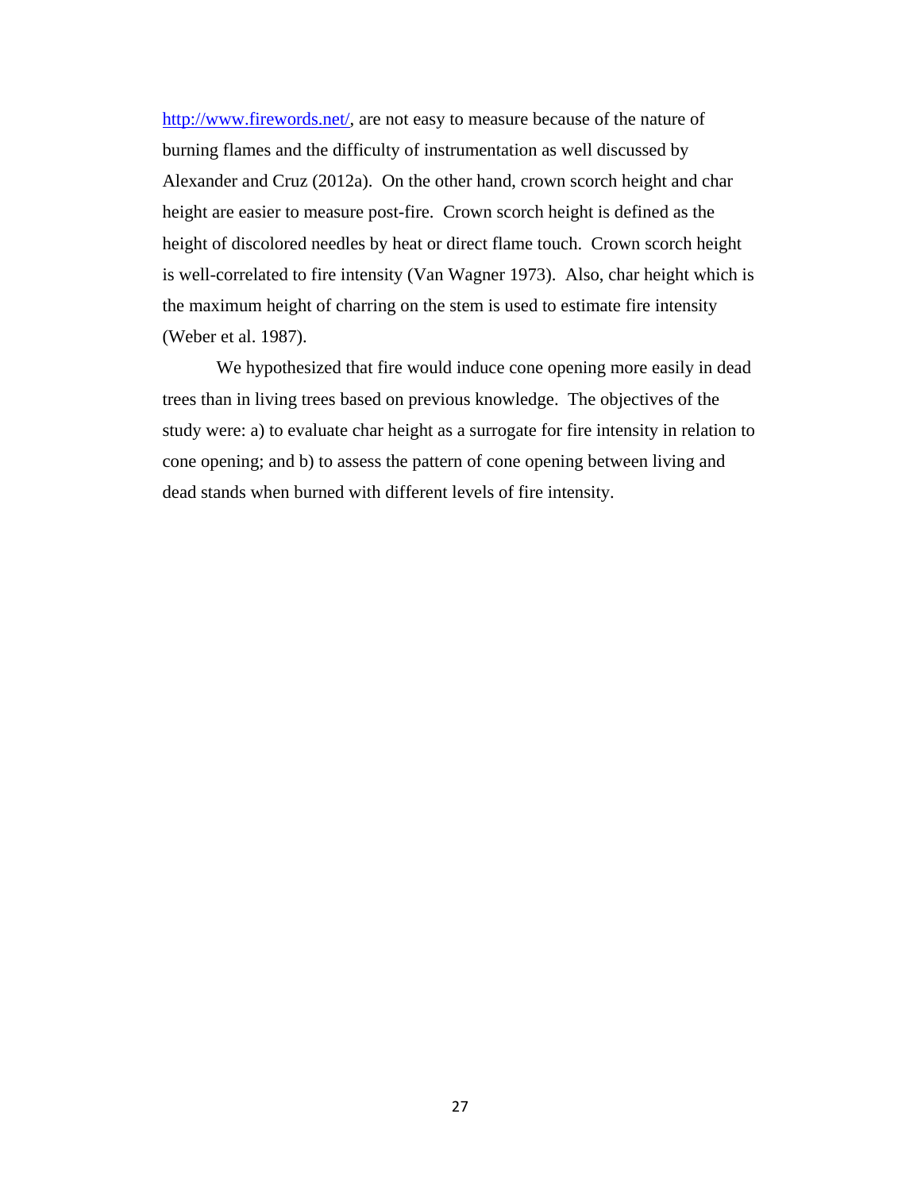http://www.firewords.net/, are not easy to measure because of the nature of burning flames and the difficulty of instrumentation as well discussed by Alexander and Cruz (2012a). On the other hand, crown scorch height and char height are easier to measure post-fire. Crown scorch height is defined as the height of discolored needles by heat or direct flame touch. Crown scorch height is well-correlated to fire intensity (Van Wagner 1973). Also, char height which is the maximum height of charring on the stem is used to estimate fire intensity (Weber et al. 1987).

We hypothesized that fire would induce cone opening more easily in dead trees than in living trees based on previous knowledge. The objectives of the study were: a) to evaluate char height as a surrogate for fire intensity in relation to cone opening; and b) to assess the pattern of cone opening between living and dead stands when burned with different levels of fire intensity.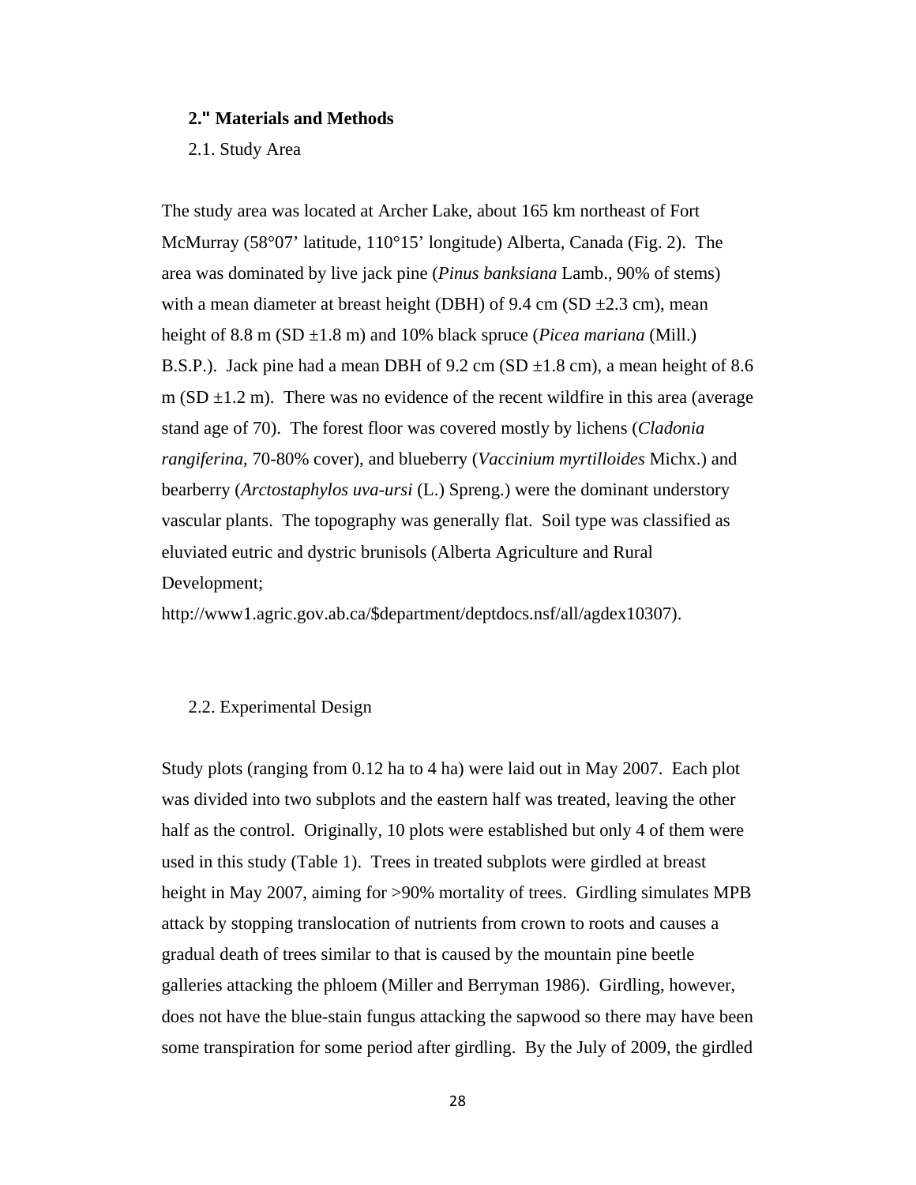## 2." Materials and Methods

### 2.1. Study Area

The study area was located at Archer Lake, about 165 km northeast of Fort McMurray (58°07' latitude, 110°15' longitude) Alberta, Canada (Fig. 2). The area was dominated by live jack pine (*Pinus banksiana* Lamb., 90% of stems) with a mean diameter at breast height (DBH) of 9.4 cm (SD ±2.3 cm), mean height of 8.8 m (SD ±1.8 m) and 10% black spruce (*Picea mariana* (Mill.) B.S.P.). Jack pine had a mean DBH of 9.2 cm (SD ±1.8 cm), a mean height of 8.6 m (SD ±1.2 m). There was no evidence of the recent wildfire in this area (average stand age of 70). The forest floor was covered mostly by lichens (*Cladonia rangiferina*, 70-80% cover), and blueberry (*Vaccinium myrtilloides* Michx.) and bearberry (*Arctostaphylos uva-ursi* (L.) Spreng.) were the dominant understory vascular plants. The topography was generally flat. Soil type was classified as eluviated eutric and dystric brunisols (Alberta Agriculture and Rural Development; http://www1.agric.gov.ab.ca/$department/deptdocs.nsf/all/agdex10307).

### 2.2. Experimental Design

Study plots (ranging from 0.12 ha to 4 ha) were laid out in May 2007. Each plot was divided into two subplots and the eastern half was treated, leaving the other half as the control. Originally, 10 plots were established but only 4 of them were used in this study (Table 1). Trees in treated subplots were girdled at breast height in May 2007, aiming for >90% mortality of trees. Girdling simulates MPB attack by stopping translocation of nutrients from crown to roots and causes a gradual death of trees similar to that is caused by the mountain pine beetle galleries attacking the phloem (Miller and Berryman 1986). Girdling, however, does not have the blue-stain fungus attacking the sapwood so there may have been some transpiration for some period after girdling. By the July of 2009, the girdled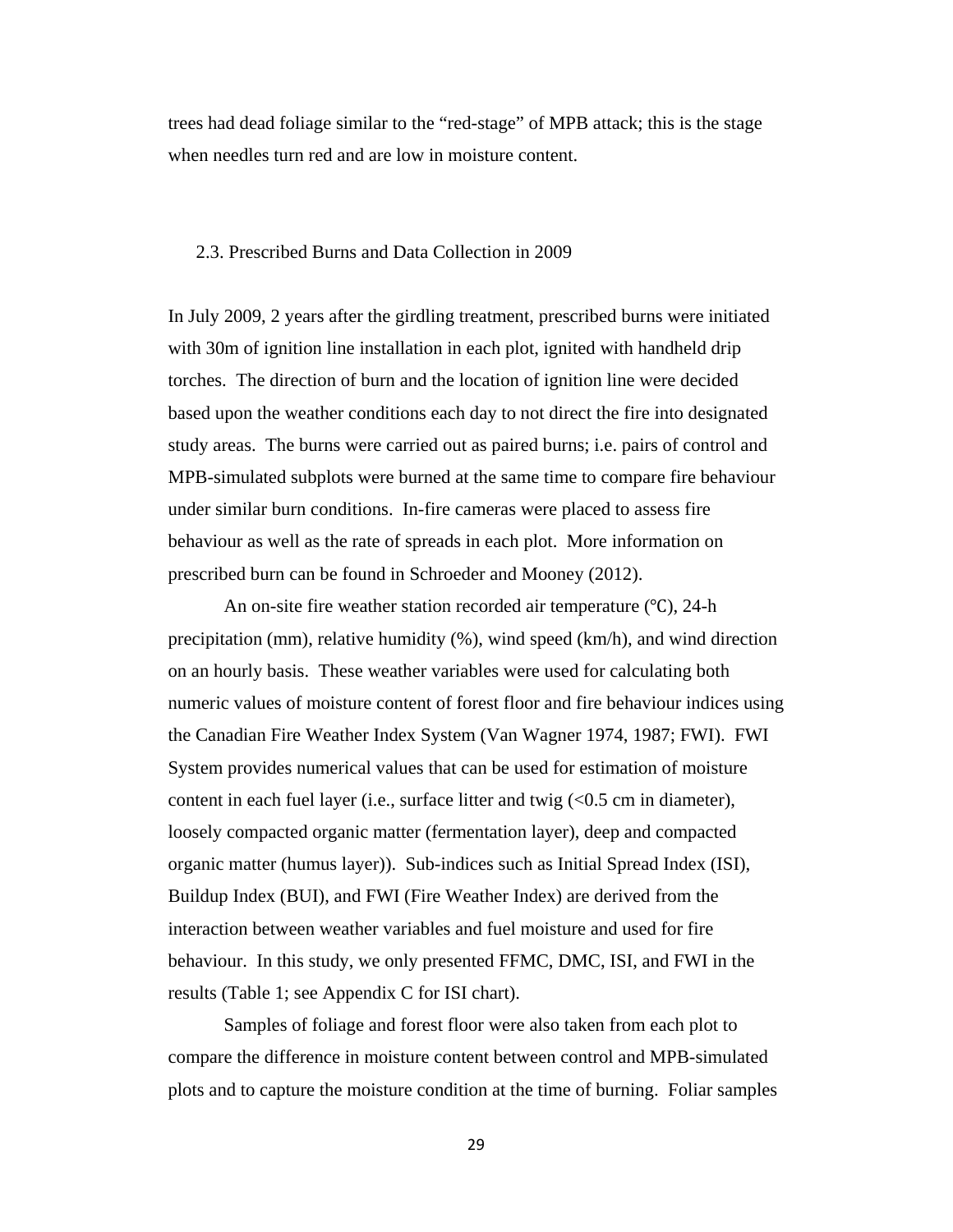trees had dead foliage similar to the "red-stage" of MPB attack; this is the stage when needles turn red and are low in moisture content.

### 2.3. Prescribed Burns and Data Collection in 2009

In July 2009, 2 years after the girdling treatment, prescribed burns were initiated with 30m of ignition line installation in each plot, ignited with handheld drip torches. The direction of burn and the location of ignition line were decided based upon the weather conditions each day to not direct the fire into designated study areas. The burns were carried out as paired burns; i.e. pairs of control and MPB-simulated subplots were burned at the same time to compare fire behaviour under similar burn conditions. In-fire cameras were placed to assess fire behaviour as well as the rate of spreads in each plot. More information on prescribed burn can be found in Schroeder and Mooney (2012).

An on-site fire weather station recorded air temperature (℃), 24-h precipitation (mm), relative humidity (%), wind speed (km/h), and wind direction on an hourly basis. These weather variables were used for calculating both numeric values of moisture content of forest floor and fire behaviour indices using the Canadian Fire Weather Index System (Van Wagner 1974, 1987; FWI). FWI System provides numerical values that can be used for estimation of moisture content in each fuel layer (i.e., surface litter and twig (<0.5 cm in diameter), loosely compacted organic matter (fermentation layer), deep and compacted organic matter (humus layer)). Sub-indices such as Initial Spread Index (ISI), Buildup Index (BUI), and FWI (Fire Weather Index) are derived from the interaction between weather variables and fuel moisture and used for fire behaviour. In this study, we only presented FFMC, DMC, ISI, and FWI in the results (Table 1; see Appendix C for ISI chart).

Samples of foliage and forest floor were also taken from each plot to compare the difference in moisture content between control and MPB-simulated plots and to capture the moisture condition at the time of burning. Foliar samples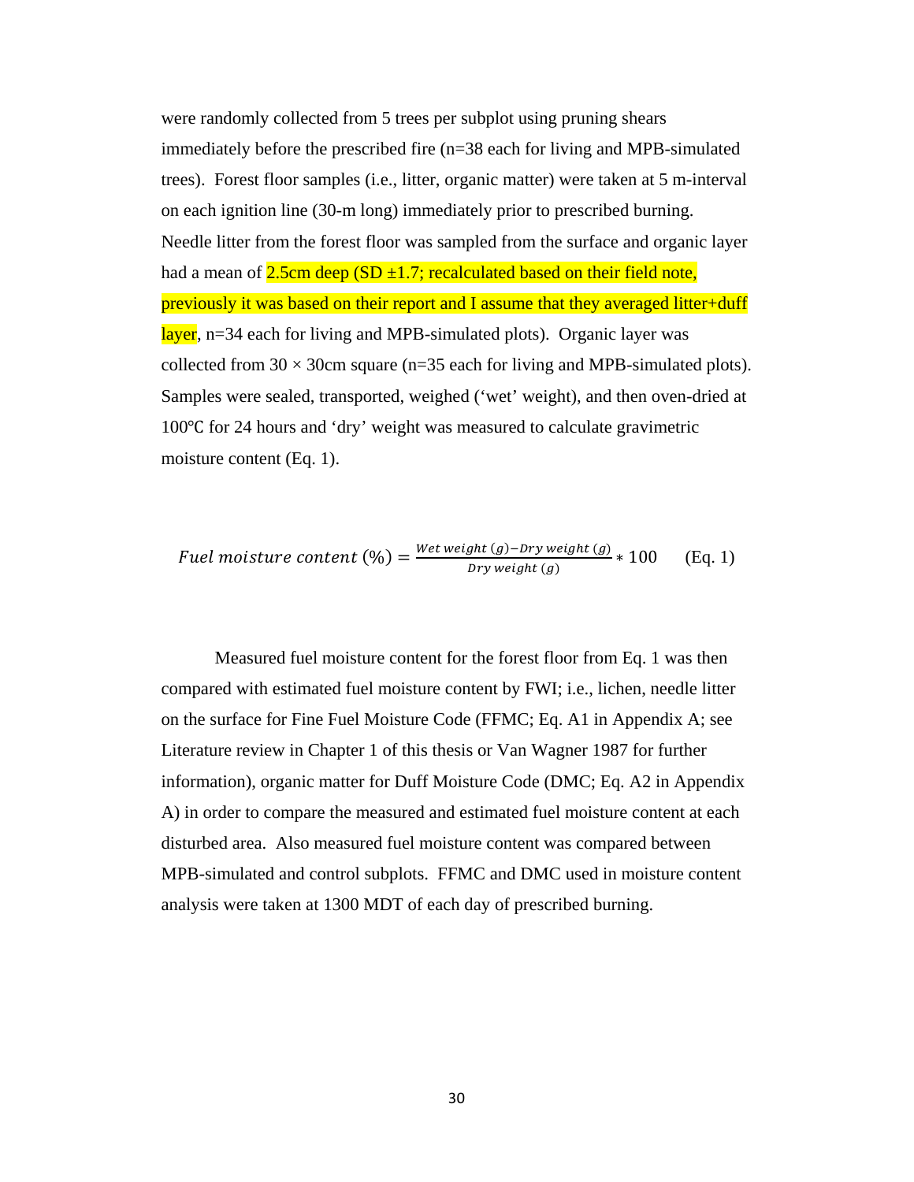were randomly collected from 5 trees per subplot using pruning shears immediately before the prescribed fire (n=38 each for living and MPB-simulated trees). Forest floor samples (i.e., litter, organic matter) were taken at 5 m-interval on each ignition line (30-m long) immediately prior to prescribed burning. Needle litter from the forest floor was sampled from the surface and organic layer had a mean of 2.5cm deep (SD ±1.7; recalculated based on their field note, previously it was based on their report and I assume that they averaged litter+duff layer, n=34 each for living and MPB-simulated plots). Organic layer was collected from 30 × 30cm square (n=35 each for living and MPB-simulated plots). Samples were sealed, transported, weighed ('wet' weight), and then oven-dried at 100℃ for 24 hours and 'dry' weight was measured to calculate gravimetric moisture content (Eq. 1).

$$Fuel\ moisture\ content\ (\%) = \frac{Wet\ weight\ (g) - Dry\ weight\ (g)}{Dry\ weight\ (g)} * 100 \qquad \text{(Eq. 1)}$$

Measured fuel moisture content for the forest floor from Eq. 1 was then compared with estimated fuel moisture content by FWI; i.e., lichen, needle litter on the surface for Fine Fuel Moisture Code (FFMC; Eq. A1 in Appendix A; see Literature review in Chapter 1 of this thesis or Van Wagner 1987 for further information), organic matter for Duff Moisture Code (DMC; Eq. A2 in Appendix A) in order to compare the measured and estimated fuel moisture content at each disturbed area. Also measured fuel moisture content was compared between MPB-simulated and control subplots. FFMC and DMC used in moisture content analysis were taken at 1300 MDT of each day of prescribed burning.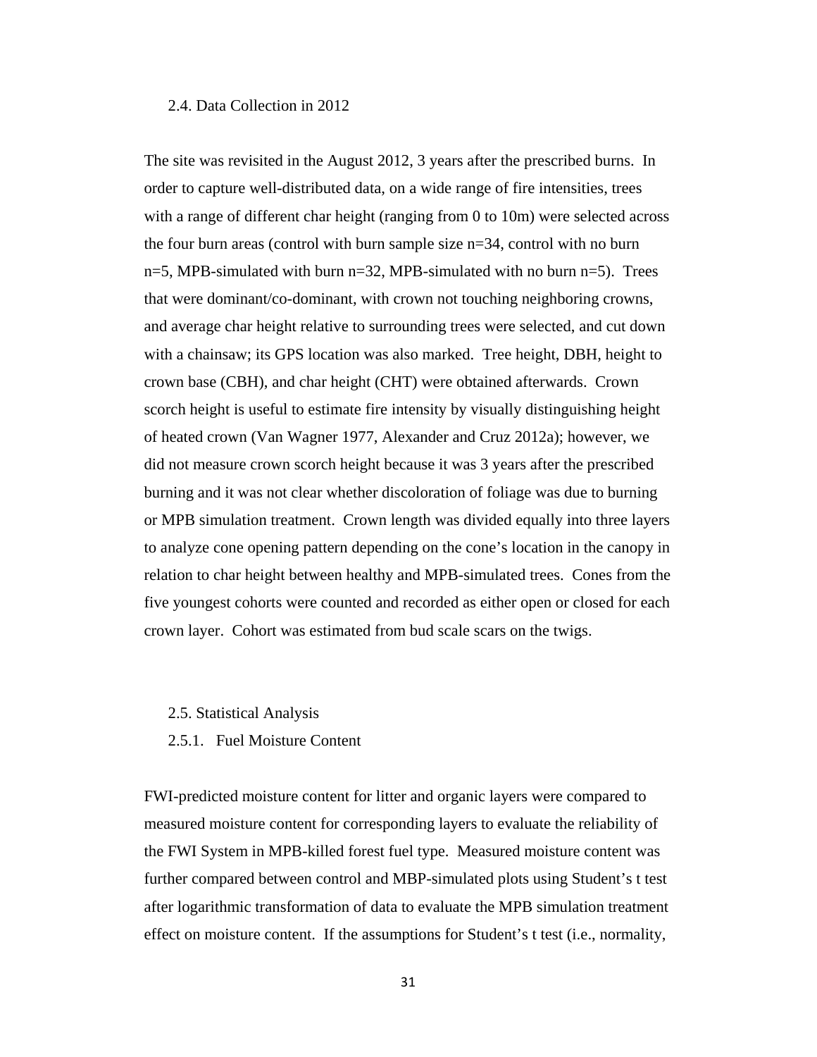### 2.4. Data Collection in 2012

The site was revisited in the August 2012, 3 years after the prescribed burns. In order to capture well-distributed data, on a wide range of fire intensities, trees with a range of different char height (ranging from 0 to 10m) were selected across the four burn areas (control with burn sample size n=34, control with no burn n=5, MPB-simulated with burn n=32, MPB-simulated with no burn n=5). Trees that were dominant/co-dominant, with crown not touching neighboring crowns, and average char height relative to surrounding trees were selected, and cut down with a chainsaw; its GPS location was also marked. Tree height, DBH, height to crown base (CBH), and char height (CHT) were obtained afterwards. Crown scorch height is useful to estimate fire intensity by visually distinguishing height of heated crown (Van Wagner 1977, Alexander and Cruz 2012a); however, we did not measure crown scorch height because it was 3 years after the prescribed burning and it was not clear whether discoloration of foliage was due to burning or MPB simulation treatment. Crown length was divided equally into three layers to analyze cone opening pattern depending on the cone's location in the canopy in relation to char height between healthy and MPB-simulated trees. Cones from the five youngest cohorts were counted and recorded as either open or closed for each crown layer. Cohort was estimated from bud scale scars on the twigs.

### 2.5. Statistical Analysis

#### 2.5.1. Fuel Moisture Content

FWI-predicted moisture content for litter and organic layers were compared to measured moisture content for corresponding layers to evaluate the reliability of the FWI System in MPB-killed forest fuel type. Measured moisture content was further compared between control and MBP-simulated plots using Student's t test after logarithmic transformation of data to evaluate the MPB simulation treatment effect on moisture content. If the assumptions for Student's t test (i.e., normality,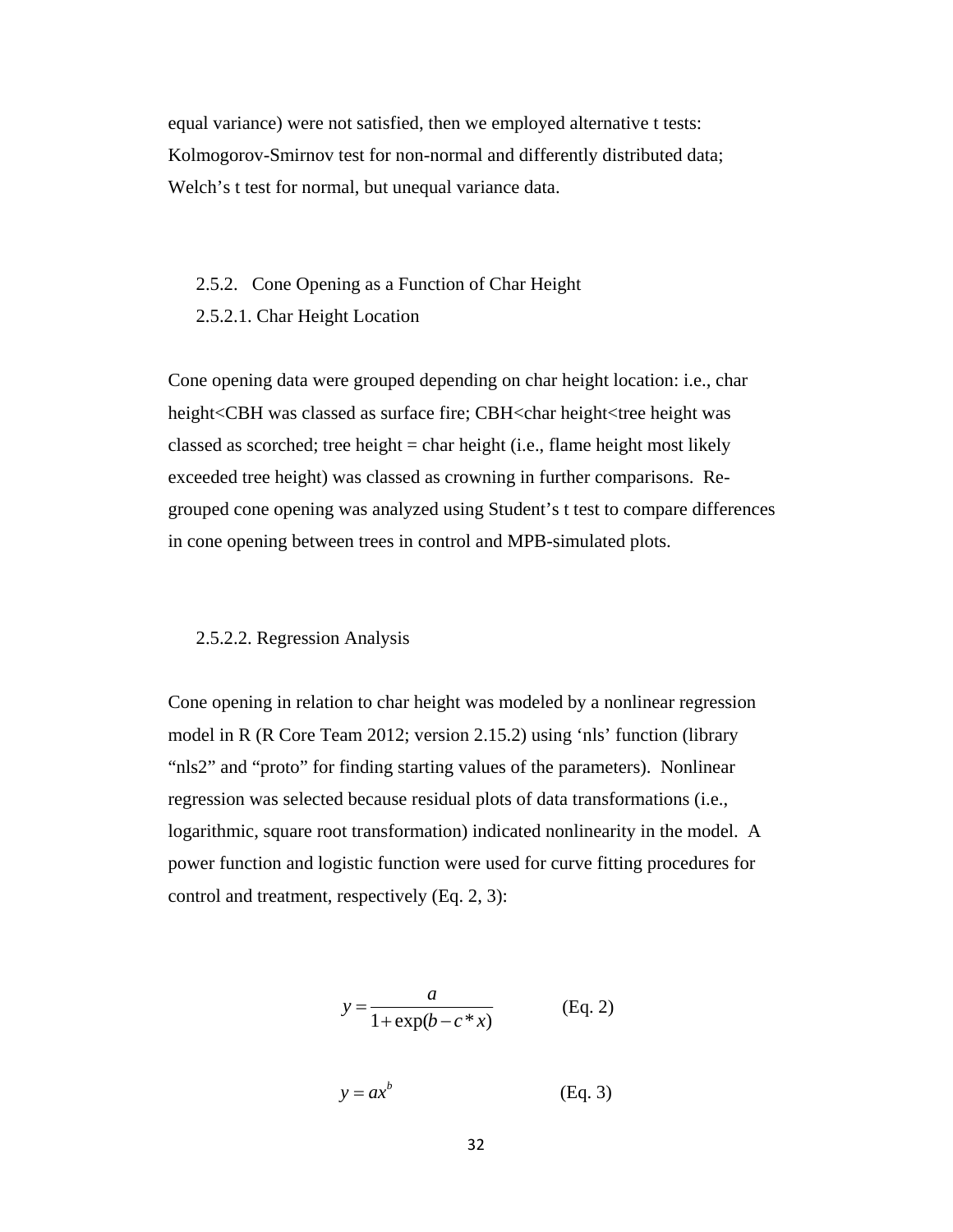equal variance) were not satisfied, then we employed alternative t tests: Kolmogorov-Smirnov test for non-normal and differently distributed data; Welch's t test for normal, but unequal variance data.

### 2.5.2. Cone Opening as a Function of Char Height

#### 2.5.2.1. Char Height Location

Cone opening data were grouped depending on char height location: i.e., char height<CBH was classed as surface fire; CBH<char height<tree height was classed as scorched; tree height = char height (i.e., flame height most likely exceeded tree height) was classed as crowning in further comparisons. Re-grouped cone opening was analyzed using Student's t test to compare differences in cone opening between trees in control and MPB-simulated plots.

#### 2.5.2.2. Regression Analysis

Cone opening in relation to char height was modeled by a nonlinear regression model in R (R Core Team 2012; version 2.15.2) using 'nls' function (library "nls2" and "proto" for finding starting values of the parameters). Nonlinear regression was selected because residual plots of data transformations (i.e., logarithmic, square root transformation) indicated nonlinearity in the model. A power function and logistic function were used for curve fitting procedures for control and treatment, respectively (Eq. 2, 3):

$$y = \frac{a}{1 + \exp(b - c * x)} \qquad \text{(Eq. 2)}$$

$$y = ax^b \qquad \text{(Eq. 3)}$$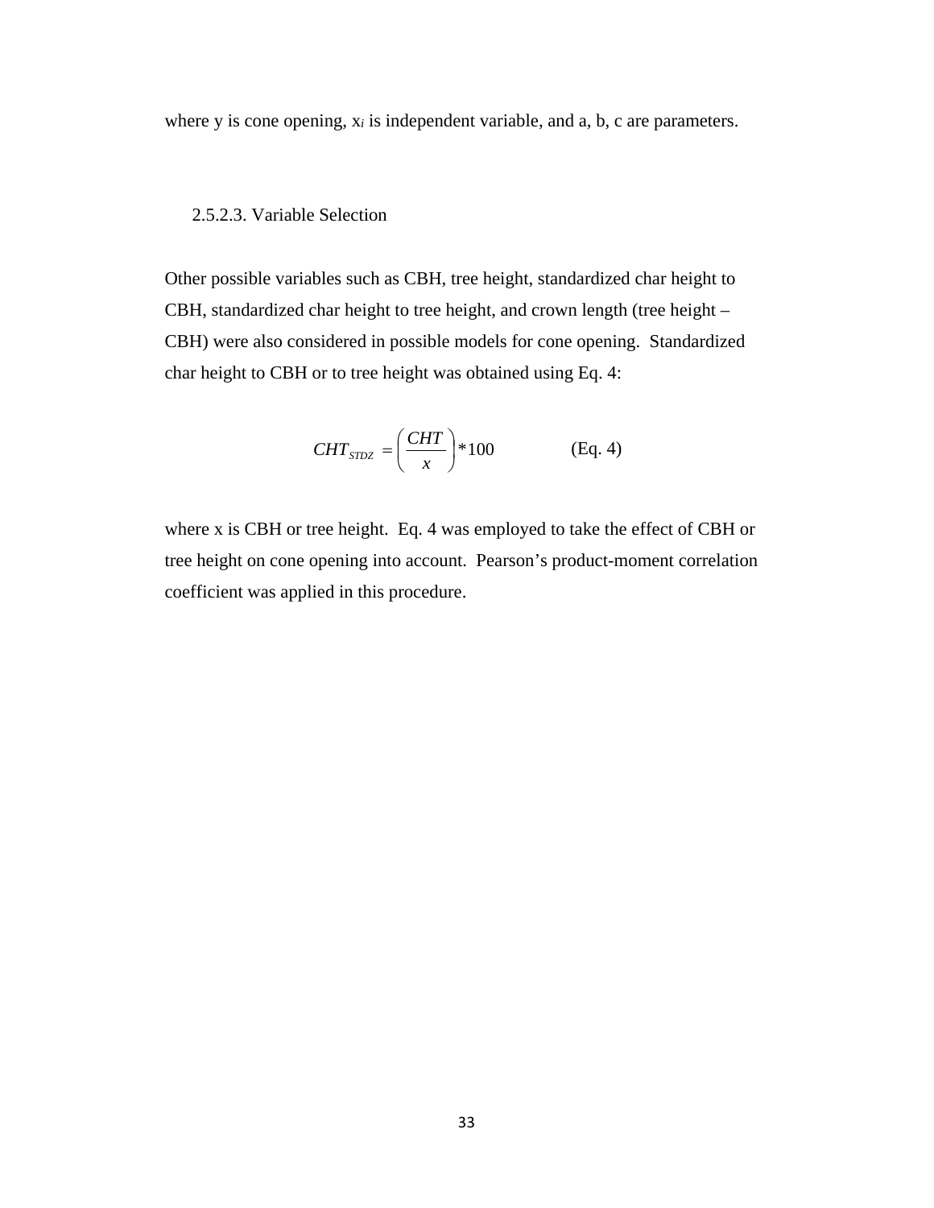where y is cone opening, $x_i$ is independent variable, and a, b, c are parameters.

#### 2.5.2.3. Variable Selection

Other possible variables such as CBH, tree height, standardized char height to CBH, standardized char height to tree height, and crown length (tree height – CBH) were also considered in possible models for cone opening. Standardized char height to CBH or to tree height was obtained using Eq. 4:

$$CHT_{STDZ} = \left( \frac{CHT}{x} \right) * 100 \qquad \text{(Eq. 4)}$$

where x is CBH or tree height. Eq. 4 was employed to take the effect of CBH or tree height on cone opening into account. Pearson's product-moment correlation coefficient was applied in this procedure.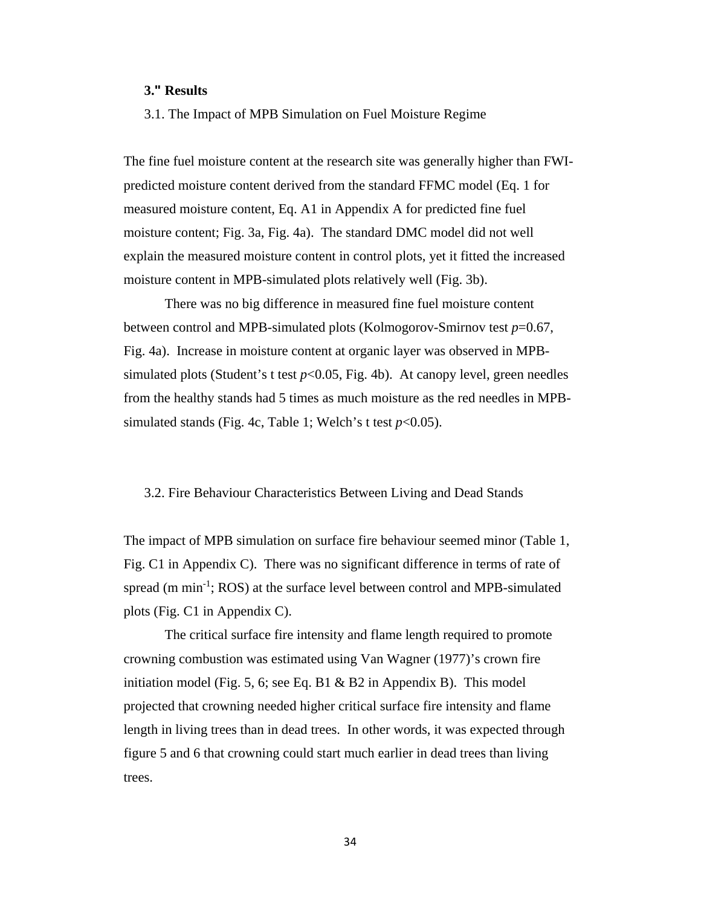## 3." Results

### 3.1. The Impact of MPB Simulation on Fuel Moisture Regime

The fine fuel moisture content at the research site was generally higher than FWI-predicted moisture content derived from the standard FFMC model (Eq. 1 for measured moisture content, Eq. A1 in Appendix A for predicted fine fuel moisture content; Fig. 3a, Fig. 4a). The standard DMC model did not well explain the measured moisture content in control plots, yet it fitted the increased moisture content in MPB-simulated plots relatively well (Fig. 3b).

There was no big difference in measured fine fuel moisture content between control and MPB-simulated plots (Kolmogorov-Smirnov test $p$=0.67, Fig. 4a). Increase in moisture content at organic layer was observed in MPB-simulated plots (Student's t test $p$<0.05, Fig. 4b). At canopy level, green needles from the healthy stands had 5 times as much moisture as the red needles in MPB-simulated stands (Fig. 4c, Table 1; Welch's t test $p$<0.05).

### 3.2. Fire Behaviour Characteristics Between Living and Dead Stands

The impact of MPB simulation on surface fire behaviour seemed minor (Table 1, Fig. C1 in Appendix C). There was no significant difference in terms of rate of spread (m min$^{-1}$; ROS) at the surface level between control and MPB-simulated plots (Fig. C1 in Appendix C).

The critical surface fire intensity and flame length required to promote crowning combustion was estimated using Van Wagner (1977)'s crown fire initiation model (Fig. 5, 6; see Eq. B1 & B2 in Appendix B). This model projected that crowning needed higher critical surface fire intensity and flame length in living trees than in dead trees. In other words, it was expected through figure 5 and 6 that crowning could start much earlier in dead trees than living trees.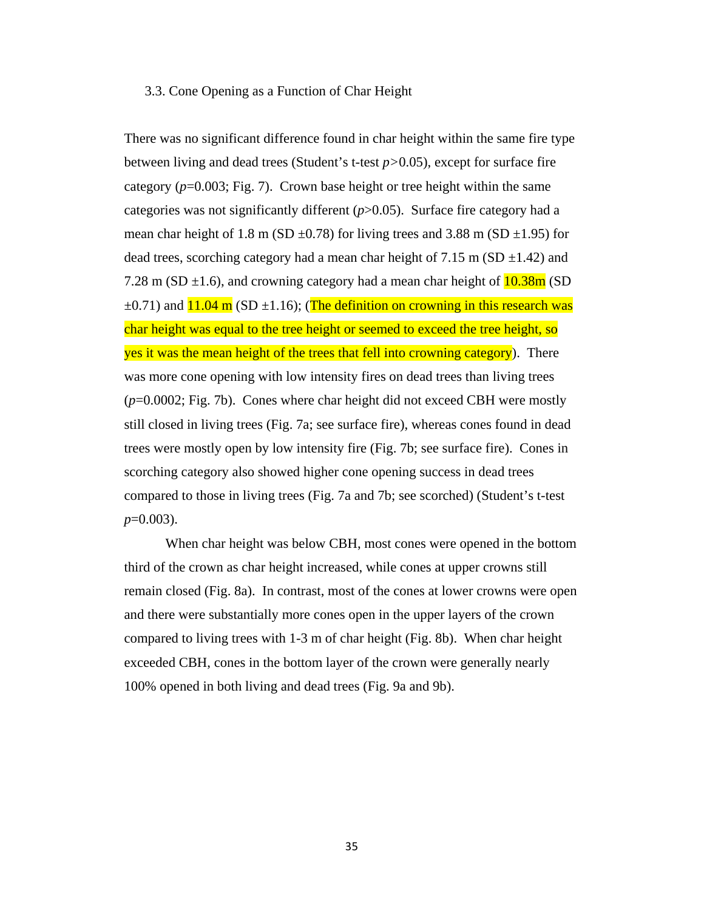### 3.3. Cone Opening as a Function of Char Height

There was no significant difference found in char height within the same fire type between living and dead trees (Student's t-test $p>0.05$), except for surface fire category ($p=0.003$; Fig. 7). Crown base height or tree height within the same categories was not significantly different ($p>0.05$). Surface fire category had a mean char height of 1.8 m (SD ±0.78) for living trees and 3.88 m (SD ±1.95) for dead trees, scorching category had a mean char height of 7.15 m (SD ±1.42) and 7.28 m (SD ±1.6), and crowning category had a mean char height of 10.38m (SD ±0.71) and 11.04 m (SD ±1.16); (The definition on crowning in this research was char height was equal to the tree height or seemed to exceed the tree height, so yes it was the mean height of the trees that fell into crowning category). There was more cone opening with low intensity fires on dead trees than living trees ($p=0.0002$; Fig. 7b). Cones where char height did not exceed CBH were mostly still closed in living trees (Fig. 7a; see surface fire), whereas cones found in dead trees were mostly open by low intensity fire (Fig. 7b; see surface fire). Cones in scorching category also showed higher cone opening success in dead trees compared to those in living trees (Fig. 7a and 7b; see scorched) (Student's t-test $p=0.003$).

When char height was below CBH, most cones were opened in the bottom third of the crown as char height increased, while cones at upper crowns still remain closed (Fig. 8a). In contrast, most of the cones at lower crowns were open and there were substantially more cones open in the upper layers of the crown compared to living trees with 1-3 m of char height (Fig. 8b). When char height exceeded CBH, cones in the bottom layer of the crown were generally nearly 100% opened in both living and dead trees (Fig. 9a and 9b).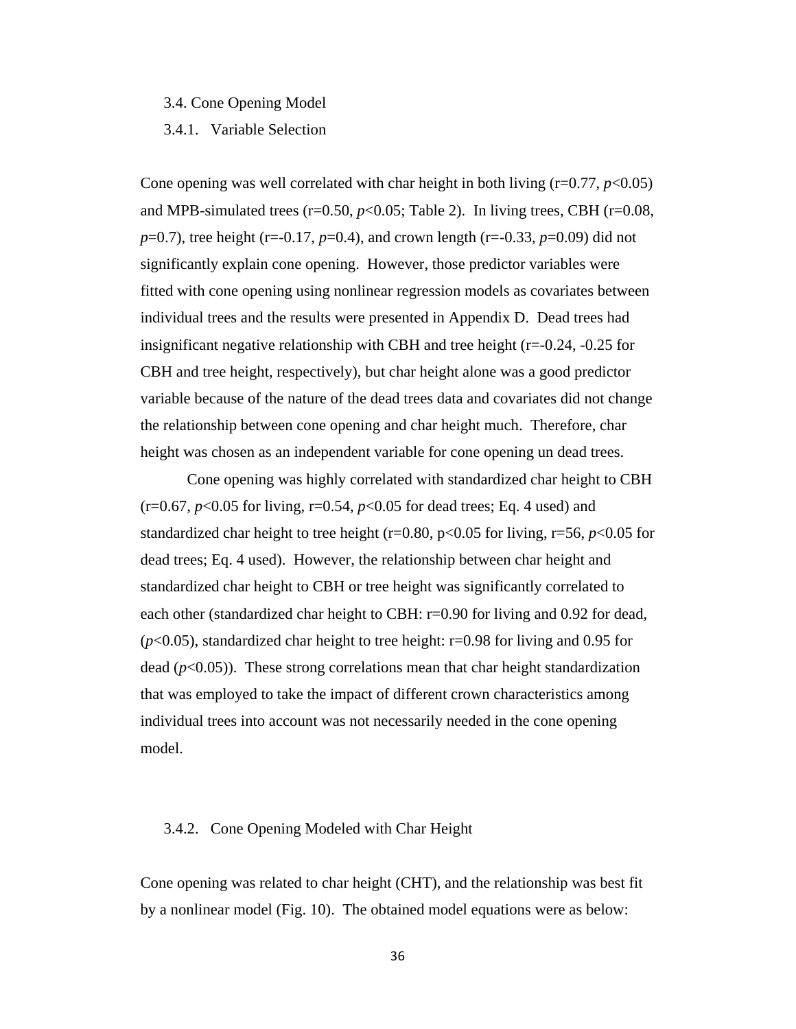### 3.4. Cone Opening Model

#### 3.4.1. Variable Selection

Cone opening was well correlated with char height in both living (r=0.77, $p$<0.05) and MPB-simulated trees (r=0.50, $p$<0.05; Table 2). In living trees, CBH (r=0.08, $p$=0.7), tree height (r=-0.17, $p$=0.4), and crown length (r=-0.33, $p$=0.09) did not significantly explain cone opening. However, those predictor variables were fitted with cone opening using nonlinear regression models as covariates between individual trees and the results were presented in Appendix D. Dead trees had insignificant negative relationship with CBH and tree height (r=-0.24, -0.25 for CBH and tree height, respectively), but char height alone was a good predictor variable because of the nature of the dead trees data and covariates did not change the relationship between cone opening and char height much. Therefore, char height was chosen as an independent variable for cone opening un dead trees.

Cone opening was highly correlated with standardized char height to CBH (r=0.67, $p$<0.05 for living, r=0.54, $p$<0.05 for dead trees; Eq. 4 used) and standardized char height to tree height (r=0.80, p<0.05 for living, r=56, $p$<0.05 for dead trees; Eq. 4 used). However, the relationship between char height and standardized char height to CBH or tree height was significantly correlated to each other (standardized char height to CBH: r=0.90 for living and 0.92 for dead, ($p$<0.05), standardized char height to tree height: r=0.98 for living and 0.95 for dead ($p$<0.05)). These strong correlations mean that char height standardization that was employed to take the impact of different crown characteristics among individual trees into account was not necessarily needed in the cone opening model.

#### 3.4.2. Cone Opening Modeled with Char Height

Cone opening was related to char height (CHT), and the relationship was best fit by a nonlinear model (Fig. 10). The obtained model equations were as below: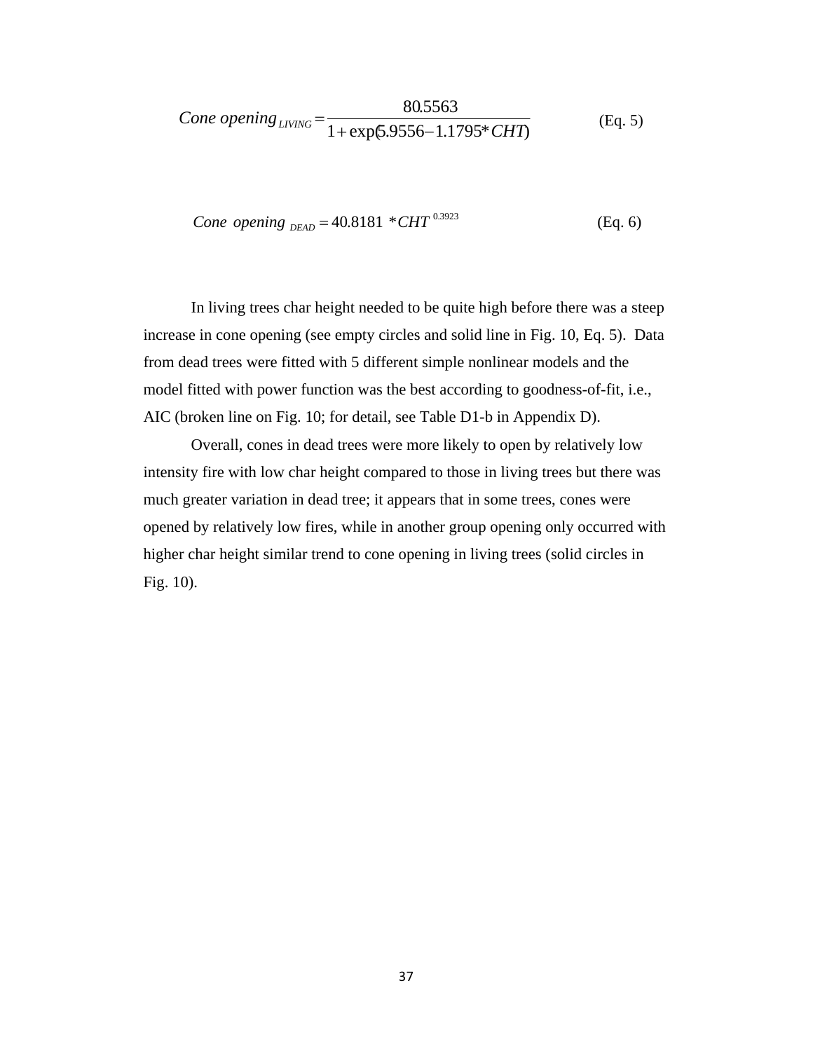$$Cone\ opening_{LIVING} = \frac{80.5563}{1 + \exp(5.9556 - 1.1795 * CHT)} \qquad \text{(Eq. 5)}$$

$$Cone\ opening_{DEAD} = 40.8181 * CHT^{0.3923} \qquad \text{(Eq. 6)}$$

In living trees char height needed to be quite high before there was a steep increase in cone opening (see empty circles and solid line in Fig. 10, Eq. 5). Data from dead trees were fitted with 5 different simple nonlinear models and the model fitted with power function was the best according to goodness-of-fit, i.e., AIC (broken line on Fig. 10; for detail, see Table D1-b in Appendix D).

Overall, cones in dead trees were more likely to open by relatively low intensity fire with low char height compared to those in living trees but there was much greater variation in dead tree; it appears that in some trees, cones were opened by relatively low fires, while in another group opening only occurred with higher char height similar trend to cone opening in living trees (solid circles in Fig. 10).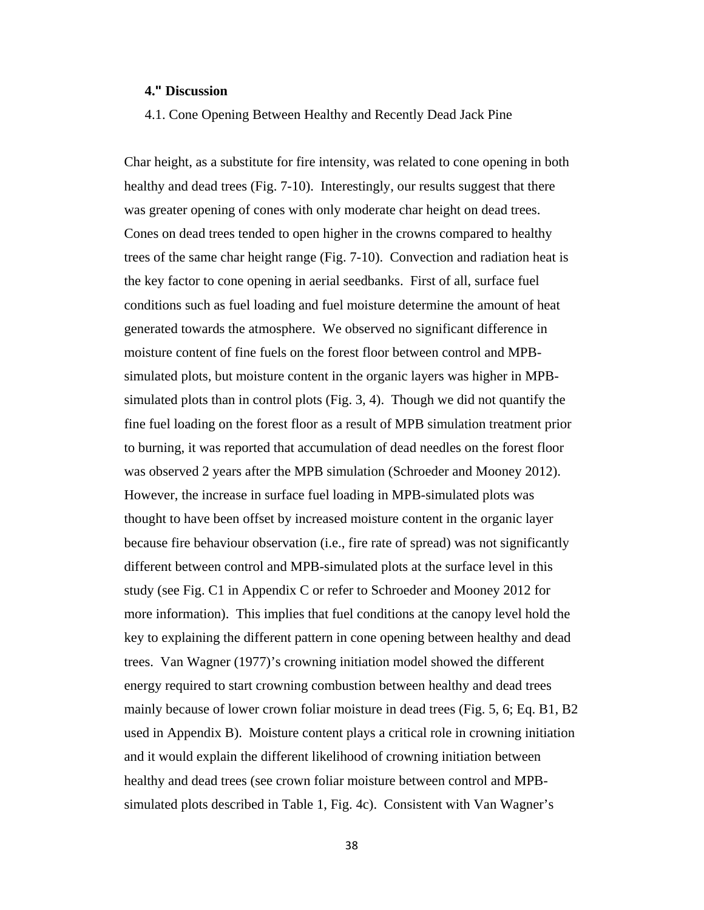## 4." Discussion

### 4.1. Cone Opening Between Healthy and Recently Dead Jack Pine

Char height, as a substitute for fire intensity, was related to cone opening in both healthy and dead trees (Fig. 7-10). Interestingly, our results suggest that there was greater opening of cones with only moderate char height on dead trees. Cones on dead trees tended to open higher in the crowns compared to healthy trees of the same char height range (Fig. 7-10). Convection and radiation heat is the key factor to cone opening in aerial seedbanks. First of all, surface fuel conditions such as fuel loading and fuel moisture determine the amount of heat generated towards the atmosphere. We observed no significant difference in moisture content of fine fuels on the forest floor between control and MPB-simulated plots, but moisture content in the organic layers was higher in MPB-simulated plots than in control plots (Fig. 3, 4). Though we did not quantify the fine fuel loading on the forest floor as a result of MPB simulation treatment prior to burning, it was reported that accumulation of dead needles on the forest floor was observed 2 years after the MPB simulation (Schroeder and Mooney 2012). However, the increase in surface fuel loading in MPB-simulated plots was thought to have been offset by increased moisture content in the organic layer because fire behaviour observation (i.e., fire rate of spread) was not significantly different between control and MPB-simulated plots at the surface level in this study (see Fig. C1 in Appendix C or refer to Schroeder and Mooney 2012 for more information). This implies that fuel conditions at the canopy level hold the key to explaining the different pattern in cone opening between healthy and dead trees. Van Wagner (1977)'s crowning initiation model showed the different energy required to start crowning combustion between healthy and dead trees mainly because of lower crown foliar moisture in dead trees (Fig. 5, 6; Eq. B1, B2 used in Appendix B). Moisture content plays a critical role in crowning initiation and it would explain the different likelihood of crowning initiation between healthy and dead trees (see crown foliar moisture between control and MPB-simulated plots described in Table 1, Fig. 4c). Consistent with Van Wagner's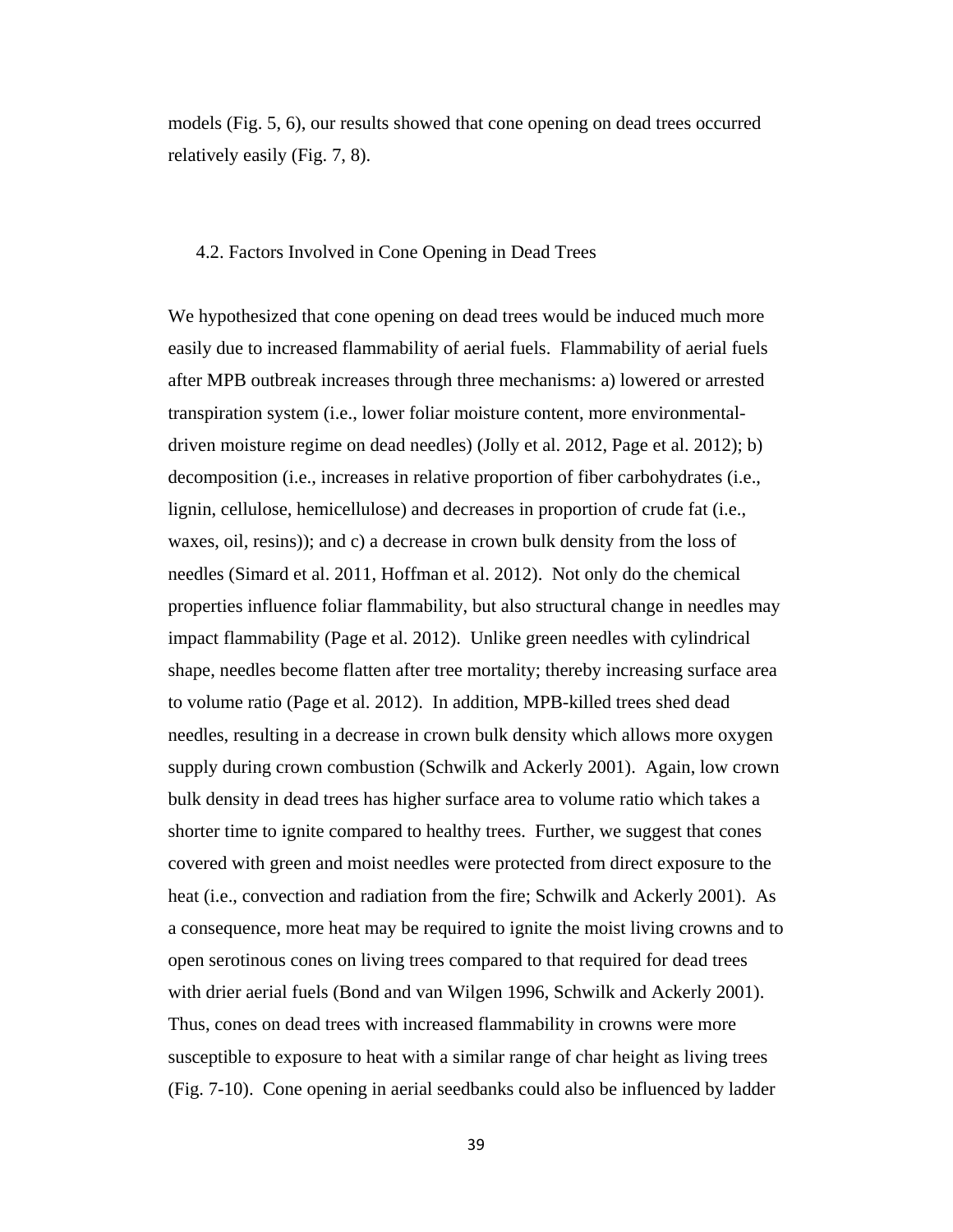models (Fig. 5, 6), our results showed that cone opening on dead trees occurred relatively easily (Fig. 7, 8).

## 4.2. Factors Involved in Cone Opening in Dead Trees

We hypothesized that cone opening on dead trees would be induced much more easily due to increased flammability of aerial fuels. Flammability of aerial fuels after MPB outbreak increases through three mechanisms: a) lowered or arrested transpiration system (i.e., lower foliar moisture content, more environmental-driven moisture regime on dead needles) (Jolly et al. 2012, Page et al. 2012); b) decomposition (i.e., increases in relative proportion of fiber carbohydrates (i.e., lignin, cellulose, hemicellulose) and decreases in proportion of crude fat (i.e., waxes, oil, resins)); and c) a decrease in crown bulk density from the loss of needles (Simard et al. 2011, Hoffman et al. 2012). Not only do the chemical properties influence foliar flammability, but also structural change in needles may impact flammability (Page et al. 2012). Unlike green needles with cylindrical shape, needles become flatten after tree mortality; thereby increasing surface area to volume ratio (Page et al. 2012). In addition, MPB-killed trees shed dead needles, resulting in a decrease in crown bulk density which allows more oxygen supply during crown combustion (Schwilk and Ackerly 2001). Again, low crown bulk density in dead trees has higher surface area to volume ratio which takes a shorter time to ignite compared to healthy trees. Further, we suggest that cones covered with green and moist needles were protected from direct exposure to the heat (i.e., convection and radiation from the fire; Schwilk and Ackerly 2001). As a consequence, more heat may be required to ignite the moist living crowns and to open serotinous cones on living trees compared to that required for dead trees with drier aerial fuels (Bond and van Wilgen 1996, Schwilk and Ackerly 2001). Thus, cones on dead trees with increased flammability in crowns were more susceptible to exposure to heat with a similar range of char height as living trees (Fig. 7-10). Cone opening in aerial seedbanks could also be influenced by ladder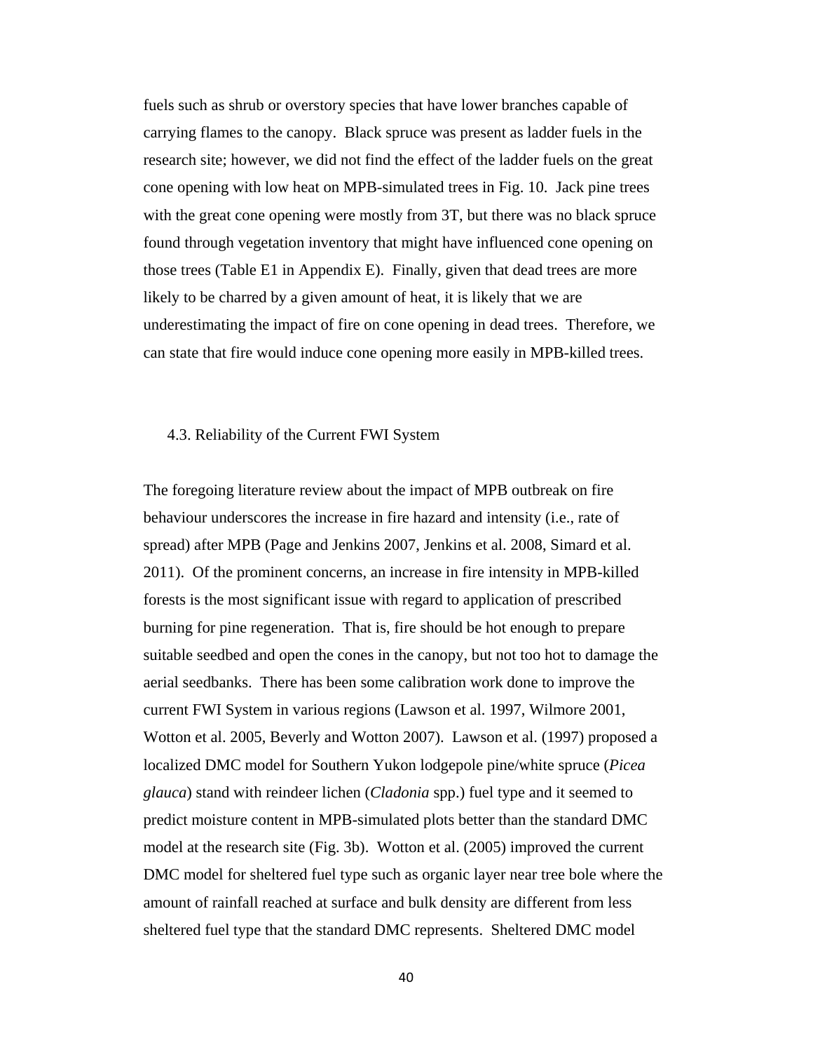fuels such as shrub or overstory species that have lower branches capable of carrying flames to the canopy. Black spruce was present as ladder fuels in the research site; however, we did not find the effect of the ladder fuels on the great cone opening with low heat on MPB-simulated trees in Fig. 10. Jack pine trees with the great cone opening were mostly from 3T, but there was no black spruce found through vegetation inventory that might have influenced cone opening on those trees (Table E1 in Appendix E). Finally, given that dead trees are more likely to be charred by a given amount of heat, it is likely that we are underestimating the impact of fire on cone opening in dead trees. Therefore, we can state that fire would induce cone opening more easily in MPB-killed trees.

### 4.3. Reliability of the Current FWI System

The foregoing literature review about the impact of MPB outbreak on fire behaviour underscores the increase in fire hazard and intensity (i.e., rate of spread) after MPB (Page and Jenkins 2007, Jenkins et al. 2008, Simard et al. 2011). Of the prominent concerns, an increase in fire intensity in MPB-killed forests is the most significant issue with regard to application of prescribed burning for pine regeneration. That is, fire should be hot enough to prepare suitable seedbed and open the cones in the canopy, but not too hot to damage the aerial seedbanks. There has been some calibration work done to improve the current FWI System in various regions (Lawson et al. 1997, Wilmore 2001, Wotton et al. 2005, Beverly and Wotton 2007). Lawson et al. (1997) proposed a localized DMC model for Southern Yukon lodgepole pine/white spruce (*Picea glauca*) stand with reindeer lichen (*Cladonia* spp.) fuel type and it seemed to predict moisture content in MPB-simulated plots better than the standard DMC model at the research site (Fig. 3b). Wotton et al. (2005) improved the current DMC model for sheltered fuel type such as organic layer near tree bole where the amount of rainfall reached at surface and bulk density are different from less sheltered fuel type that the standard DMC represents. Sheltered DMC model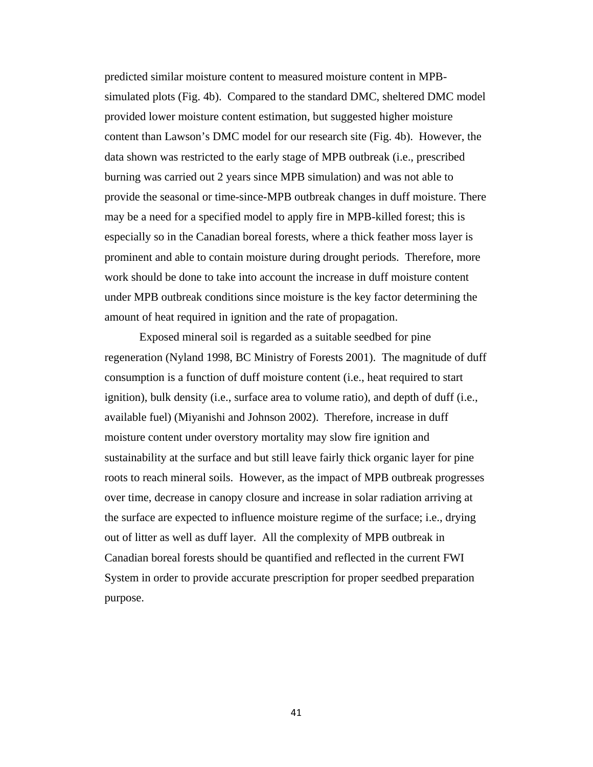predicted similar moisture content to measured moisture content in MPB-simulated plots (Fig. 4b). Compared to the standard DMC, sheltered DMC model provided lower moisture content estimation, but suggested higher moisture content than Lawson's DMC model for our research site (Fig. 4b). However, the data shown was restricted to the early stage of MPB outbreak (i.e., prescribed burning was carried out 2 years since MPB simulation) and was not able to provide the seasonal or time-since-MPB outbreak changes in duff moisture. There may be a need for a specified model to apply fire in MPB-killed forest; this is especially so in the Canadian boreal forests, where a thick feather moss layer is prominent and able to contain moisture during drought periods. Therefore, more work should be done to take into account the increase in duff moisture content under MPB outbreak conditions since moisture is the key factor determining the amount of heat required in ignition and the rate of propagation.

Exposed mineral soil is regarded as a suitable seedbed for pine regeneration (Nyland 1998, BC Ministry of Forests 2001). The magnitude of duff consumption is a function of duff moisture content (i.e., heat required to start ignition), bulk density (i.e., surface area to volume ratio), and depth of duff (i.e., available fuel) (Miyanishi and Johnson 2002). Therefore, increase in duff moisture content under overstory mortality may slow fire ignition and sustainability at the surface and but still leave fairly thick organic layer for pine roots to reach mineral soils. However, as the impact of MPB outbreak progresses over time, decrease in canopy closure and increase in solar radiation arriving at the surface are expected to influence moisture regime of the surface; i.e., drying out of litter as well as duff layer. All the complexity of MPB outbreak in Canadian boreal forests should be quantified and reflected in the current FWI System in order to provide accurate prescription for proper seedbed preparation purpose.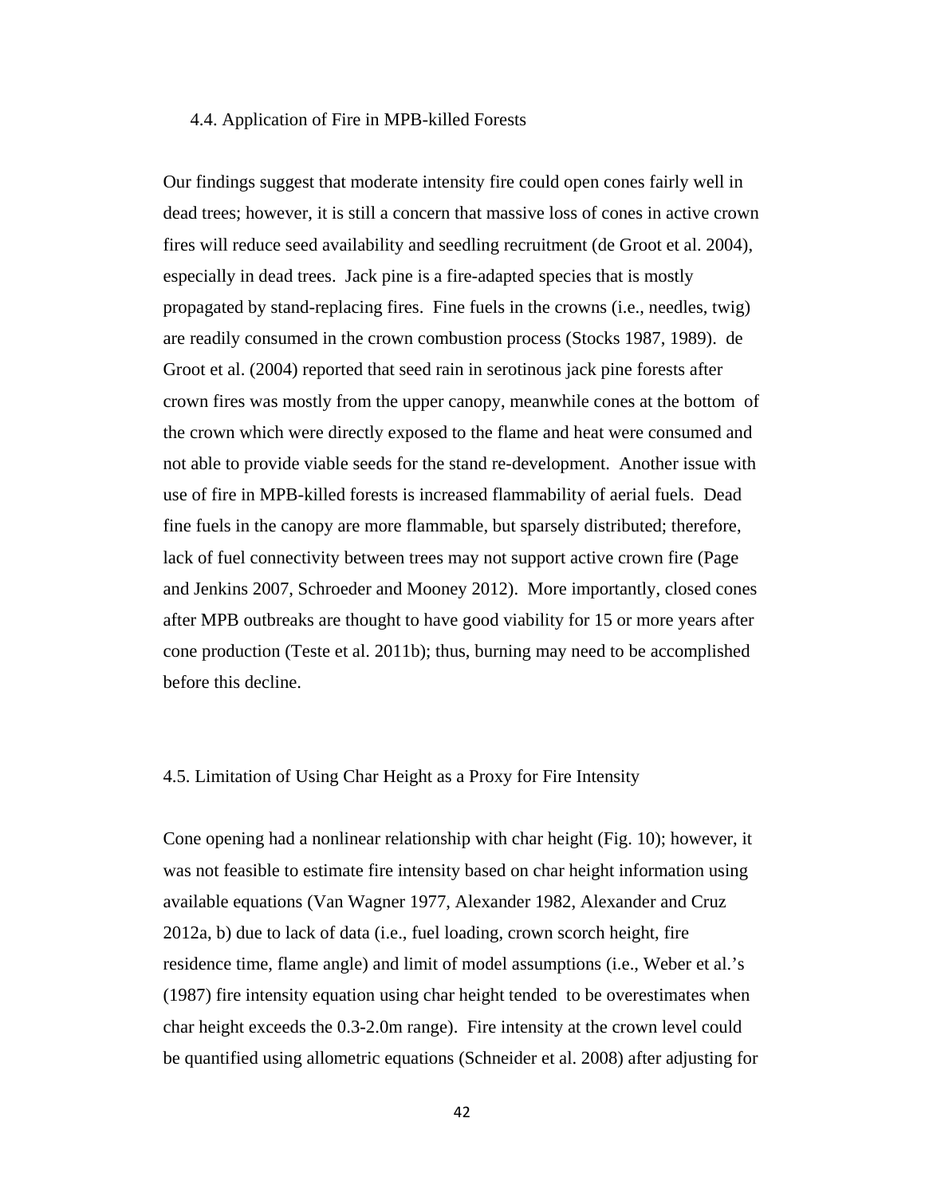### 4.4. Application of Fire in MPB-killed Forests

Our findings suggest that moderate intensity fire could open cones fairly well in dead trees; however, it is still a concern that massive loss of cones in active crown fires will reduce seed availability and seedling recruitment (de Groot et al. 2004), especially in dead trees. Jack pine is a fire-adapted species that is mostly propagated by stand-replacing fires. Fine fuels in the crowns (i.e., needles, twig) are readily consumed in the crown combustion process (Stocks 1987, 1989). de Groot et al. (2004) reported that seed rain in serotinous jack pine forests after crown fires was mostly from the upper canopy, meanwhile cones at the bottom of the crown which were directly exposed to the flame and heat were consumed and not able to provide viable seeds for the stand re-development. Another issue with use of fire in MPB-killed forests is increased flammability of aerial fuels. Dead fine fuels in the canopy are more flammable, but sparsely distributed; therefore, lack of fuel connectivity between trees may not support active crown fire (Page and Jenkins 2007, Schroeder and Mooney 2012). More importantly, closed cones after MPB outbreaks are thought to have good viability for 15 or more years after cone production (Teste et al. 2011b); thus, burning may need to be accomplished before this decline.

### 4.5. Limitation of Using Char Height as a Proxy for Fire Intensity

Cone opening had a nonlinear relationship with char height (Fig. 10); however, it was not feasible to estimate fire intensity based on char height information using available equations (Van Wagner 1977, Alexander 1982, Alexander and Cruz 2012a, b) due to lack of data (i.e., fuel loading, crown scorch height, fire residence time, flame angle) and limit of model assumptions (i.e., Weber et al.'s (1987) fire intensity equation using char height tended to be overestimates when char height exceeds the 0.3-2.0m range). Fire intensity at the crown level could be quantified using allometric equations (Schneider et al. 2008) after adjusting for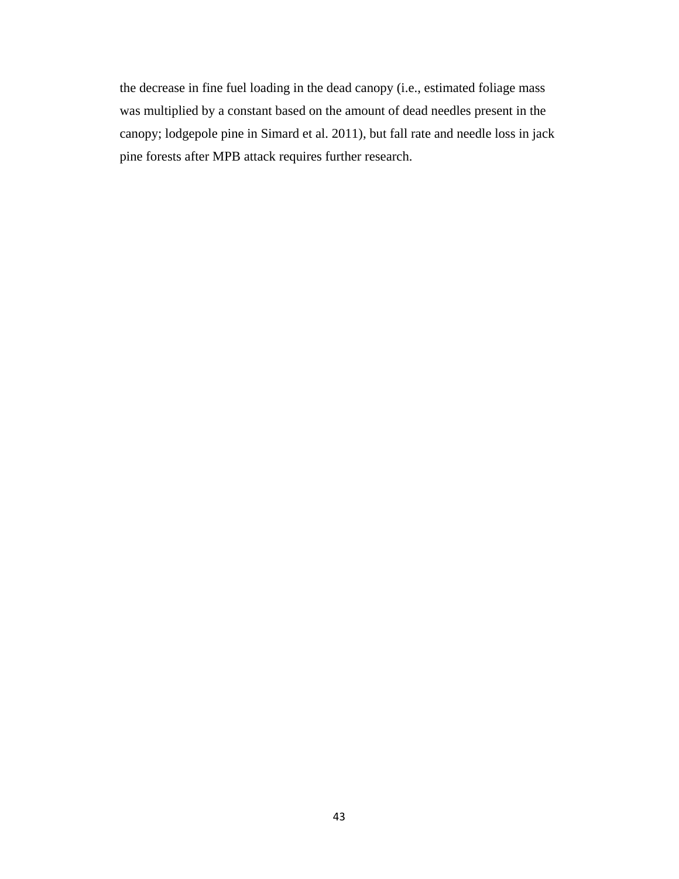the decrease in fine fuel loading in the dead canopy (i.e., estimated foliage mass was multiplied by a constant based on the amount of dead needles present in the canopy; lodgepole pine in Simard et al. 2011), but fall rate and needle loss in jack pine forests after MPB attack requires further research.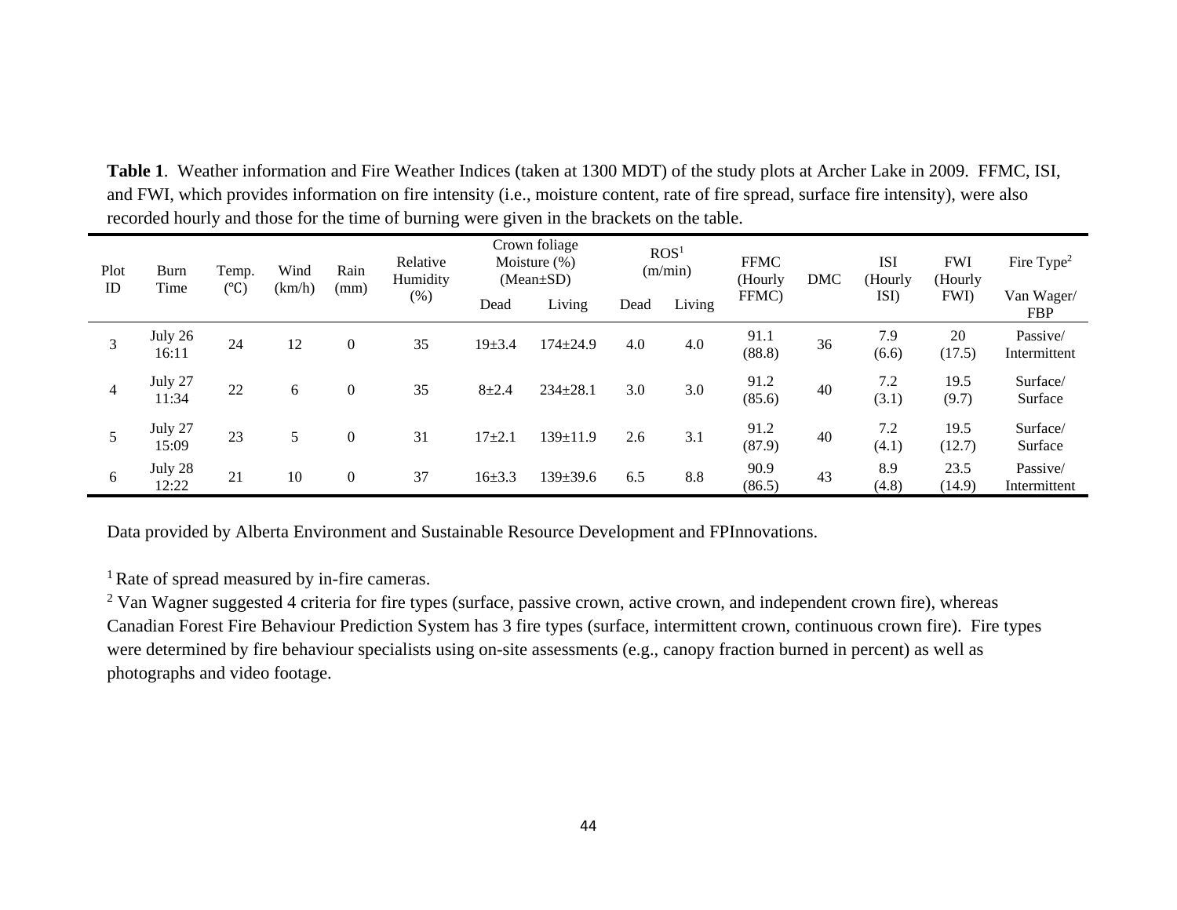**Table 1**. Weather information and Fire Weather Indices (taken at 1300 MDT) of the study plots at Archer Lake in 2009. FFMC, ISI, and FWI, which provides information on fire intensity (i.e., moisture content, rate of fire spread, surface fire intensity), were also recorded hourly and those for the time of burning were given in the brackets on the table.

| Plot ID | Burn Time | Temp. (℃) | Wind (km/h) | Rain (mm) | Relative Humidity (%) | Crown foliage Moisture (%) (Mean±SD) | | ROS[1] (m/min) | | FFMC (Hourly FFMC) | DMC | ISI (Hourly ISI) | FWI (Hourly FWI) | Fire Type[2] |
|---|---|---|---|---|---|---|---|---|---|---|---|---|---|---|
| | | | | | | Dead | Living | Dead | Living | | | | | Van Wager/ FBP |
| 3 | July 26 16:11 | 24 | 12 | 0 | 35 | 19±3.4 | 174±24.9 | 4.0 | 4.0 | 91.1 (88.8) | 36 | 7.9 (6.6) | 20 (17.5) | Passive/ Intermittent |
| 4 | July 27 11:34 | 22 | 6 | 0 | 35 | 8±2.4 | 234±28.1 | 3.0 | 3.0 | 91.2 (85.6) | 40 | 7.2 (3.1) | 19.5 (9.7) | Surface/ Surface |
| 5 | July 27 15:09 | 23 | 5 | 0 | 31 | 17±2.1 | 139±11.9 | 2.6 | 3.1 | 91.2 (87.9) | 40 | 7.2 (4.1) | 19.5 (12.7) | Surface/ Surface |
| 6 | July 28 12:22 | 21 | 10 | 0 | 37 | 16±3.3 | 139±39.6 | 6.5 | 8.8 | 90.9 (86.5) | 43 | 8.9 (4.8) | 23.5 (14.9) | Passive/ Intermittent |

Data provided by Alberta Environment and Sustainable Resource Development and FPInnovations.

[1] Rate of spread measured by in-fire cameras.

[2] Van Wagner suggested 4 criteria for fire types (surface, passive crown, active crown, and independent crown fire), whereas Canadian Forest Fire Behaviour Prediction System has 3 fire types (surface, intermittent crown, continuous crown fire). Fire types were determined by fire behaviour specialists using on-site assessments (e.g., canopy fraction burned in percent) as well as photographs and video footage.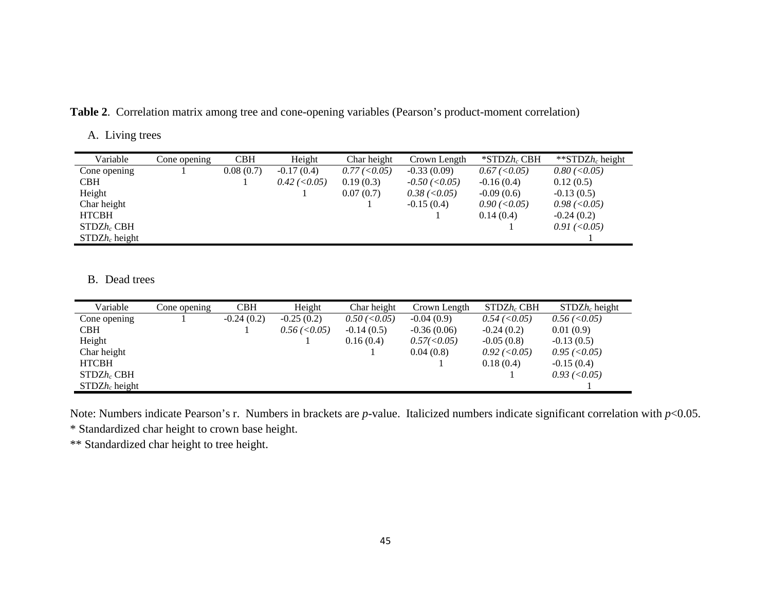**Table 2**. Correlation matrix among tree and cone-opening variables (Pearson's product-moment correlation)

A. Living trees

| Variable | Cone opening | CBH | Height | Char height | Crown Length | *STDZ$h_c$ CBH | **STDZ$h_c$ height |
|---|---|---|---|---|---|---|---|
| Cone opening | 1 | 0.08 (0.7) | -0.17 (0.4) | *0.77 (<0.05)* | -0.33 (0.09) | *0.67 (<0.05)* | *0.80 (<0.05)* |
| CBH | | 1 | *0.42 (<0.05)* | 0.19 (0.3) | *-0.50 (<0.05)* | -0.16 (0.4) | 0.12 (0.5) |
| Height | | | 1 | 0.07 (0.7) | *0.38 (<0.05)* | -0.09 (0.6) | -0.13 (0.5) |
| Char height | | | | 1 | -0.15 (0.4) | *0.90 (<0.05)* | *0.98 (<0.05)* |
| HTCBH | | | | | 1 | 0.14 (0.4) | -0.24 (0.2) |
| STDZ$h_c$ CBH | | | | | | 1 | *0.91 (<0.05)* |
| STDZ$h_c$ height | | | | | | | 1 |

B. Dead trees

| Variable | Cone opening | CBH | Height | Char height | Crown Length | STDZ$h_c$ CBH | STDZ$h_c$ height |
|---|---|---|---|---|---|---|---|
| Cone opening | 1 | -0.24 (0.2) | -0.25 (0.2) | *0.50 (<0.05)* | -0.04 (0.9) | *0.54 (<0.05)* | *0.56 (<0.05)* |
| CBH | | 1 | *0.56 (<0.05)* | -0.14 (0.5) | -0.36 (0.06) | -0.24 (0.2) | 0.01 (0.9) |
| Height | | | 1 | 0.16 (0.4) | *0.57(<0.05)* | -0.05 (0.8) | -0.13 (0.5) |
| Char height | | | | 1 | 0.04 (0.8) | *0.92 (<0.05)* | *0.95 (<0.05)* |
| HTCBH | | | | | 1 | 0.18 (0.4) | -0.15 (0.4) |
| STDZ$h_c$ CBH | | | | | | 1 | *0.93 (<0.05)* |
| STDZ$h_c$ height | | | | | | | 1 |

Note: Numbers indicate Pearson's r. Numbers in brackets are *p*-value. Italicized numbers indicate significant correlation with $p<0.05$.

* Standardized char height to crown base height.

** Standardized char height to tree height.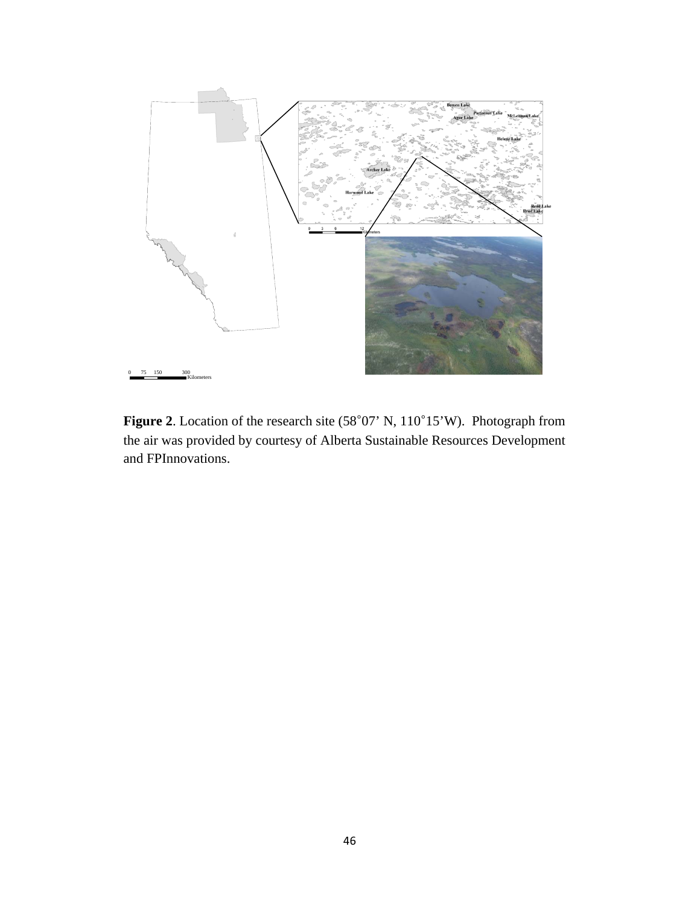**Figure 2**. Location of the research site (58˚07' N, 110˚15'W). Photograph from the air was provided by courtesy of Alberta Sustainable Resources Development and FPInnovations.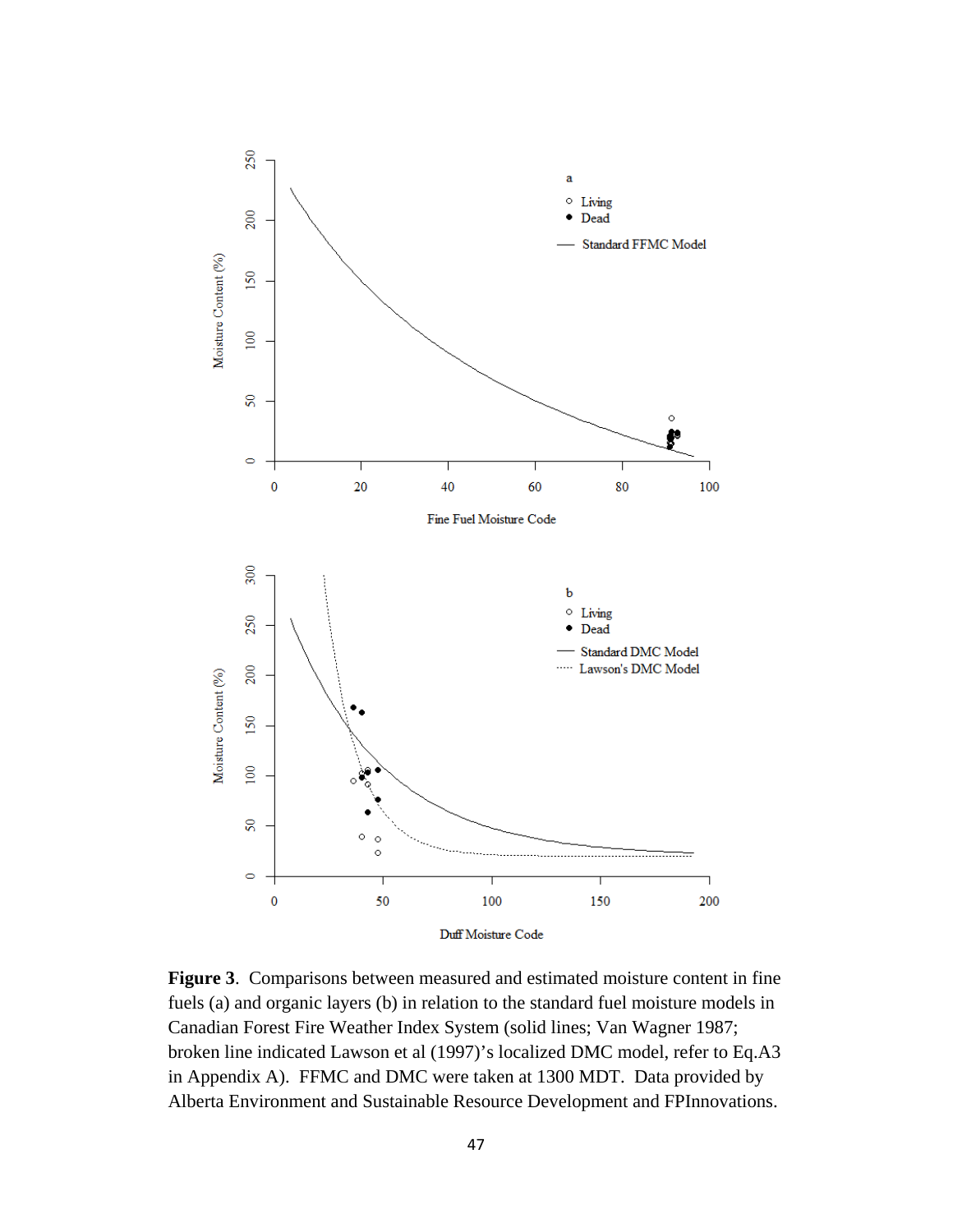**Figure 3**. Comparisons between measured and estimated moisture content in fine fuels (a) and organic layers (b) in relation to the standard fuel moisture models in Canadian Forest Fire Weather Index System (solid lines; Van Wagner 1987; broken line indicated Lawson et al (1997)'s localized DMC model, refer to Eq.A3 in Appendix A). FFMC and DMC were taken at 1300 MDT. Data provided by Alberta Environment and Sustainable Resource Development and FPInnovations.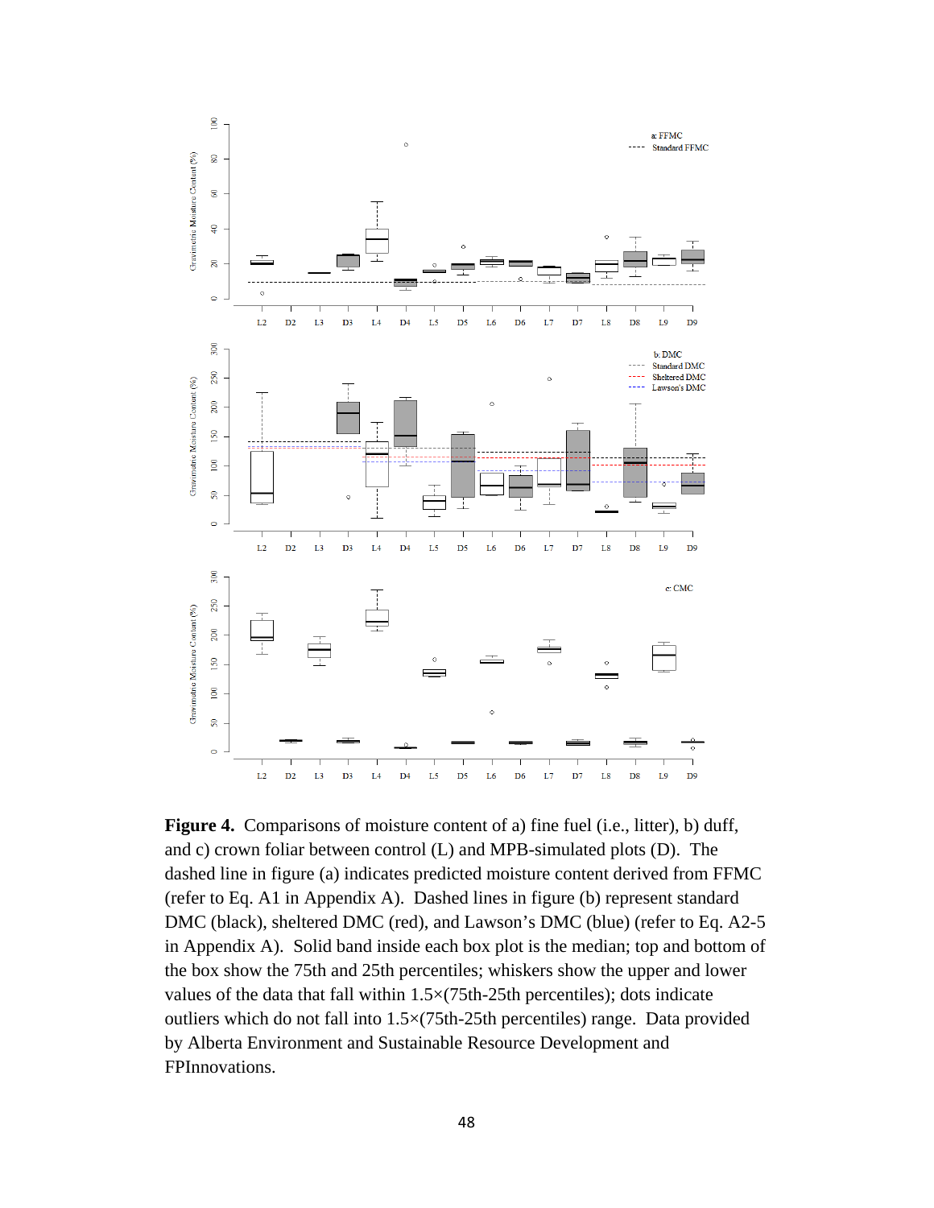**Figure 4.** Comparisons of moisture content of a) fine fuel (i.e., litter), b) duff, and c) crown foliar between control (L) and MPB-simulated plots (D). The dashed line in figure (a) indicates predicted moisture content derived from FFMC (refer to Eq. A1 in Appendix A). Dashed lines in figure (b) represent standard DMC (black), sheltered DMC (red), and Lawson's DMC (blue) (refer to Eq. A2-5 in Appendix A). Solid band inside each box plot is the median; top and bottom of the box show the 75th and 25th percentiles; whiskers show the upper and lower values of the data that fall within 1.5×(75th-25th percentiles); dots indicate outliers which do not fall into 1.5×(75th-25th percentiles) range. Data provided by Alberta Environment and Sustainable Resource Development and FPInnovations.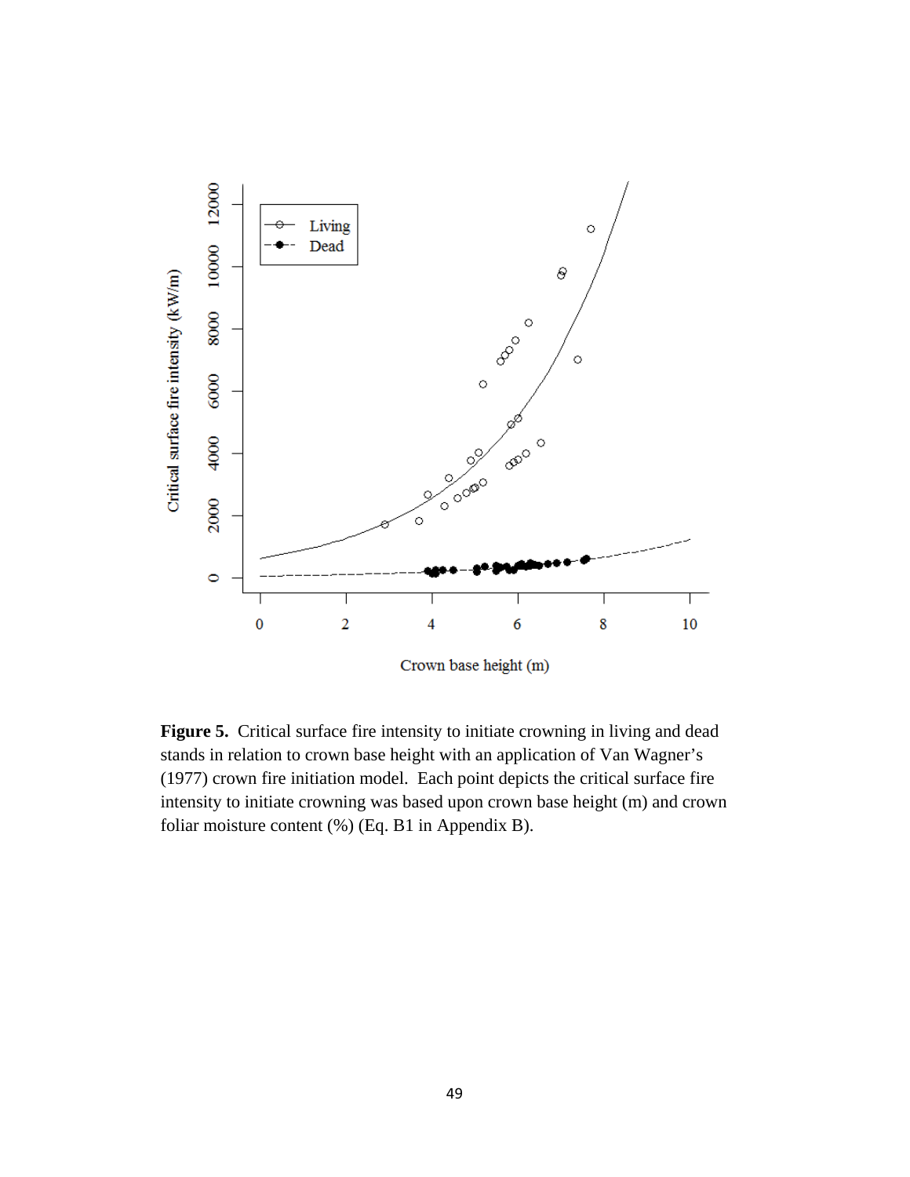**Figure 5.** Critical surface fire intensity to initiate crowning in living and dead stands in relation to crown base height with an application of Van Wagner's (1977) crown fire initiation model. Each point depicts the critical surface fire intensity to initiate crowning was based upon crown base height (m) and crown foliar moisture content (%) (Eq. B1 in Appendix B).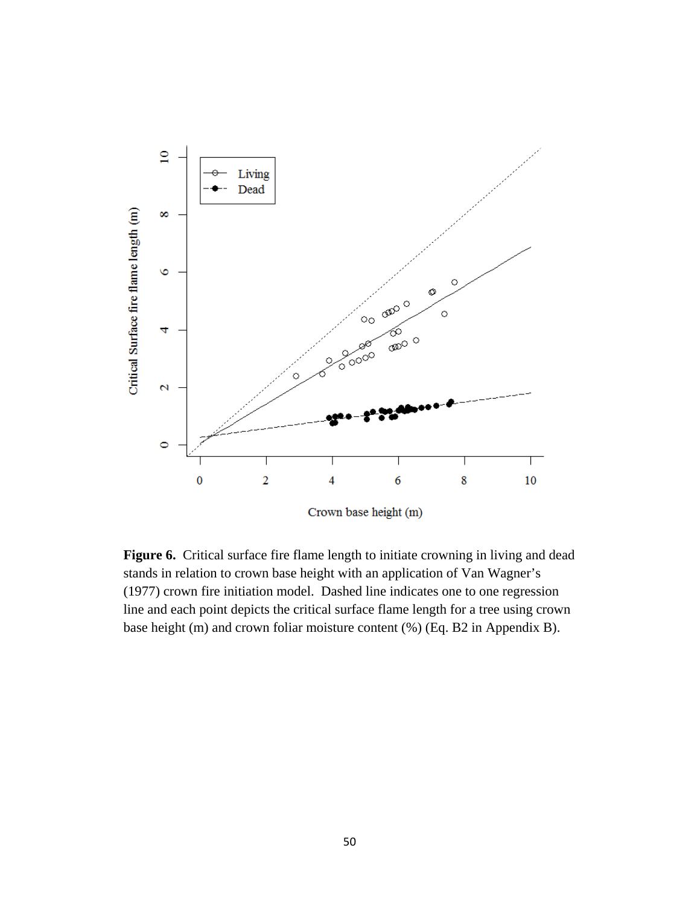**Figure 6.** Critical surface fire flame length to initiate crowning in living and dead stands in relation to crown base height with an application of Van Wagner's (1977) crown fire initiation model. Dashed line indicates one to one regression line and each point depicts the critical surface flame length for a tree using crown base height (m) and crown foliar moisture content (%) (Eq. B2 in Appendix B).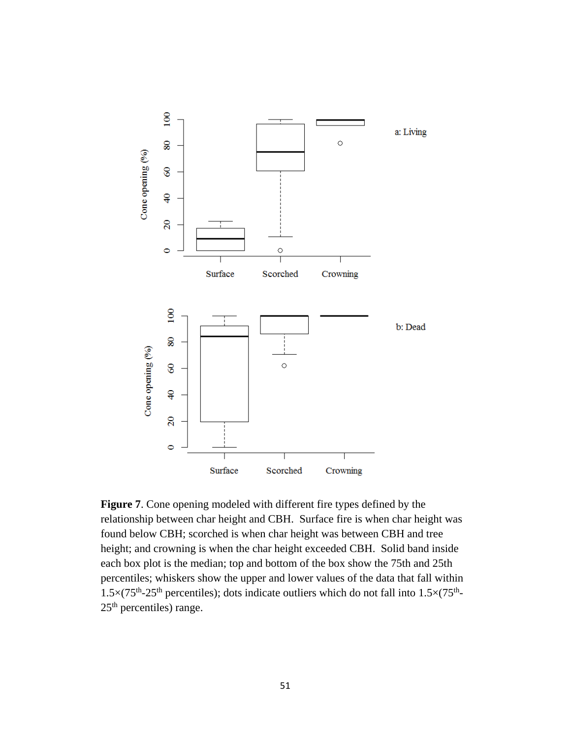**Figure 7**. Cone opening modeled with different fire types defined by the relationship between char height and CBH. Surface fire is when char height was found below CBH; scorched is when char height was between CBH and tree height; and crowning is when the char height exceeded CBH. Solid band inside each box plot is the median; top and bottom of the box show the 75th and 25th percentiles; whiskers show the upper and lower values of the data that fall within 1.5×(75$^{th}$-25$^{th}$ percentiles); dots indicate outliers which do not fall into 1.5×(75$^{th}$-25$^{th}$ percentiles) range.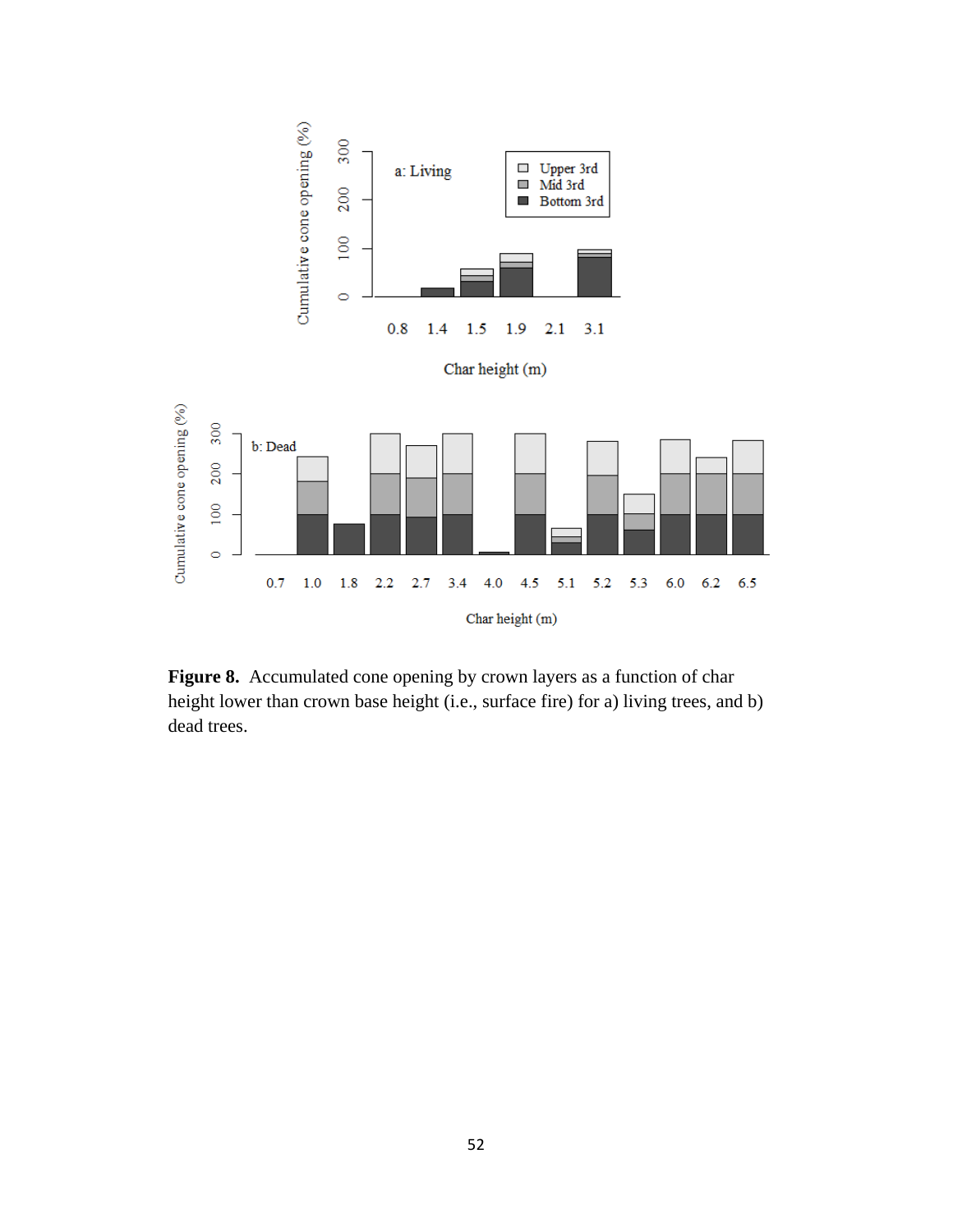**Figure 8.** Accumulated cone opening by crown layers as a function of char height lower than crown base height (i.e., surface fire) for a) living trees, and b) dead trees.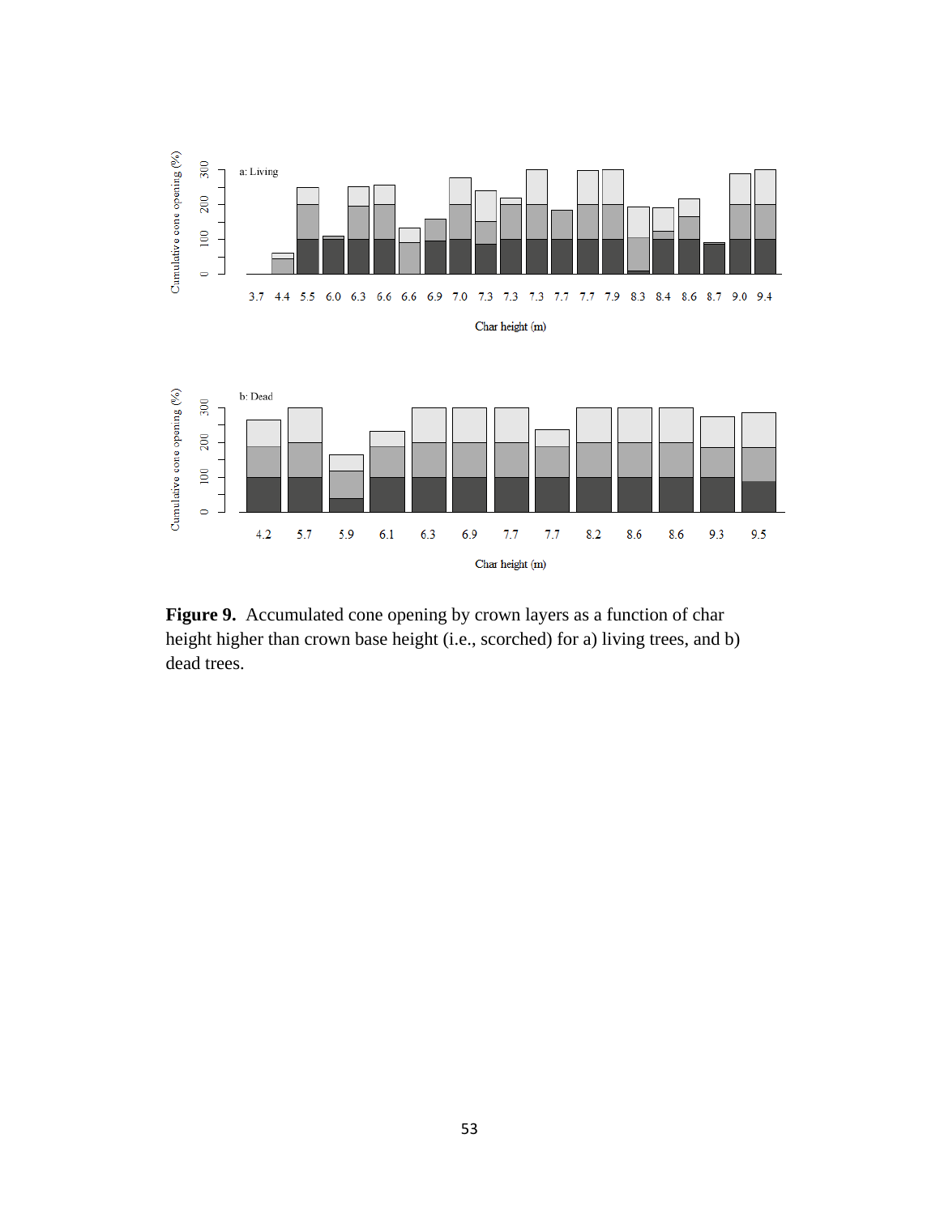**Figure 9.** Accumulated cone opening by crown layers as a function of char height higher than crown base height (i.e., scorched) for a) living trees, and b) dead trees.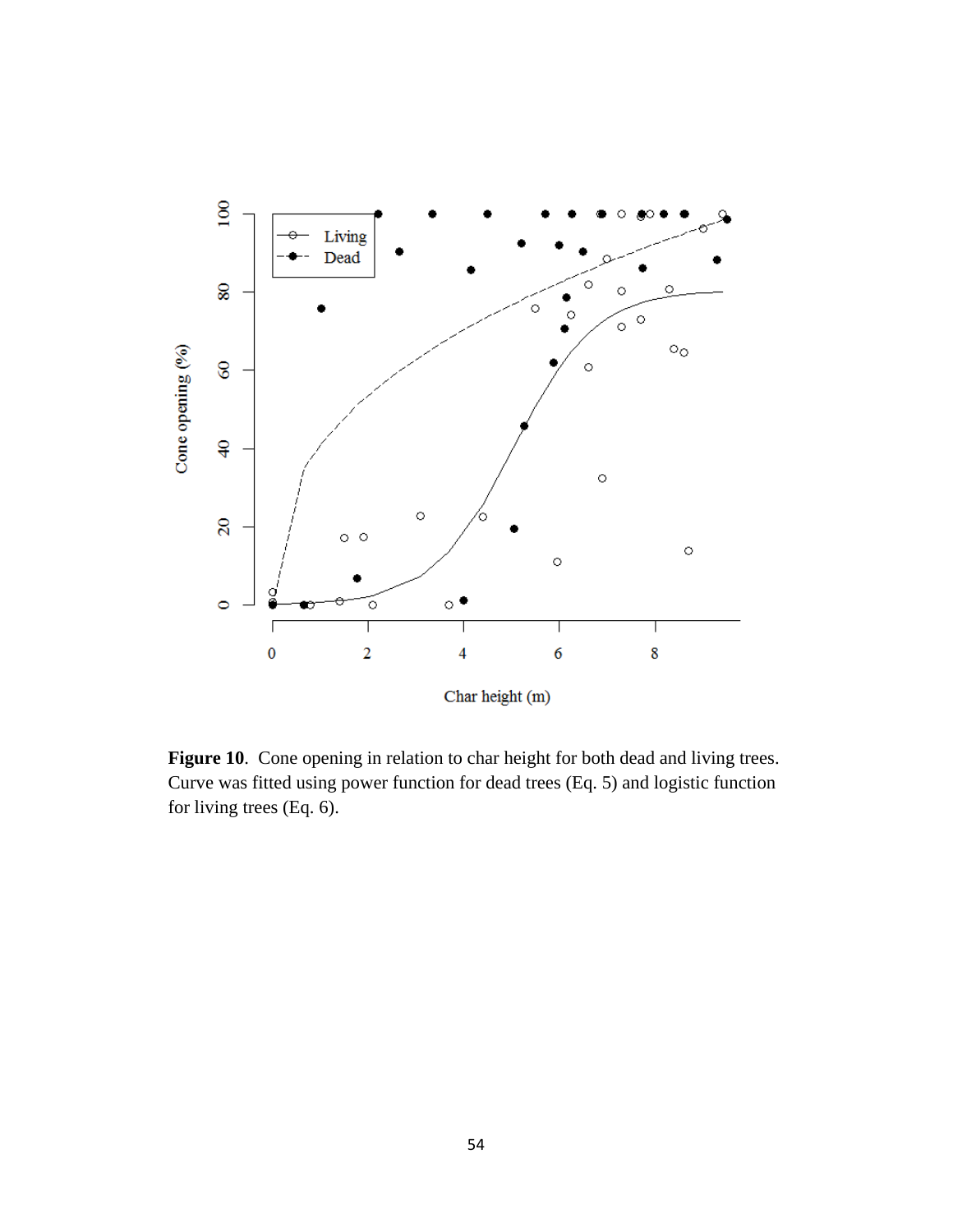**Figure 10**. Cone opening in relation to char height for both dead and living trees. Curve was fitted using power function for dead trees (Eq. 5) and logistic function for living trees (Eq. 6).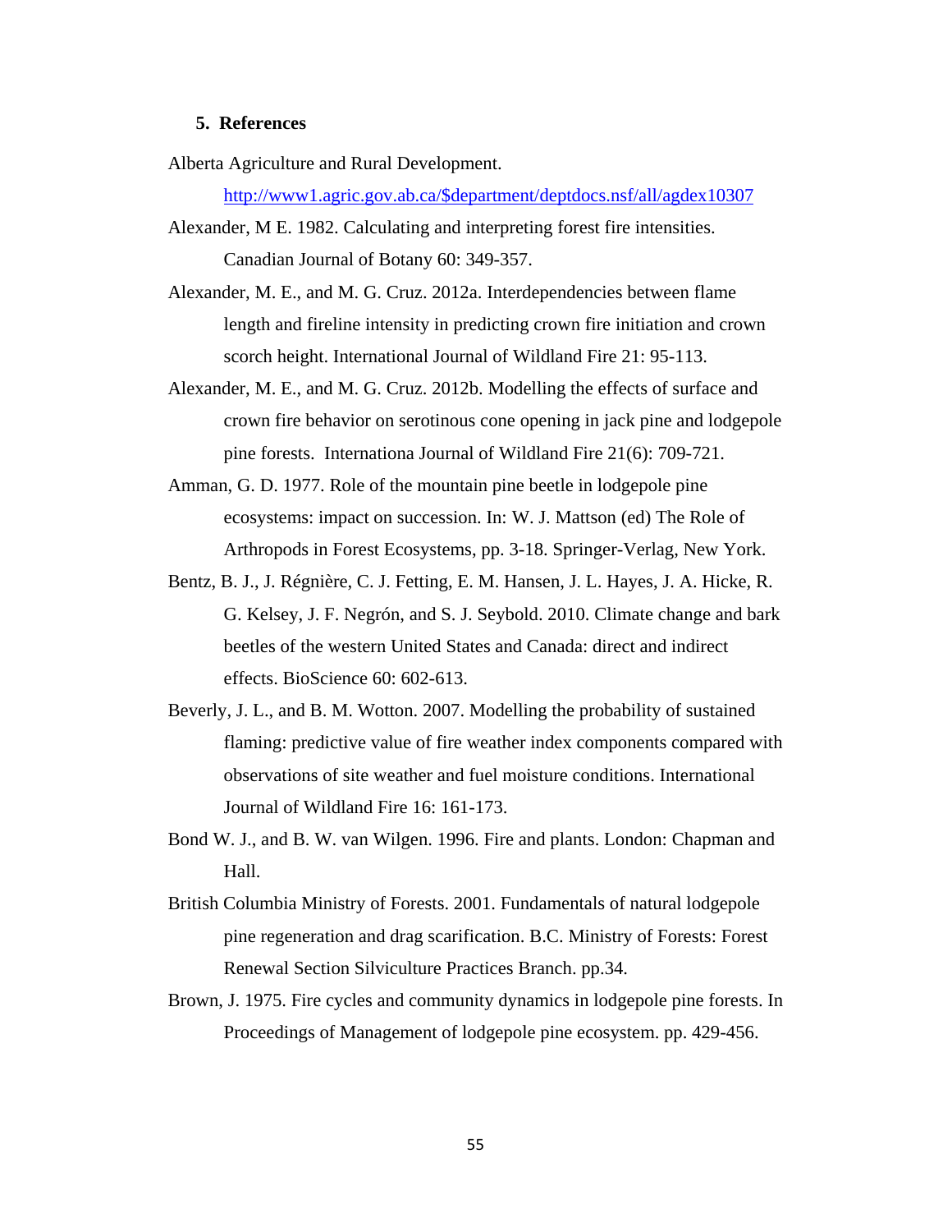## 5. References

Alberta Agriculture and Rural Development. http://www1.agric.gov.ab.ca/$department/deptdocs.nsf/all/agdex10307

Alexander, M E. 1982. Calculating and interpreting forest fire intensities. Canadian Journal of Botany 60: 349-357.

Alexander, M. E., and M. G. Cruz. 2012a. Interdependencies between flame length and fireline intensity in predicting crown fire initiation and crown scorch height. International Journal of Wildland Fire 21: 95-113.

Alexander, M. E., and M. G. Cruz. 2012b. Modelling the effects of surface and crown fire behavior on serotinous cone opening in jack pine and lodgepole pine forests. Internationa Journal of Wildland Fire 21(6): 709-721.

Amman, G. D. 1977. Role of the mountain pine beetle in lodgepole pine ecosystems: impact on succession. In: W. J. Mattson (ed) The Role of Arthropods in Forest Ecosystems, pp. 3-18. Springer-Verlag, New York.

Bentz, B. J., J. Régnière, C. J. Fetting, E. M. Hansen, J. L. Hayes, J. A. Hicke, R. G. Kelsey, J. F. Negrón, and S. J. Seybold. 2010. Climate change and bark beetles of the western United States and Canada: direct and indirect effects. BioScience 60: 602-613.

Beverly, J. L., and B. M. Wotton. 2007. Modelling the probability of sustained flaming: predictive value of fire weather index components compared with observations of site weather and fuel moisture conditions. International Journal of Wildland Fire 16: 161-173.

Bond W. J., and B. W. van Wilgen. 1996. Fire and plants. London: Chapman and Hall.

British Columbia Ministry of Forests. 2001. Fundamentals of natural lodgepole pine regeneration and drag scarification. B.C. Ministry of Forests: Forest Renewal Section Silviculture Practices Branch. pp.34.

Brown, J. 1975. Fire cycles and community dynamics in lodgepole pine forests. In Proceedings of Management of lodgepole pine ecosystem. pp. 429-456.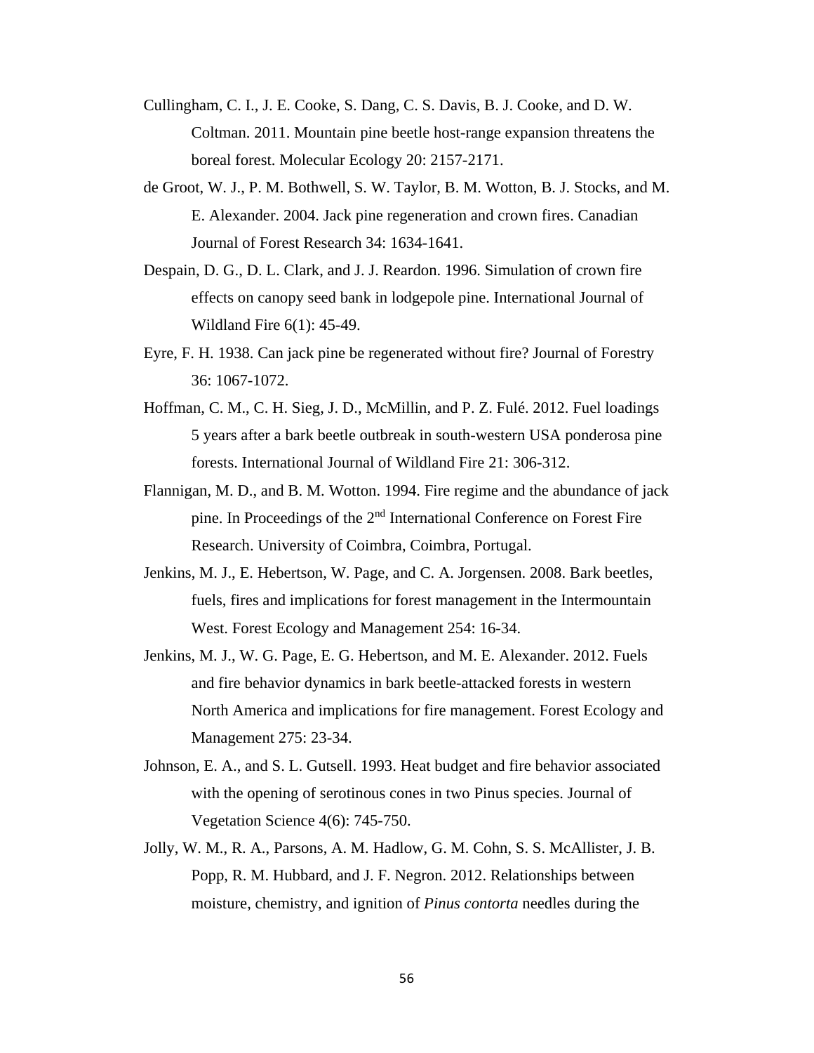Cullingham, C. I., J. E. Cooke, S. Dang, C. S. Davis, B. J. Cooke, and D. W. Coltman. 2011. Mountain pine beetle host-range expansion threatens the boreal forest. Molecular Ecology 20: 2157-2171.

de Groot, W. J., P. M. Bothwell, S. W. Taylor, B. M. Wotton, B. J. Stocks, and M. E. Alexander. 2004. Jack pine regeneration and crown fires. Canadian Journal of Forest Research 34: 1634-1641.

Despain, D. G., D. L. Clark, and J. J. Reardon. 1996. Simulation of crown fire effects on canopy seed bank in lodgepole pine. International Journal of Wildland Fire 6(1): 45-49.

Eyre, F. H. 1938. Can jack pine be regenerated without fire? Journal of Forestry 36: 1067-1072.

Hoffman, C. M., C. H. Sieg, J. D., McMillin, and P. Z. Fulé. 2012. Fuel loadings 5 years after a bark beetle outbreak in south-western USA ponderosa pine forests. International Journal of Wildland Fire 21: 306-312.

Flannigan, M. D., and B. M. Wotton. 1994. Fire regime and the abundance of jack pine. In Proceedings of the 2nd International Conference on Forest Fire Research. University of Coimbra, Coimbra, Portugal.

Jenkins, M. J., E. Hebertson, W. Page, and C. A. Jorgensen. 2008. Bark beetles, fuels, fires and implications for forest management in the Intermountain West. Forest Ecology and Management 254: 16-34.

Jenkins, M. J., W. G. Page, E. G. Hebertson, and M. E. Alexander. 2012. Fuels and fire behavior dynamics in bark beetle-attacked forests in western North America and implications for fire management. Forest Ecology and Management 275: 23-34.

Johnson, E. A., and S. L. Gutsell. 1993. Heat budget and fire behavior associated with the opening of serotinous cones in two Pinus species. Journal of Vegetation Science 4(6): 745-750.

Jolly, W. M., R. A., Parsons, A. M. Hadlow, G. M. Cohn, S. S. McAllister, J. B. Popp, R. M. Hubbard, and J. F. Negron. 2012. Relationships between moisture, chemistry, and ignition of *Pinus contorta* needles during the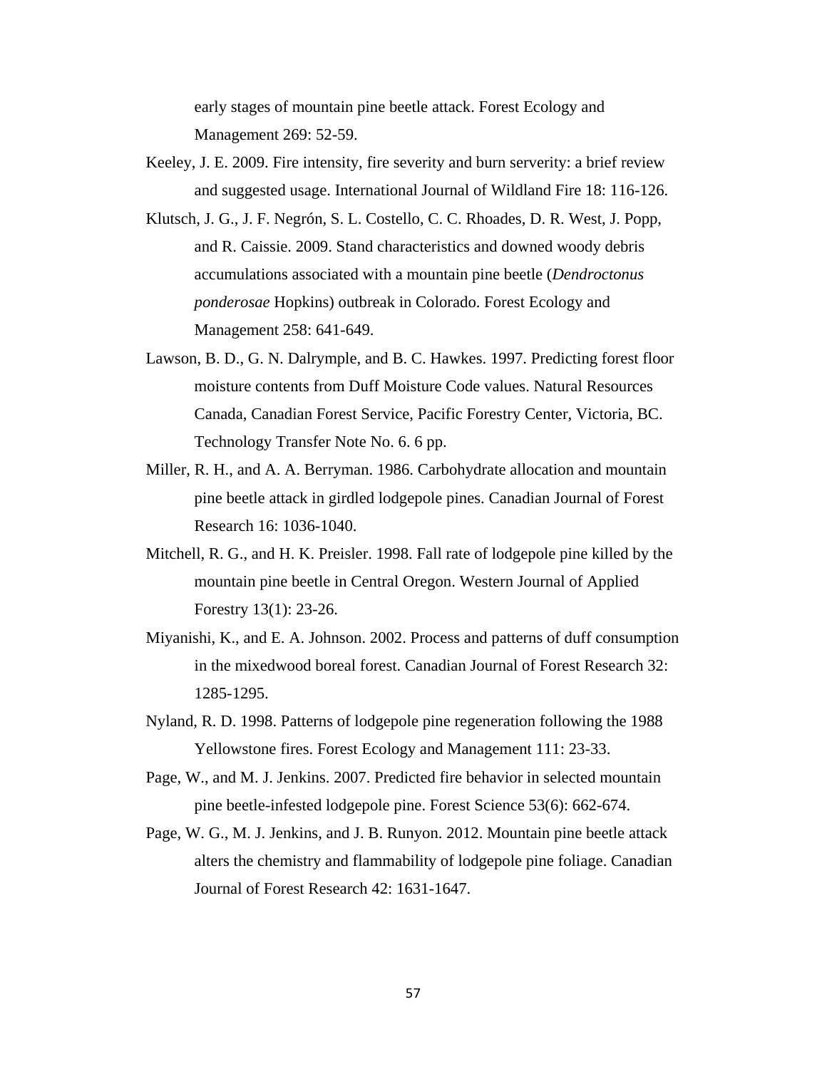early stages of mountain pine beetle attack. Forest Ecology and Management 269: 52-59.

Keeley, J. E. 2009. Fire intensity, fire severity and burn serverity: a brief review and suggested usage. International Journal of Wildland Fire 18: 116-126.

Klutsch, J. G., J. F. Negrón, S. L. Costello, C. C. Rhoades, D. R. West, J. Popp, and R. Caissie. 2009. Stand characteristics and downed woody debris accumulations associated with a mountain pine beetle (*Dendroctonus ponderosae* Hopkins) outbreak in Colorado. Forest Ecology and Management 258: 641-649.

Lawson, B. D., G. N. Dalrymple, and B. C. Hawkes. 1997. Predicting forest floor moisture contents from Duff Moisture Code values. Natural Resources Canada, Canadian Forest Service, Pacific Forestry Center, Victoria, BC. Technology Transfer Note No. 6. 6 pp.

Miller, R. H., and A. A. Berryman. 1986. Carbohydrate allocation and mountain pine beetle attack in girdled lodgepole pines. Canadian Journal of Forest Research 16: 1036-1040.

Mitchell, R. G., and H. K. Preisler. 1998. Fall rate of lodgepole pine killed by the mountain pine beetle in Central Oregon. Western Journal of Applied Forestry 13(1): 23-26.

Miyanishi, K., and E. A. Johnson. 2002. Process and patterns of duff consumption in the mixedwood boreal forest. Canadian Journal of Forest Research 32: 1285-1295.

Nyland, R. D. 1998. Patterns of lodgepole pine regeneration following the 1988 Yellowstone fires. Forest Ecology and Management 111: 23-33.

Page, W., and M. J. Jenkins. 2007. Predicted fire behavior in selected mountain pine beetle-infested lodgepole pine. Forest Science 53(6): 662-674.

Page, W. G., M. J. Jenkins, and J. B. Runyon. 2012. Mountain pine beetle attack alters the chemistry and flammability of lodgepole pine foliage. Canadian Journal of Forest Research 42: 1631-1647.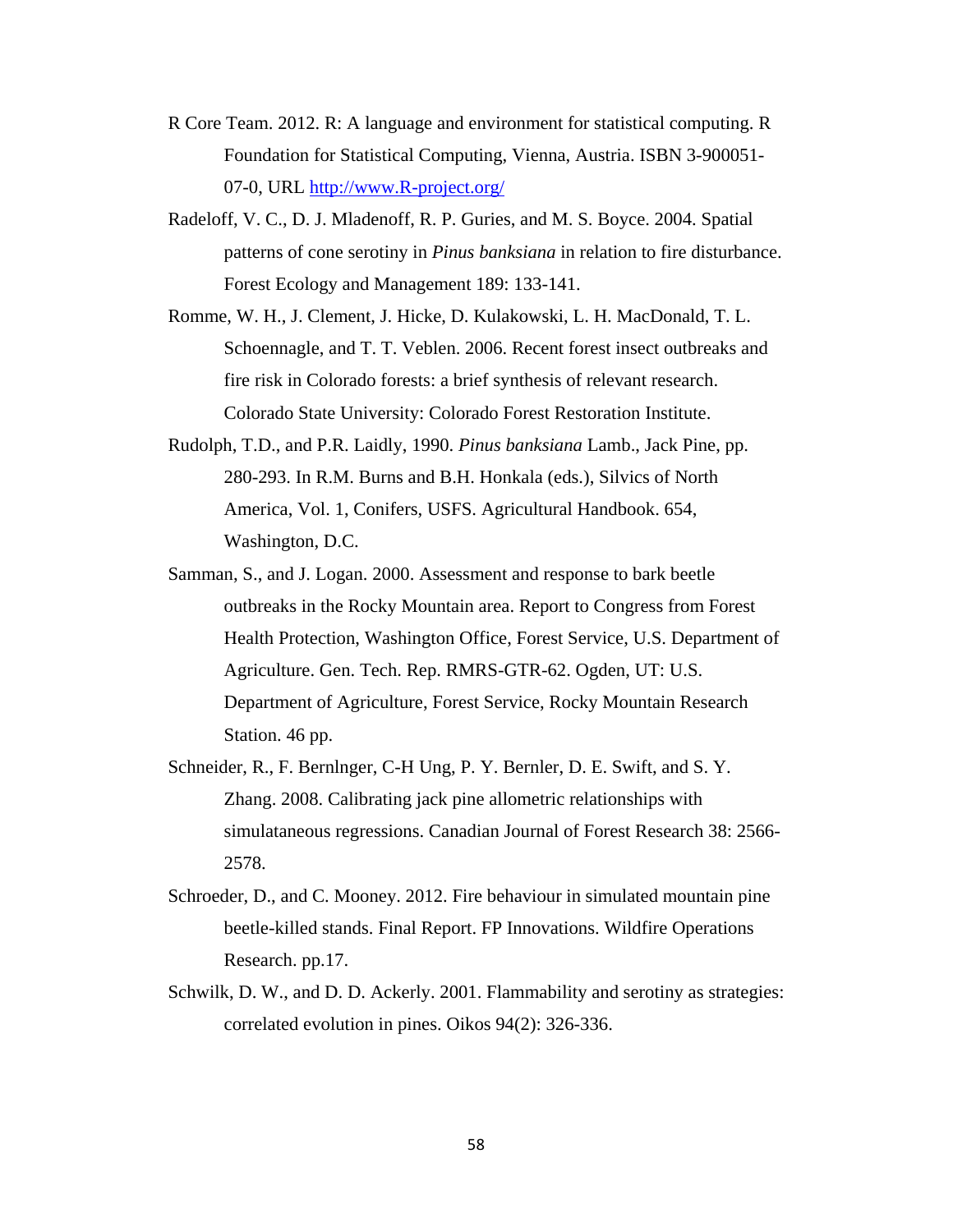R Core Team. 2012. R: A language and environment for statistical computing. R Foundation for Statistical Computing, Vienna, Austria. ISBN 3-900051-07-0, URL [http://www.R-project.org/](http://www.R-project.org/)

Radeloff, V. C., D. J. Mladenoff, R. P. Guries, and M. S. Boyce. 2004. Spatial patterns of cone serotiny in *Pinus banksiana* in relation to fire disturbance. Forest Ecology and Management 189: 133-141.

Romme, W. H., J. Clement, J. Hicke, D. Kulakowski, L. H. MacDonald, T. L. Schoennagle, and T. T. Veblen. 2006. Recent forest insect outbreaks and fire risk in Colorado forests: a brief synthesis of relevant research. Colorado State University: Colorado Forest Restoration Institute.

Rudolph, T.D., and P.R. Laidly, 1990. *Pinus banksiana* Lamb., Jack Pine, pp. 280-293. In R.M. Burns and B.H. Honkala (eds.), Silvics of North America, Vol. 1, Conifers, USFS. Agricultural Handbook. 654, Washington, D.C.

Samman, S., and J. Logan. 2000. Assessment and response to bark beetle outbreaks in the Rocky Mountain area. Report to Congress from Forest Health Protection, Washington Office, Forest Service, U.S. Department of Agriculture. Gen. Tech. Rep. RMRS-GTR-62. Ogden, UT: U.S. Department of Agriculture, Forest Service, Rocky Mountain Research Station. 46 pp.

Schneider, R., F. Bernlnger, C-H Ung, P. Y. Bernler, D. E. Swift, and S. Y. Zhang. 2008. Calibrating jack pine allometric relationships with simulataneous regressions. Canadian Journal of Forest Research 38: 2566-2578.

Schroeder, D., and C. Mooney. 2012. Fire behaviour in simulated mountain pine beetle-killed stands. Final Report. FP Innovations. Wildfire Operations Research. pp.17.

Schwilk, D. W., and D. D. Ackerly. 2001. Flammability and serotiny as strategies: correlated evolution in pines. Oikos 94(2): 326-336.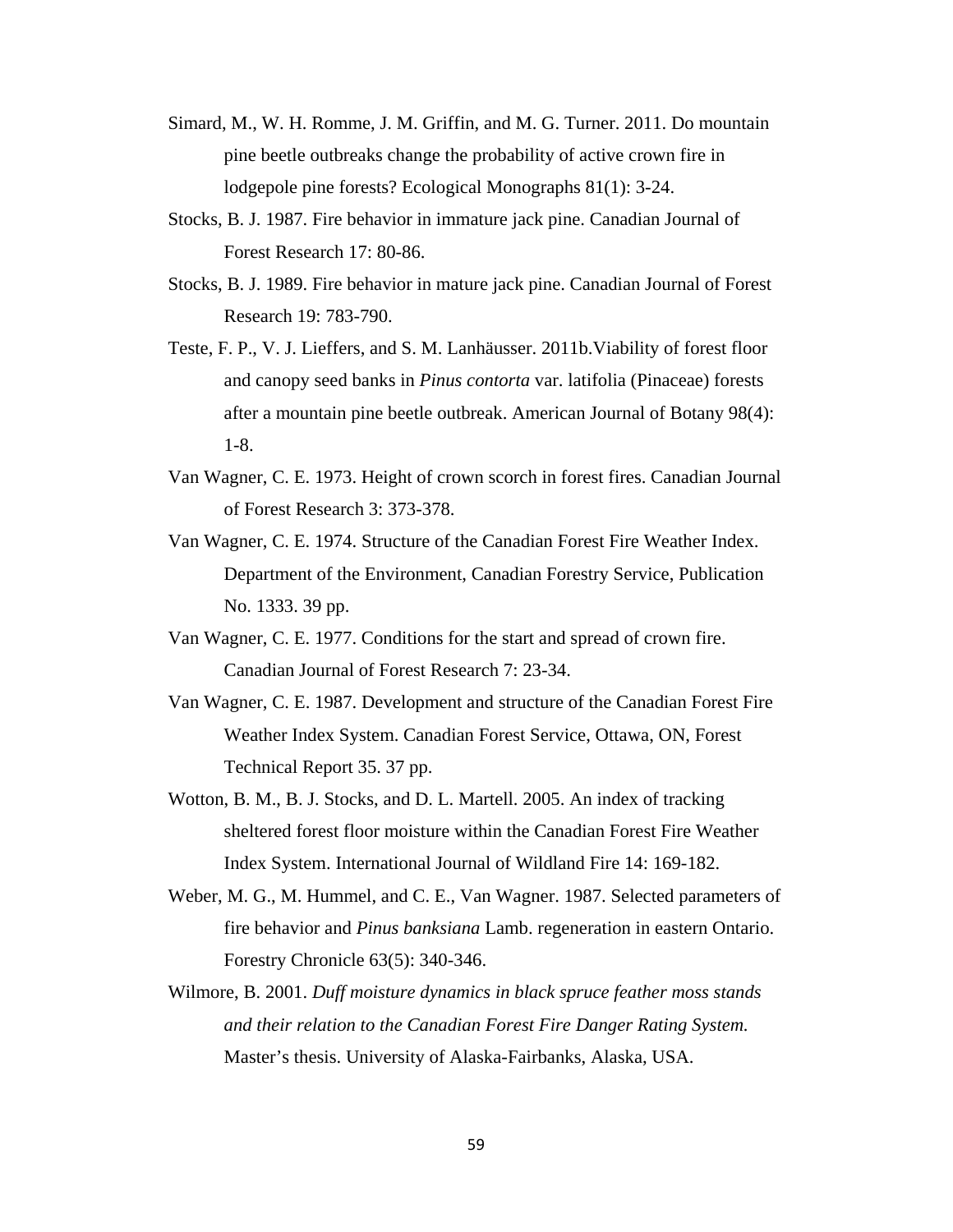Simard, M., W. H. Romme, J. M. Griffin, and M. G. Turner. 2011. Do mountain pine beetle outbreaks change the probability of active crown fire in lodgepole pine forests? Ecological Monographs 81(1): 3-24.

Stocks, B. J. 1987. Fire behavior in immature jack pine. Canadian Journal of Forest Research 17: 80-86.

Stocks, B. J. 1989. Fire behavior in mature jack pine. Canadian Journal of Forest Research 19: 783-790.

Teste, F. P., V. J. Lieffers, and S. M. Lanhäusser. 2011b.Viability of forest floor and canopy seed banks in *Pinus contorta* var. latifolia (Pinaceae) forests after a mountain pine beetle outbreak. American Journal of Botany 98(4): 1-8.

Van Wagner, C. E. 1973. Height of crown scorch in forest fires. Canadian Journal of Forest Research 3: 373-378.

Van Wagner, C. E. 1974. Structure of the Canadian Forest Fire Weather Index. Department of the Environment, Canadian Forestry Service, Publication No. 1333. 39 pp.

Van Wagner, C. E. 1977. Conditions for the start and spread of crown fire. Canadian Journal of Forest Research 7: 23-34.

Van Wagner, C. E. 1987. Development and structure of the Canadian Forest Fire Weather Index System. Canadian Forest Service, Ottawa, ON, Forest Technical Report 35. 37 pp.

Wotton, B. M., B. J. Stocks, and D. L. Martell. 2005. An index of tracking sheltered forest floor moisture within the Canadian Forest Fire Weather Index System. International Journal of Wildland Fire 14: 169-182.

Weber, M. G., M. Hummel, and C. E., Van Wagner. 1987. Selected parameters of fire behavior and *Pinus banksiana* Lamb. regeneration in eastern Ontario. Forestry Chronicle 63(5): 340-346.

Wilmore, B. 2001. *Duff moisture dynamics in black spruce feather moss stands and their relation to the Canadian Forest Fire Danger Rating System.* Master's thesis. University of Alaska-Fairbanks, Alaska, USA.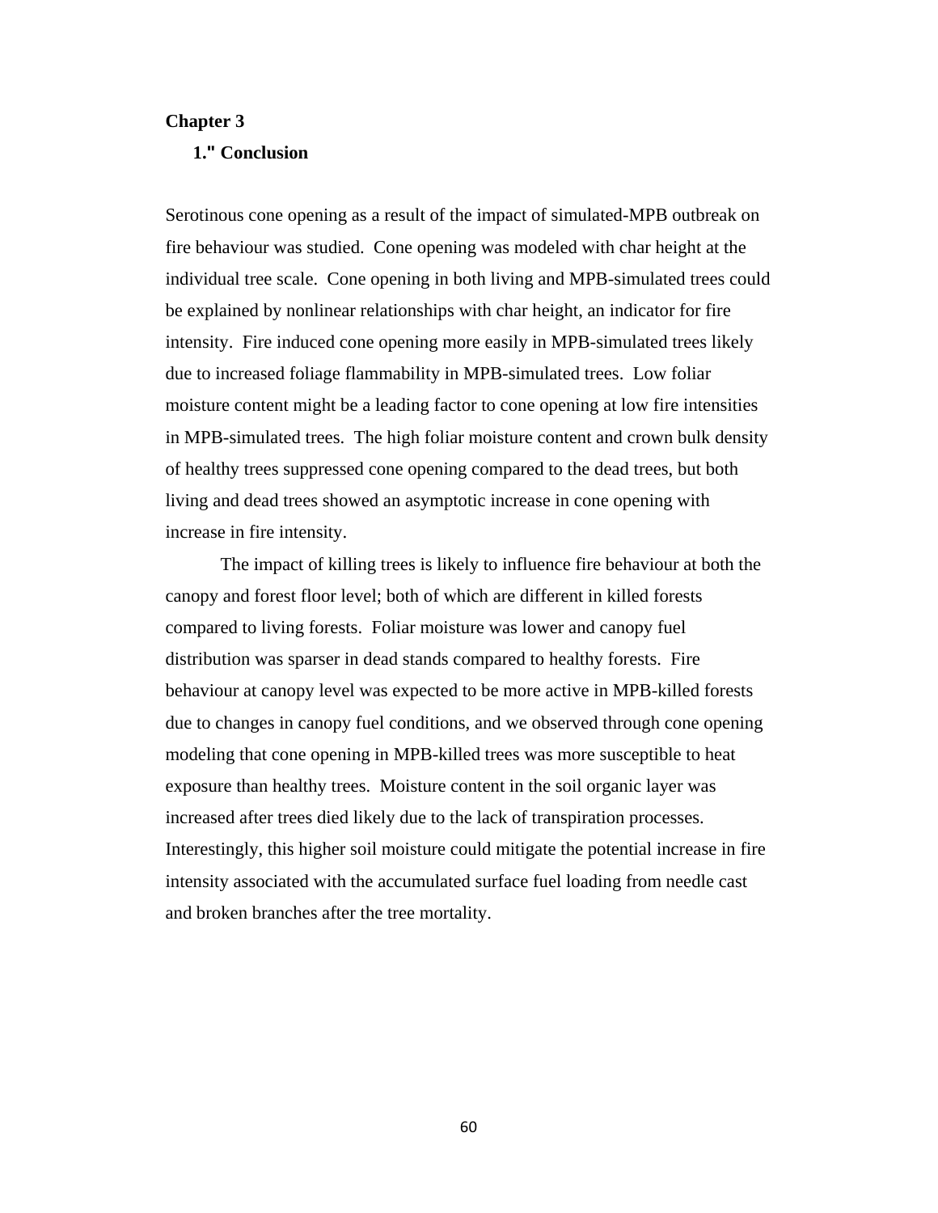# Chapter 3

## 1." Conclusion

Serotinous cone opening as a result of the impact of simulated-MPB outbreak on fire behaviour was studied. Cone opening was modeled with char height at the individual tree scale. Cone opening in both living and MPB-simulated trees could be explained by nonlinear relationships with char height, an indicator for fire intensity. Fire induced cone opening more easily in MPB-simulated trees likely due to increased foliage flammability in MPB-simulated trees. Low foliar moisture content might be a leading factor to cone opening at low fire intensities in MPB-simulated trees. The high foliar moisture content and crown bulk density of healthy trees suppressed cone opening compared to the dead trees, but both living and dead trees showed an asymptotic increase in cone opening with increase in fire intensity.

The impact of killing trees is likely to influence fire behaviour at both the canopy and forest floor level; both of which are different in killed forests compared to living forests. Foliar moisture was lower and canopy fuel distribution was sparser in dead stands compared to healthy forests. Fire behaviour at canopy level was expected to be more active in MPB-killed forests due to changes in canopy fuel conditions, and we observed through cone opening modeling that cone opening in MPB-killed trees was more susceptible to heat exposure than healthy trees. Moisture content in the soil organic layer was increased after trees died likely due to the lack of transpiration processes. Interestingly, this higher soil moisture could mitigate the potential increase in fire intensity associated with the accumulated surface fuel loading from needle cast and broken branches after the tree mortality.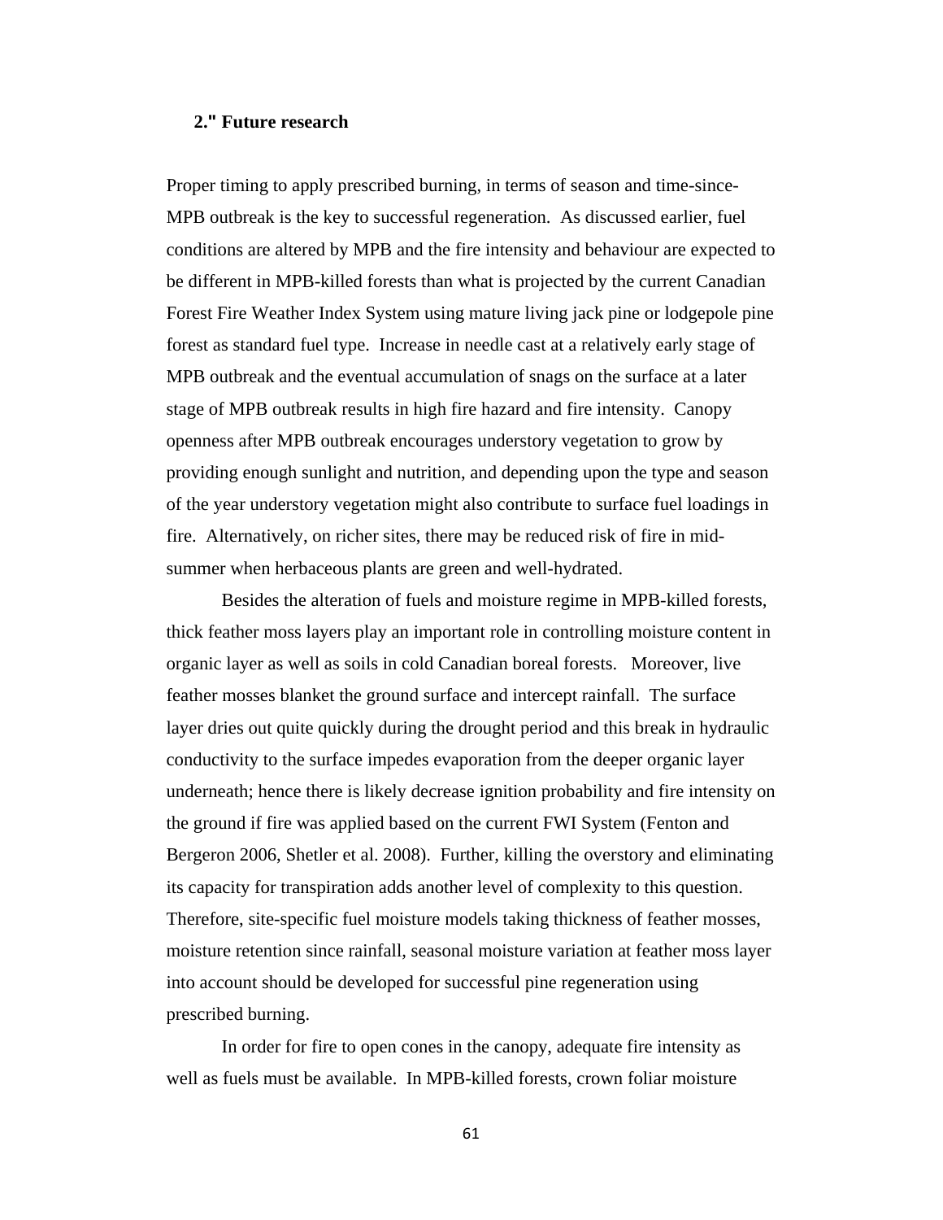## 2." Future research

Proper timing to apply prescribed burning, in terms of season and time-since-MPB outbreak is the key to successful regeneration. As discussed earlier, fuel conditions are altered by MPB and the fire intensity and behaviour are expected to be different in MPB-killed forests than what is projected by the current Canadian Forest Fire Weather Index System using mature living jack pine or lodgepole pine forest as standard fuel type. Increase in needle cast at a relatively early stage of MPB outbreak and the eventual accumulation of snags on the surface at a later stage of MPB outbreak results in high fire hazard and fire intensity. Canopy openness after MPB outbreak encourages understory vegetation to grow by providing enough sunlight and nutrition, and depending upon the type and season of the year understory vegetation might also contribute to surface fuel loadings in fire. Alternatively, on richer sites, there may be reduced risk of fire in mid-summer when herbaceous plants are green and well-hydrated.

Besides the alteration of fuels and moisture regime in MPB-killed forests, thick feather moss layers play an important role in controlling moisture content in organic layer as well as soils in cold Canadian boreal forests. Moreover, live feather mosses blanket the ground surface and intercept rainfall. The surface layer dries out quite quickly during the drought period and this break in hydraulic conductivity to the surface impedes evaporation from the deeper organic layer underneath; hence there is likely decrease ignition probability and fire intensity on the ground if fire was applied based on the current FWI System (Fenton and Bergeron 2006, Shetler et al. 2008). Further, killing the overstory and eliminating its capacity for transpiration adds another level of complexity to this question. Therefore, site-specific fuel moisture models taking thickness of feather mosses, moisture retention since rainfall, seasonal moisture variation at feather moss layer into account should be developed for successful pine regeneration using prescribed burning.

In order for fire to open cones in the canopy, adequate fire intensity as well as fuels must be available. In MPB-killed forests, crown foliar moisture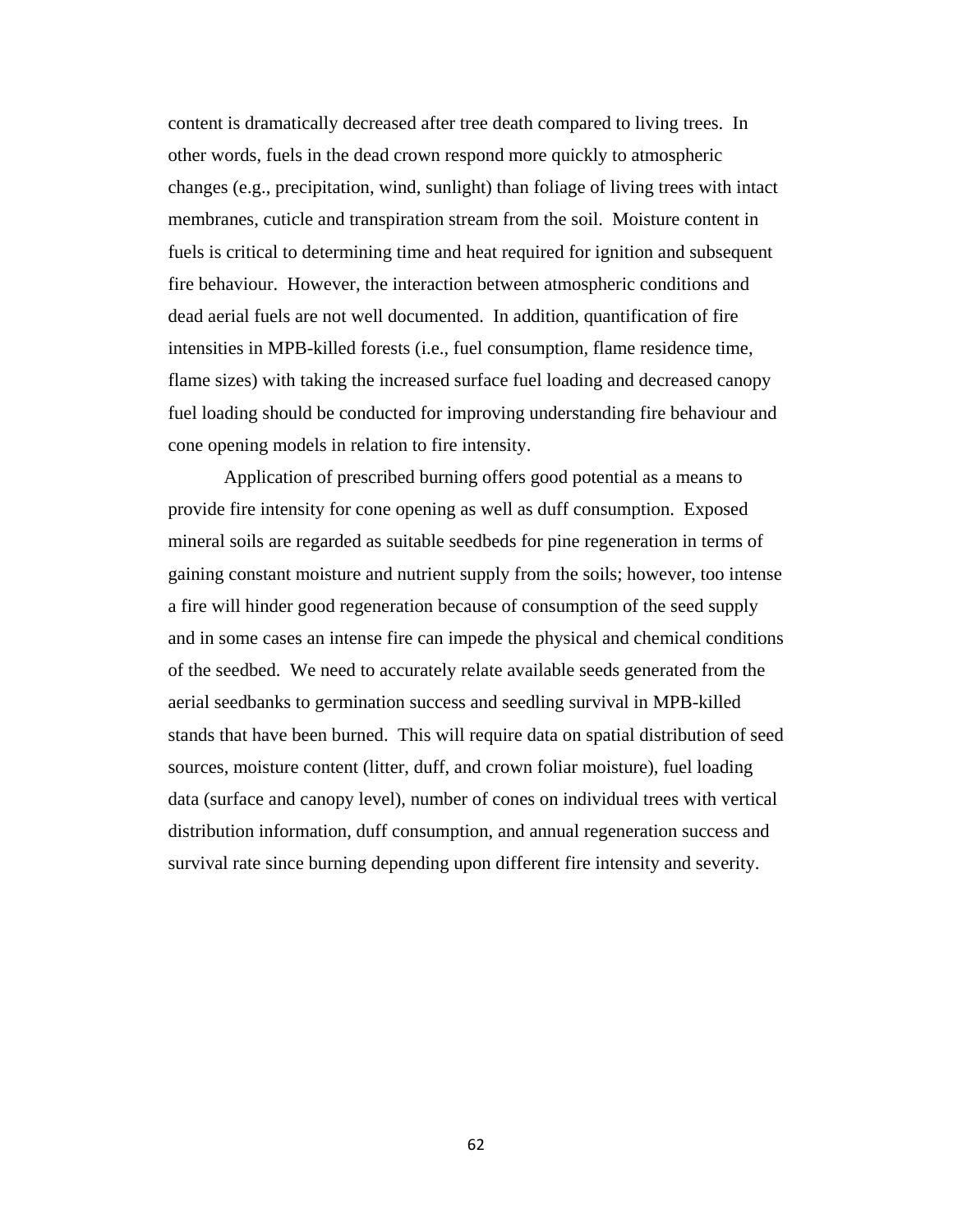content is dramatically decreased after tree death compared to living trees. In other words, fuels in the dead crown respond more quickly to atmospheric changes (e.g., precipitation, wind, sunlight) than foliage of living trees with intact membranes, cuticle and transpiration stream from the soil. Moisture content in fuels is critical to determining time and heat required for ignition and subsequent fire behaviour. However, the interaction between atmospheric conditions and dead aerial fuels are not well documented. In addition, quantification of fire intensities in MPB-killed forests (i.e., fuel consumption, flame residence time, flame sizes) with taking the increased surface fuel loading and decreased canopy fuel loading should be conducted for improving understanding fire behaviour and cone opening models in relation to fire intensity.

Application of prescribed burning offers good potential as a means to provide fire intensity for cone opening as well as duff consumption. Exposed mineral soils are regarded as suitable seedbeds for pine regeneration in terms of gaining constant moisture and nutrient supply from the soils; however, too intense a fire will hinder good regeneration because of consumption of the seed supply and in some cases an intense fire can impede the physical and chemical conditions of the seedbed. We need to accurately relate available seeds generated from the aerial seedbanks to germination success and seedling survival in MPB-killed stands that have been burned. This will require data on spatial distribution of seed sources, moisture content (litter, duff, and crown foliar moisture), fuel loading data (surface and canopy level), number of cones on individual trees with vertical distribution information, duff consumption, and annual regeneration success and survival rate since burning depending upon different fire intensity and severity.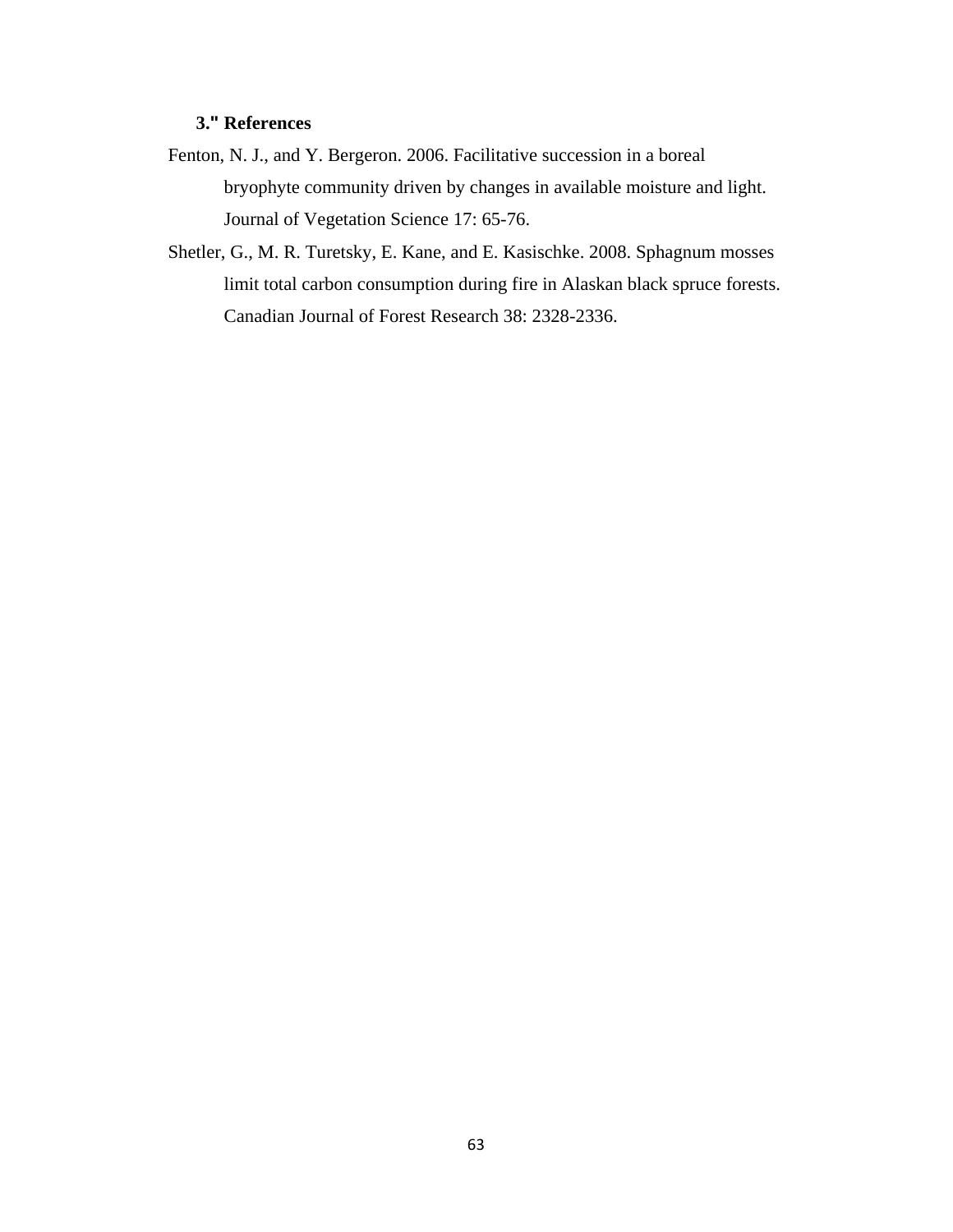### 3." References

Fenton, N. J., and Y. Bergeron. 2006. Facilitative succession in a boreal bryophyte community driven by changes in available moisture and light. Journal of Vegetation Science 17: 65-76.

Shetler, G., M. R. Turetsky, E. Kane, and E. Kasischke. 2008. Sphagnum mosses limit total carbon consumption during fire in Alaskan black spruce forests. Canadian Journal of Forest Research 38: 2328-2336.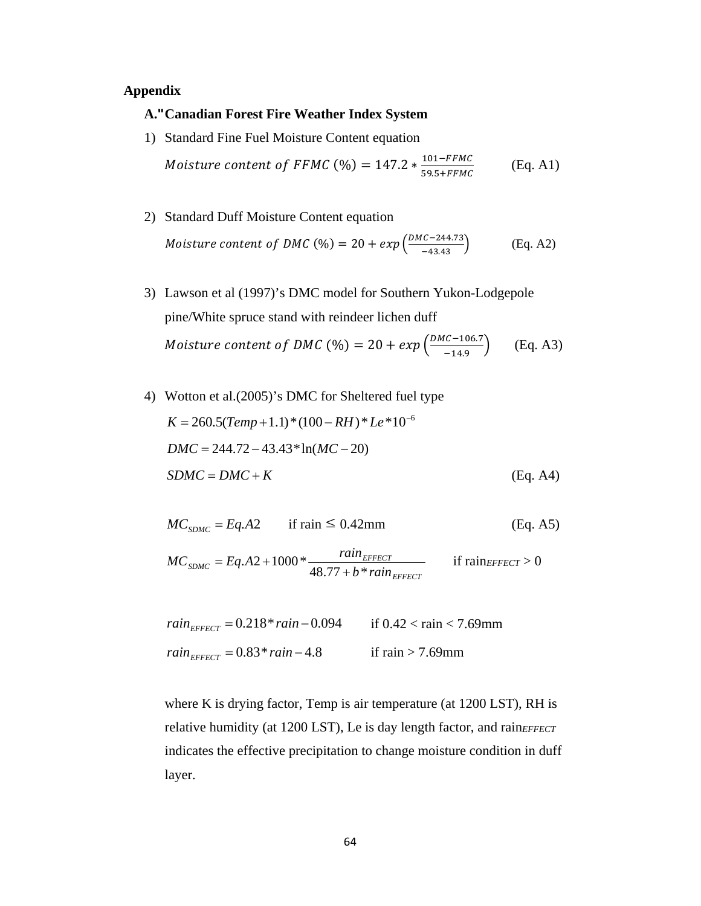**Appendix**

**A."Canadian Forest Fire Weather Index System**

1) Standard Fine Fuel Moisture Content equation

$$Moisture\ content\ of\ FFMC\ (\%) = 147.2 * \frac{101 - FFMC}{59.5 + FFMC} \qquad \text{(Eq. A1)}$$

2) Standard Duff Moisture Content equation

$$Moisture\ content\ of\ DMC\ (\%) = 20 + exp\left(\frac{DMC - 244.73}{-43.43}\right) \qquad \text{(Eq. A2)}$$

3) Lawson et al (1997)'s DMC model for Southern Yukon-Lodgepole pine/White spruce stand with reindeer lichen duff

$$Moisture\ content\ of\ DMC\ (\%) = 20 + exp\left(\frac{DMC - 106.7}{-14.9}\right) \qquad \text{(Eq. A3)}$$

4) Wotton et al.(2005)'s DMC for Sheltered fuel type

$$K = 260.5(Temp + 1.1) * (100 - RH) * Le * 10^{-6}$$

$$DMC = 244.72 - 43.43 * \ln(MC - 20)$$

$$SDMC = DMC + K \qquad \text{(Eq. A4)}$$

$$MC_{SDMC} = Eq.A2 \qquad \text{if rain} \leq 0.42\text{mm} \qquad \text{(Eq. A5)}$$

$$MC_{SDMC} = Eq.A2 + 1000 * \frac{rain_{EFFECT}}{48.77 + b * rain_{EFFECT}} \qquad \text{if } rain_{EFFECT} > 0$$

$$rain_{EFFECT} = 0.218 * rain - 0.094 \qquad \text{if } 0.42 < \text{rain} < 7.69\text{mm}$$

$$rain_{EFFECT} = 0.83 * rain - 4.8 \qquad \text{if rain} > 7.69\text{mm}$$

where K is drying factor, Temp is air temperature (at 1200 LST), RH is relative humidity (at 1200 LST), Le is day length factor, and $rain_{EFFECT}$ indicates the effective precipitation to change moisture condition in duff layer.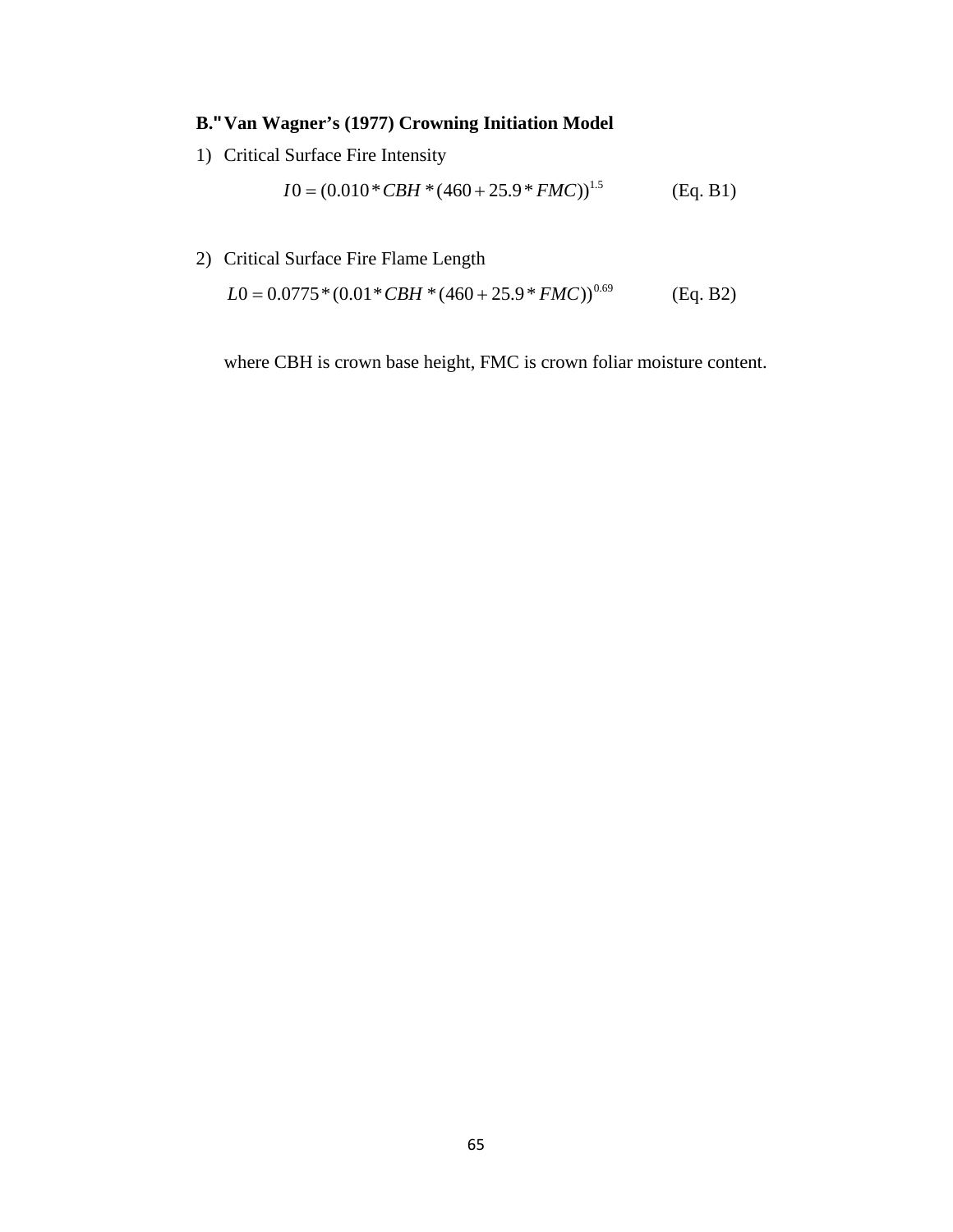### B. Van Wagner's (1977) Crowning Initiation Model

1) Critical Surface Fire Intensity

$$I0 = (0.010 * CBH * (460 + 25.9 * FMC))^{1.5} \qquad \text{(Eq. B1)}$$

2) Critical Surface Fire Flame Length

$$L0 = 0.0775 * (0.01 * CBH * (460 + 25.9 * FMC))^{0.69} \qquad \text{(Eq. B2)}$$

where CBH is crown base height, FMC is crown foliar moisture content.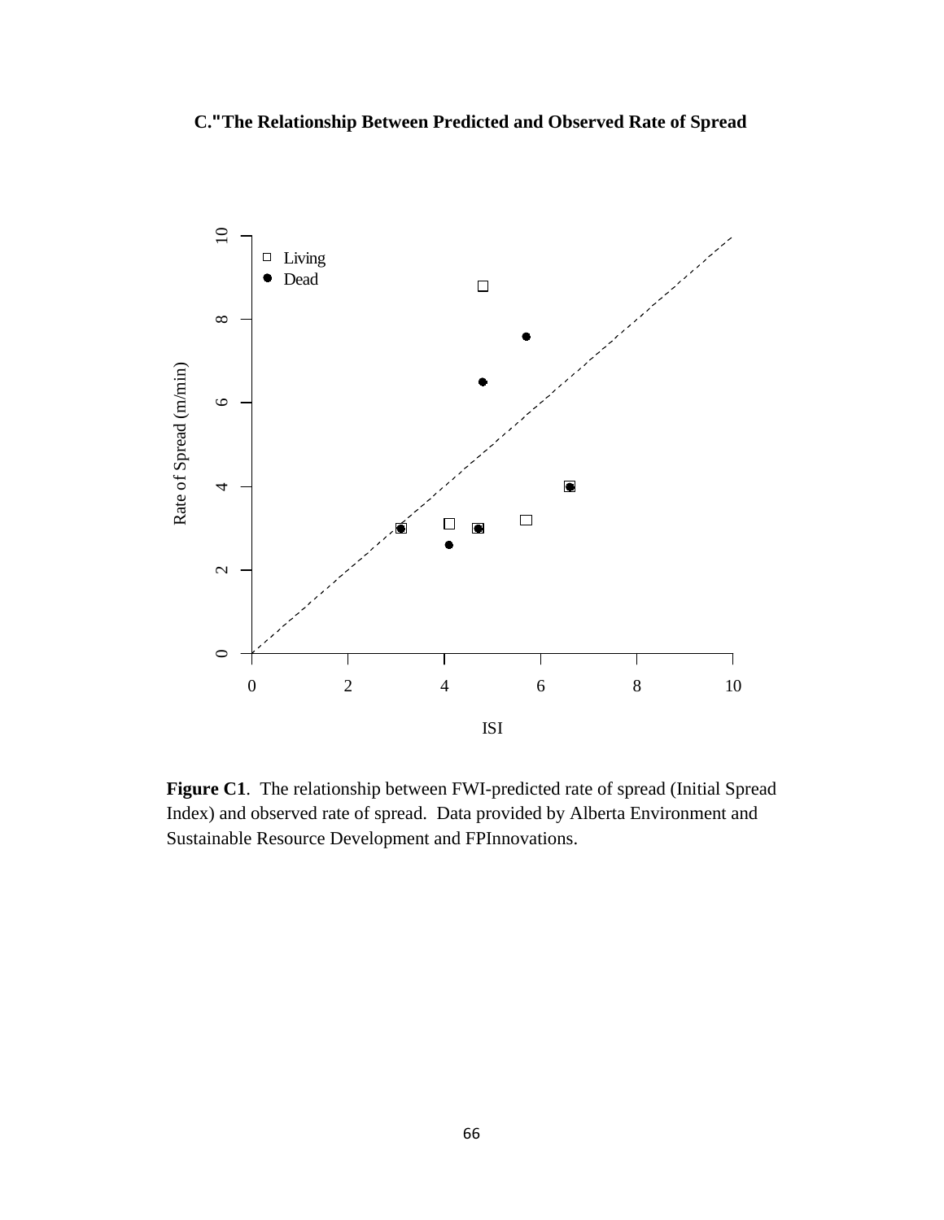## C."The Relationship Between Predicted and Observed Rate of Spread

**Figure C1**. The relationship between FWI-predicted rate of spread (Initial Spread Index) and observed rate of spread. Data provided by Alberta Environment and Sustainable Resource Development and FPInnovations.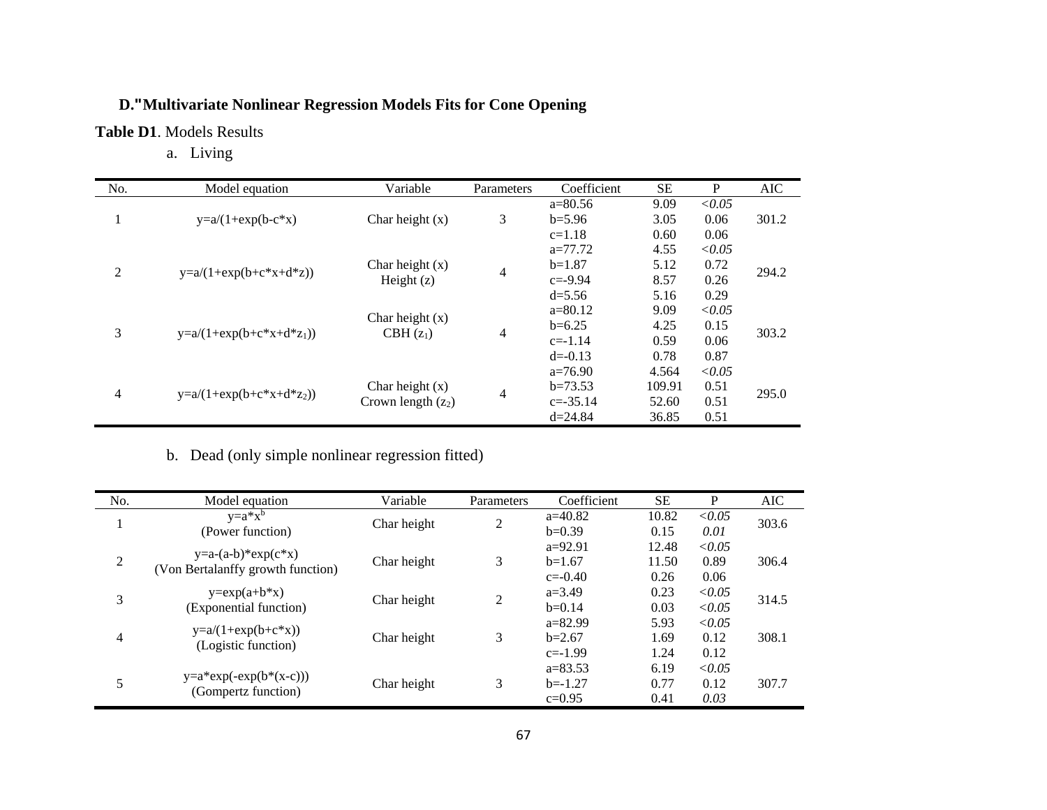### D."Multivariate Nonlinear Regression Models Fits for Cone Opening

**Table D1**. Models Results

a. Living

| No. | Model equation | Variable | Parameters | Coefficient | SE | P | AIC |
|---|---|---|---|---|---|---|---|
| 1 | y=a/(1+exp(b-c*x) | Char height (x) | 3 | a=80.56 | 9.09 | *<0.05* | 301.2 |
| | | | | b=5.96 | 3.05 | 0.06 | |
| | | | | c=1.18 | 0.60 | 0.06 | |
| 2 | y=a/(1+exp(b+c*x+d*z)) | Char height (x)<br>Height (z) | 4 | a=77.72 | 4.55 | *<0.05* | 294.2 |
| | | | | b=1.87 | 5.12 | 0.72 | |
| | | | | c=-9.94 | 8.57 | 0.26 | |
| | | | | d=5.56 | 5.16 | 0.29 | |
| 3 | y=a/(1+exp(b+c*x+d*$z_1$)) | Char height (x)<br>CBH ($z_1$) | 4 | a=80.12 | 9.09 | *<0.05* | 303.2 |
| | | | | b=6.25 | 4.25 | 0.15 | |
| | | | | c=-1.14 | 0.59 | 0.06 | |
| | | | | d=-0.13 | 0.78 | 0.87 | |
| 4 | y=a/(1+exp(b+c*x+d*$z_2$)) | Char height (x)<br>Crown length ($z_2$) | 4 | a=76.90 | 4.564 | *<0.05* | 295.0 |
| | | | | b=73.53 | 109.91 | 0.51 | |
| | | | | c=-35.14 | 52.60 | 0.51 | |
| | | | | d=24.84 | 36.85 | 0.51 | |

b. Dead (only simple nonlinear regression fitted)

| No. | Model equation | Variable | Parameters | Coefficient | SE | P | AIC |
|---|---|---|---|---|---|---|---|
| 1 | y=a*$x^b$<br>(Power function) | Char height | 2 | a=40.82 | 10.82 | *<0.05* | 303.6 |
| | | | | b=0.39 | 0.15 | *0.01* | |
| 2 | y=a-(a-b)*exp(c*x)<br>(Von Bertalanffy growth function) | Char height | 3 | a=92.91 | 12.48 | *<0.05* | 306.4 |
| | | | | b=1.67 | 11.50 | 0.89 | |
| | | | | c=-0.40 | 0.26 | 0.06 | |
| 3 | y=exp(a+b*x)<br>(Exponential function) | Char height | 2 | a=3.49 | 0.23 | *<0.05* | 314.5 |
| | | | | b=0.14 | 0.03 | *<0.05* | |
| 4 | y=a/(1+exp(b+c*x))<br>(Logistic function) | Char height | 3 | a=82.99 | 5.93 | *<0.05* | 308.1 |
| | | | | b=2.67 | 1.69 | 0.12 | |
| | | | | c=-1.99 | 1.24 | 0.12 | |
| 5 | y=a*exp(-exp(b*(x-c)))<br>(Gompertz function) | Char height | 3 | a=83.53 | 6.19 | *<0.05* | 307.7 |
| | | | | b=-1.27 | 0.77 | 0.12 | |
| | | | | c=0.95 | 0.41 | *0.03* | |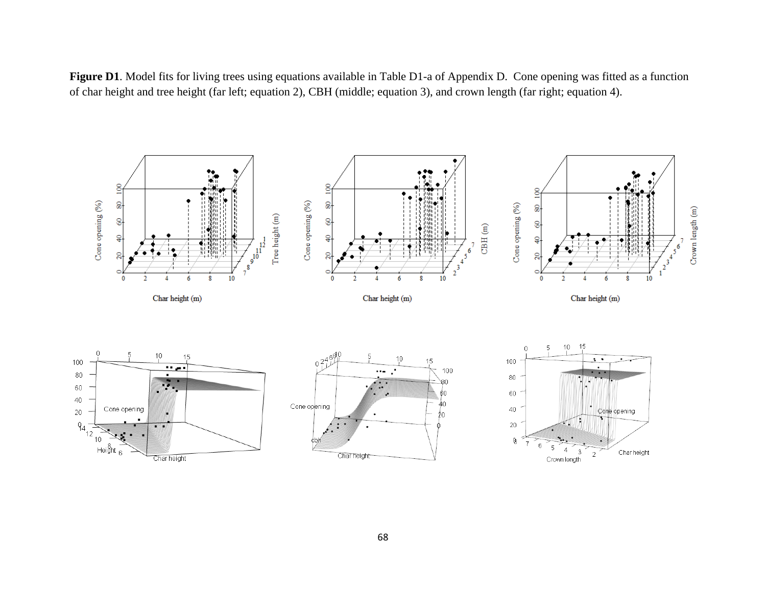**Figure D1**. Model fits for living trees using equations available in Table D1-a of Appendix D. Cone opening was fitted as a function of char height and tree height (far left; equation 2), CBH (middle; equation 3), and crown length (far right; equation 4).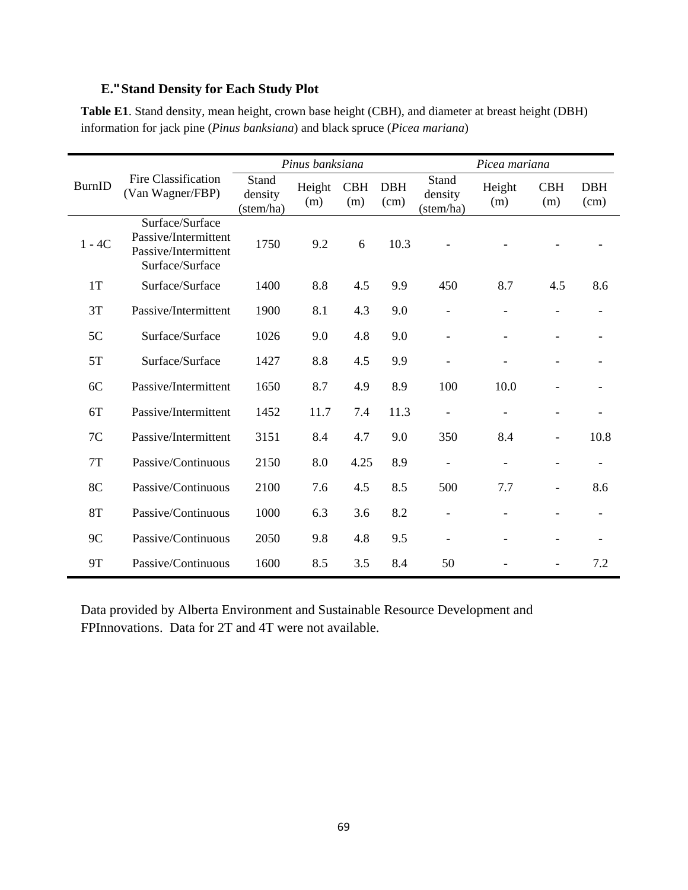## E. Stand Density for Each Study Plot

**Table E1**. Stand density, mean height, crown base height (CBH), and diameter at breast height (DBH) information for jack pine (*Pinus banksiana*) and black spruce (*Picea mariana*)

| BurnID | Fire Classification (Van Wagner/FBP) | *Pinus banksiana* | | | | *Picea mariana* | | | |
|---|---|---|---|---|---|---|---|---|---|
| | | Stand density (stem/ha) | Height (m) | CBH (m) | DBH (cm) | Stand density (stem/ha) | Height (m) | CBH (m) | DBH (cm) |
| 1 - 4C | Surface/Surface Passive/Intermittent Passive/Intermittent Surface/Surface | 1750 | 9.2 | 6 | 10.3 | - | - | - | - |
| 1T | Surface/Surface | 1400 | 8.8 | 4.5 | 9.9 | 450 | 8.7 | 4.5 | 8.6 |
| 3T | Passive/Intermittent | 1900 | 8.1 | 4.3 | 9.0 | - | - | - | - |
| 5C | Surface/Surface | 1026 | 9.0 | 4.8 | 9.0 | - | - | - | - |
| 5T | Surface/Surface | 1427 | 8.8 | 4.5 | 9.9 | - | - | - | - |
| 6C | Passive/Intermittent | 1650 | 8.7 | 4.9 | 8.9 | 100 | 10.0 | - | - |
| 6T | Passive/Intermittent | 1452 | 11.7 | 7.4 | 11.3 | - | - | - | - |
| 7C | Passive/Intermittent | 3151 | 8.4 | 4.7 | 9.0 | 350 | 8.4 | - | 10.8 |
| 7T | Passive/Continuous | 2150 | 8.0 | 4.25 | 8.9 | - | - | - | - |
| 8C | Passive/Continuous | 2100 | 7.6 | 4.5 | 8.5 | 500 | 7.7 | - | 8.6 |
| 8T | Passive/Continuous | 1000 | 6.3 | 3.6 | 8.2 | - | - | - | - |
| 9C | Passive/Continuous | 2050 | 9.8 | 4.8 | 9.5 | - | - | - | - |
| 9T | Passive/Continuous | 1600 | 8.5 | 3.5 | 8.4 | 50 | - | - | 7.2 |

Data provided by Alberta Environment and Sustainable Resource Development and FPInnovations. Data for 2T and 4T were not available.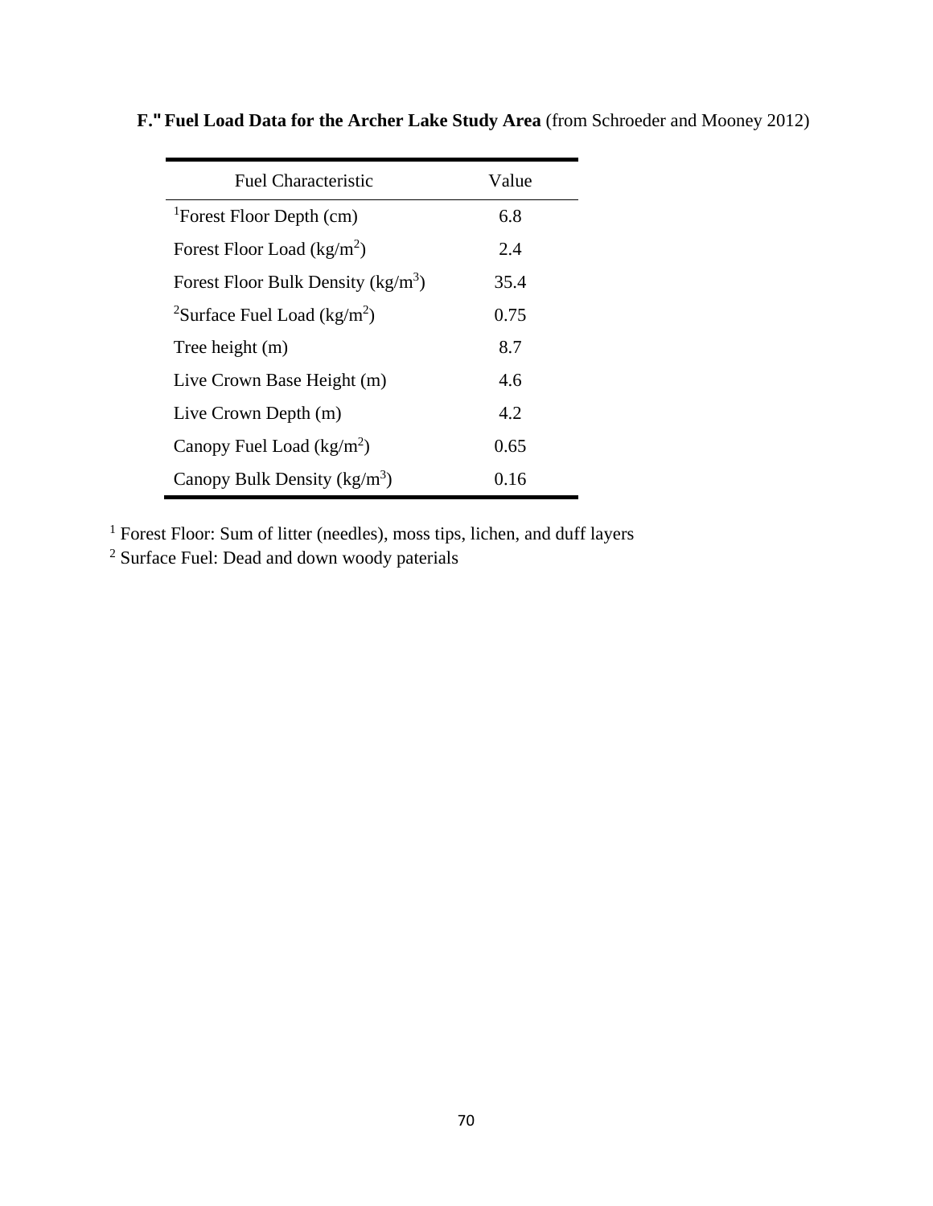**F." Fuel Load Data for the Archer Lake Study Area** (from Schroeder and Mooney 2012)

| Fuel Characteristic | Value |
|---|---|
| [1]Forest Floor Depth (cm) | 6.8 |
| Forest Floor Load ($kg/m^2$) | 2.4 |
| Forest Floor Bulk Density ($kg/m^3$) | 35.4 |
| [2]Surface Fuel Load ($kg/m^2$) | 0.75 |
| Tree height (m) | 8.7 |
| Live Crown Base Height (m) | 4.6 |
| Live Crown Depth (m) | 4.2 |
| Canopy Fuel Load ($kg/m^2$) | 0.65 |
| Canopy Bulk Density ($kg/m^3$) | 0.16 |

[1] Forest Floor: Sum of litter (needles), moss tips, lichen, and duff layers
[2] Surface Fuel: Dead and down woody paterials